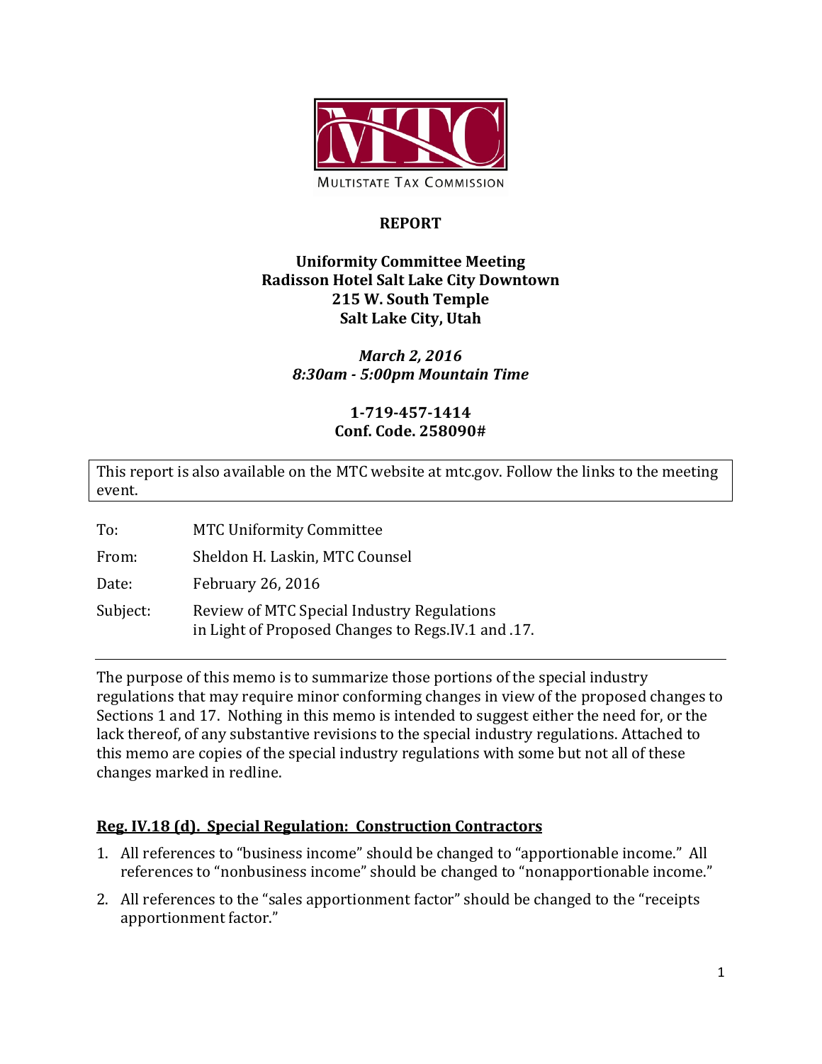MULTISTATE TAX COMMISSION

**REPORT**

**Uniformity Committee Meeting**
**Radisson Hotel Salt Lake City Downtown**
**215 W. South Temple**
**Salt Lake City, Utah**

***March 2, 2016***
***8:30am - 5:00pm Mountain Time***

**1-719-457-1414**
**Conf. Code. 258090#**

This report is also available on the MTC website at mtc.gov. Follow the links to the meeting event.

To: MTC Uniformity Committee

From: Sheldon H. Laskin, MTC Counsel

Date: February 26, 2016

Subject: Review of MTC Special Industry Regulations in Light of Proposed Changes to Regs.IV.1 and .17.

---

The purpose of this memo is to summarize those portions of the special industry regulations that may require minor conforming changes in view of the proposed changes to Sections 1 and 17. Nothing in this memo is intended to suggest either the need for, or the lack thereof, of any substantive revisions to the special industry regulations. Attached to this memo are copies of the special industry regulations with some but not all of these changes marked in redline.

## Reg. IV.18 (d). Special Regulation: Construction Contractors

1. All references to "business income" should be changed to "apportionable income." All references to "nonbusiness income" should be changed to "nonapportionable income."
2. All references to the "sales apportionment factor" should be changed to the "receipts apportionment factor."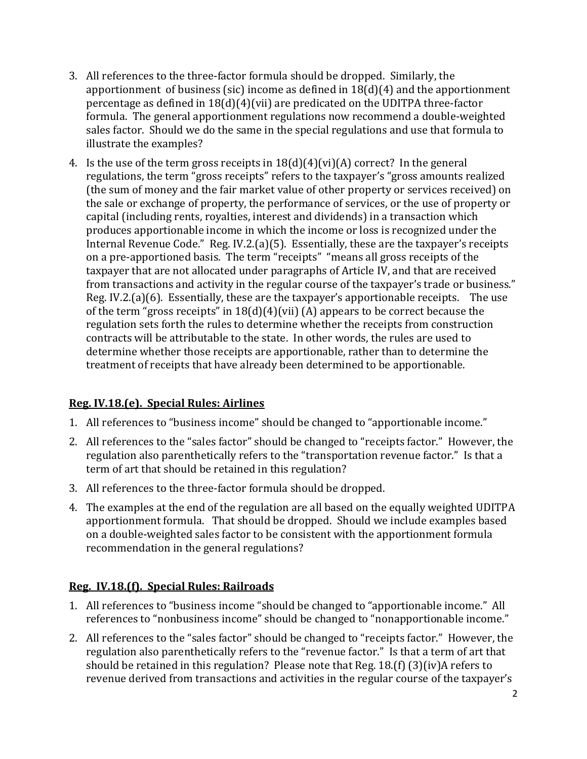3. All references to the three-factor formula should be dropped. Similarly, the apportionment of business (sic) income as defined in 18(d)(4) and the apportionment percentage as defined in 18(d)(4)(vii) are predicated on the UDITPA three-factor formula. The general apportionment regulations now recommend a double-weighted sales factor. Should we do the same in the special regulations and use that formula to illustrate the examples?

4. Is the use of the term gross receipts in 18(d)(4)(vi)(A) correct? In the general regulations, the term "gross receipts" refers to the taxpayer's "gross amounts realized (the sum of money and the fair market value of other property or services received) on the sale or exchange of property, the performance of services, or the use of property or capital (including rents, royalties, interest and dividends) in a transaction which produces apportionable income in which the income or loss is recognized under the Internal Revenue Code." Reg. IV.2.(a)(5). Essentially, these are the taxpayer's receipts on a pre-apportioned basis. The term "receipts" "means all gross receipts of the taxpayer that are not allocated under paragraphs of Article IV, and that are received from transactions and activity in the regular course of the taxpayer's trade or business." Reg. IV.2.(a)(6). Essentially, these are the taxpayer's apportionable receipts. The use of the term "gross receipts" in 18(d)(4)(vii) (A) appears to be correct because the regulation sets forth the rules to determine whether the receipts from construction contracts will be attributable to the state. In other words, the rules are used to determine whether those receipts are apportionable, rather than to determine the treatment of receipts that have already been determined to be apportionable.

## Reg. IV.18.(e). Special Rules: Airlines

1. All references to "business income" should be changed to "apportionable income."
2. All references to the "sales factor" should be changed to "receipts factor." However, the regulation also parenthetically refers to the "transportation revenue factor." Is that a term of art that should be retained in this regulation?
3. All references to the three-factor formula should be dropped.
4. The examples at the end of the regulation are all based on the equally weighted UDITPA apportionment formula. That should be dropped. Should we include examples based on a double-weighted sales factor to be consistent with the apportionment formula recommendation in the general regulations?

## Reg. IV.18.(f). Special Rules: Railroads

1. All references to "business income "should be changed to "apportionable income." All references to "nonbusiness income" should be changed to "nonapportionable income."
2. All references to the "sales factor" should be changed to "receipts factor." However, the regulation also parenthetically refers to the "revenue factor." Is that a term of art that should be retained in this regulation? Please note that Reg. 18.(f) (3)(iv)A refers to revenue derived from transactions and activities in the regular course of the taxpayer's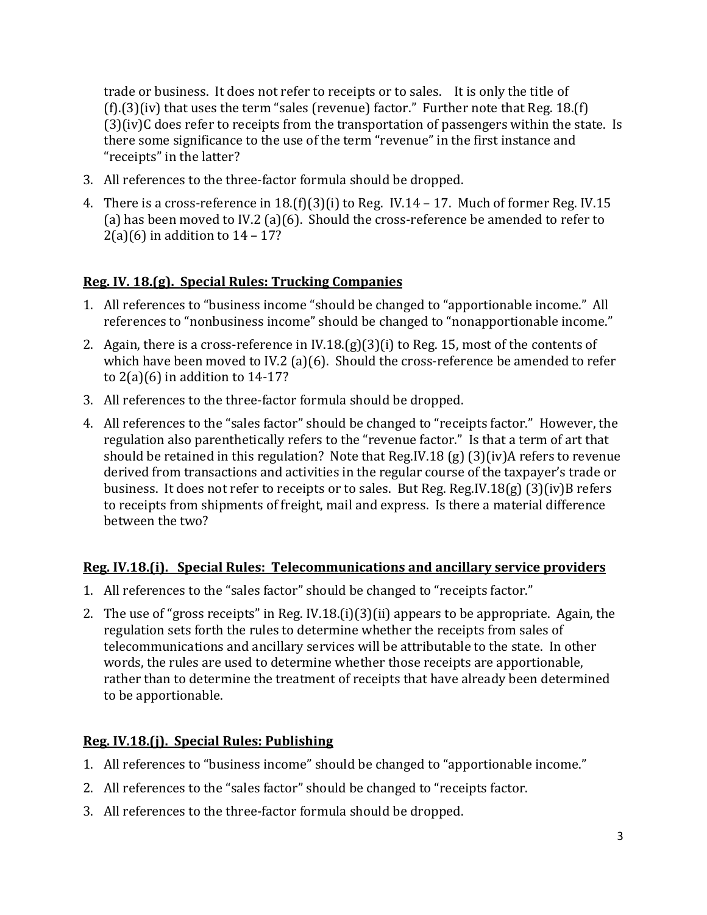trade or business. It does not refer to receipts or to sales. It is only the title of (f).(3)(iv) that uses the term "sales (revenue) factor." Further note that Reg. 18.(f)(3)(iv)C does refer to receipts from the transportation of passengers within the state. Is there some significance to the use of the term "revenue" in the first instance and "receipts" in the latter?

3. All references to the three-factor formula should be dropped.
4. There is a cross-reference in 18.(f)(3)(i) to Reg. IV.14 – 17. Much of former Reg. IV.15 (a) has been moved to IV.2 (a)(6). Should the cross-reference be amended to refer to 2(a)(6) in addition to 14 – 17?

**Reg. IV. 18.(g). Special Rules: Trucking Companies**

1. All references to "business income "should be changed to "apportionable income." All references to "nonbusiness income" should be changed to "nonapportionable income."
2. Again, there is a cross-reference in IV.18.(g)(3)(i) to Reg. 15, most of the contents of which have been moved to IV.2 (a)(6). Should the cross-reference be amended to refer to 2(a)(6) in addition to 14-17?
3. All references to the three-factor formula should be dropped.
4. All references to the "sales factor" should be changed to "receipts factor." However, the regulation also parenthetically refers to the "revenue factor." Is that a term of art that should be retained in this regulation? Note that Reg.IV.18 (g) (3)(iv)A refers to revenue derived from transactions and activities in the regular course of the taxpayer's trade or business. It does not refer to receipts or to sales. But Reg. Reg.IV.18(g) (3)(iv)B refers to receipts from shipments of freight, mail and express. Is there a material difference between the two?

**Reg. IV.18.(i). Special Rules: Telecommunications and ancillary service providers**

1. All references to the "sales factor" should be changed to "receipts factor."
2. The use of "gross receipts" in Reg. IV.18.(i)(3)(ii) appears to be appropriate. Again, the regulation sets forth the rules to determine whether the receipts from sales of telecommunications and ancillary services will be attributable to the state. In other words, the rules are used to determine whether those receipts are apportionable, rather than to determine the treatment of receipts that have already been determined to be apportionable.

**Reg. IV.18.(j). Special Rules: Publishing**

1. All references to "business income" should be changed to "apportionable income."
2. All references to the "sales factor" should be changed to "receipts factor.
3. All references to the three-factor formula should be dropped.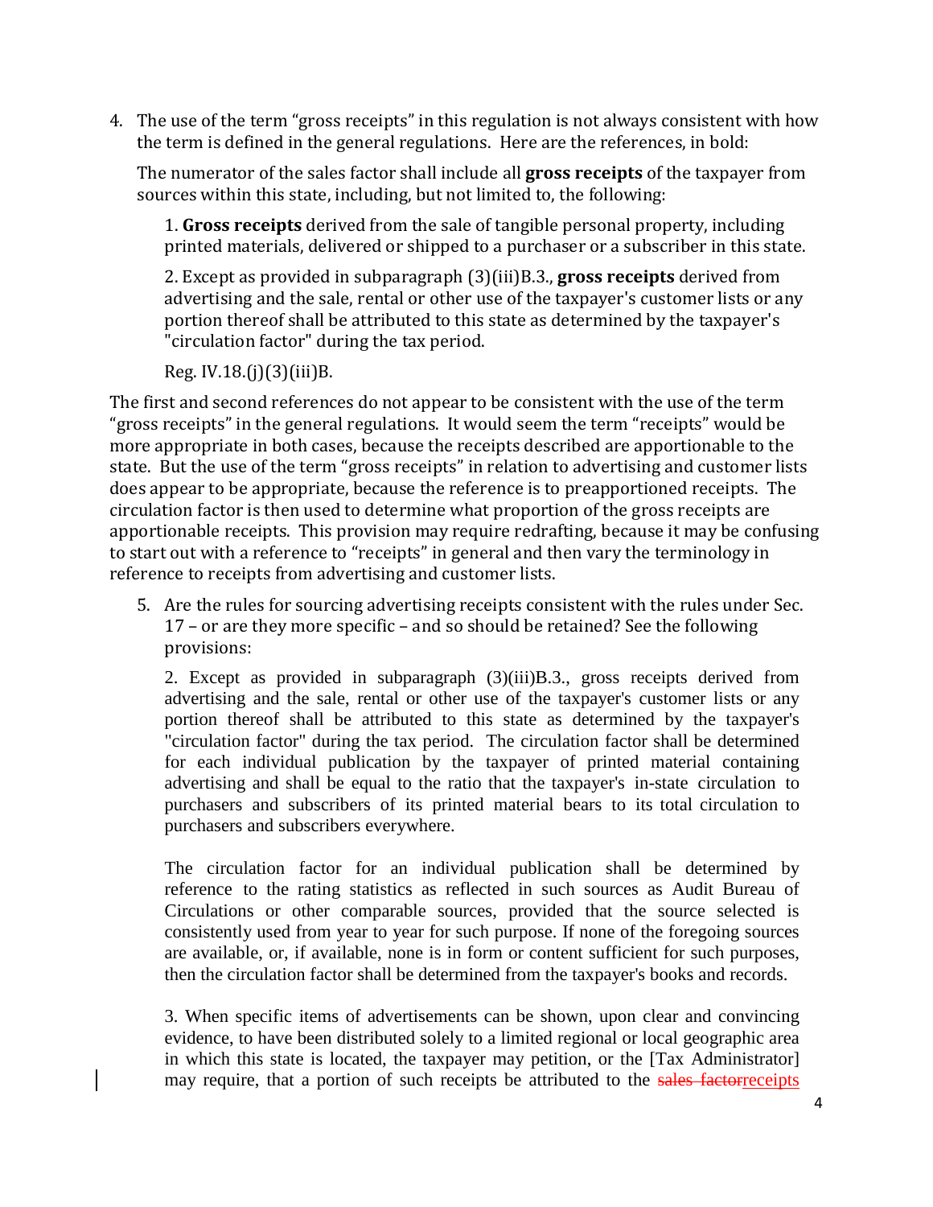4. The use of the term "gross receipts" in this regulation is not always consistent with how the term is defined in the general regulations. Here are the references, in bold:

   The numerator of the sales factor shall include all **gross receipts** of the taxpayer from sources within this state, including, but not limited to, the following:

   > 1. **Gross receipts** derived from the sale of tangible personal property, including printed materials, delivered or shipped to a purchaser or a subscriber in this state.
   >
   > 2. Except as provided in subparagraph (3)(iii)B.3., **gross receipts** derived from advertising and the sale, rental or other use of the taxpayer's customer lists or any portion thereof shall be attributed to this state as determined by the taxpayer's "circulation factor" during the tax period.
   >
   > Reg. IV.18.(j)(3)(iii)B.

The first and second references do not appear to be consistent with the use of the term "gross receipts" in the general regulations. It would seem the term "receipts" would be more appropriate in both cases, because the receipts described are apportionable to the state. But the use of the term "gross receipts" in relation to advertising and customer lists does appear to be appropriate, because the reference is to preapportioned receipts. The circulation factor is then used to determine what proportion of the gross receipts are apportionable receipts. This provision may require redrafting, because it may be confusing to start out with a reference to "receipts" in general and then vary the terminology in reference to receipts from advertising and customer lists.

5. Are the rules for sourcing advertising receipts consistent with the rules under Sec. 17 – or are they more specific – and so should be retained? See the following provisions:

   > 2. Except as provided in subparagraph (3)(iii)B.3., gross receipts derived from advertising and the sale, rental or other use of the taxpayer's customer lists or any portion thereof shall be attributed to this state as determined by the taxpayer's "circulation factor" during the tax period. The circulation factor shall be determined for each individual publication by the taxpayer of printed material containing advertising and shall be equal to the ratio that the taxpayer's in-state circulation to purchasers and subscribers of its printed material bears to its total circulation to purchasers and subscribers everywhere.
   >
   > The circulation factor for an individual publication shall be determined by reference to the rating statistics as reflected in such sources as Audit Bureau of Circulations or other comparable sources, provided that the source selected is consistently used from year to year for such purpose. If none of the foregoing sources are available, or, if available, none is in form or content sufficient for such purposes, then the circulation factor shall be determined from the taxpayer's books and records.
   >
   > 3. When specific items of advertisements can be shown, upon clear and convincing evidence, to have been distributed solely to a limited regional or local geographic area in which this state is located, the taxpayer may petition, or the [Tax Administrator] may require, that a portion of such receipts be attributed to the ~~sales factor~~receipts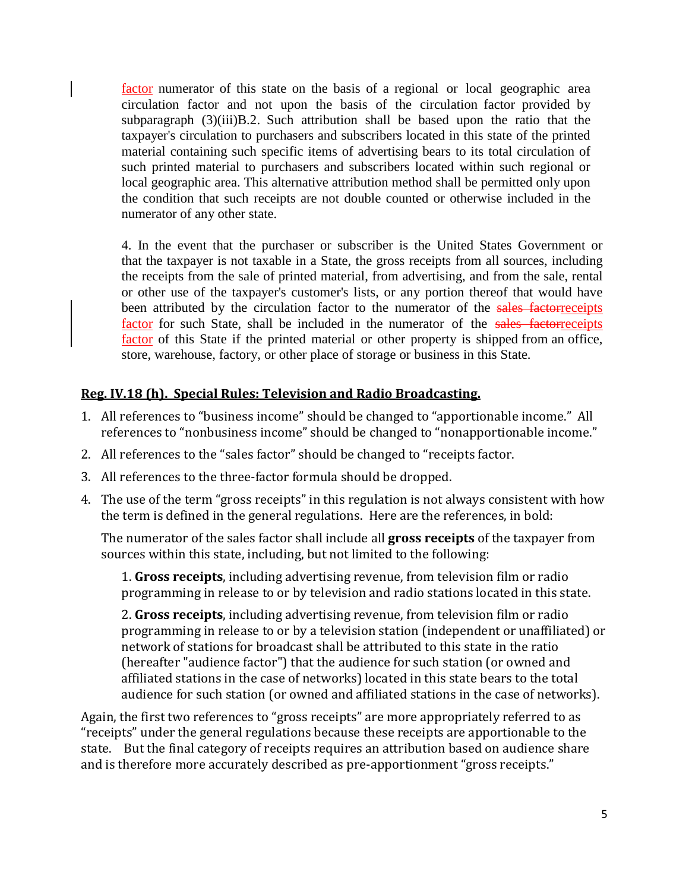factor numerator of this state on the basis of a regional or local geographic area circulation factor and not upon the basis of the circulation factor provided by subparagraph (3)(iii)B.2. Such attribution shall be based upon the ratio that the taxpayer's circulation to purchasers and subscribers located in this state of the printed material containing such specific items of advertising bears to its total circulation of such printed material to purchasers and subscribers located within such regional or local geographic area. This alternative attribution method shall be permitted only upon the condition that such receipts are not double counted or otherwise included in the numerator of any other state.

4. In the event that the purchaser or subscriber is the United States Government or that the taxpayer is not taxable in a State, the gross receipts from all sources, including the receipts from the sale of printed material, from advertising, and from the sale, rental or other use of the taxpayer's customer's lists, or any portion thereof that would have been attributed by the circulation factor to the numerator of the ~~sales factor~~receipts factor for such State, shall be included in the numerator of the ~~sales factor~~receipts factor of this State if the printed material or other property is shipped from an office, store, warehouse, factory, or other place of storage or business in this State.

**Reg. IV.18 (h). Special Rules: Television and Radio Broadcasting.**

1. All references to "business income" should be changed to "apportionable income." All references to "nonbusiness income" should be changed to "nonapportionable income."
2. All references to the "sales factor" should be changed to "receipts factor.
3. All references to the three-factor formula should be dropped.
4. The use of the term "gross receipts" in this regulation is not always consistent with how the term is defined in the general regulations. Here are the references, in bold:

   The numerator of the sales factor shall include all **gross receipts** of the taxpayer from sources within this state, including, but not limited to the following:

   1. **Gross receipts**, including advertising revenue, from television film or radio programming in release to or by television and radio stations located in this state.

   2. **Gross receipts**, including advertising revenue, from television film or radio programming in release to or by a television station (independent or unaffiliated) or network of stations for broadcast shall be attributed to this state in the ratio (hereafter "audience factor") that the audience for such station (or owned and affiliated stations in the case of networks) located in this state bears to the total audience for such station (or owned and affiliated stations in the case of networks).

Again, the first two references to "gross receipts" are more appropriately referred to as "receipts" under the general regulations because these receipts are apportionable to the state. But the final category of receipts requires an attribution based on audience share and is therefore more accurately described as pre-apportionment "gross receipts."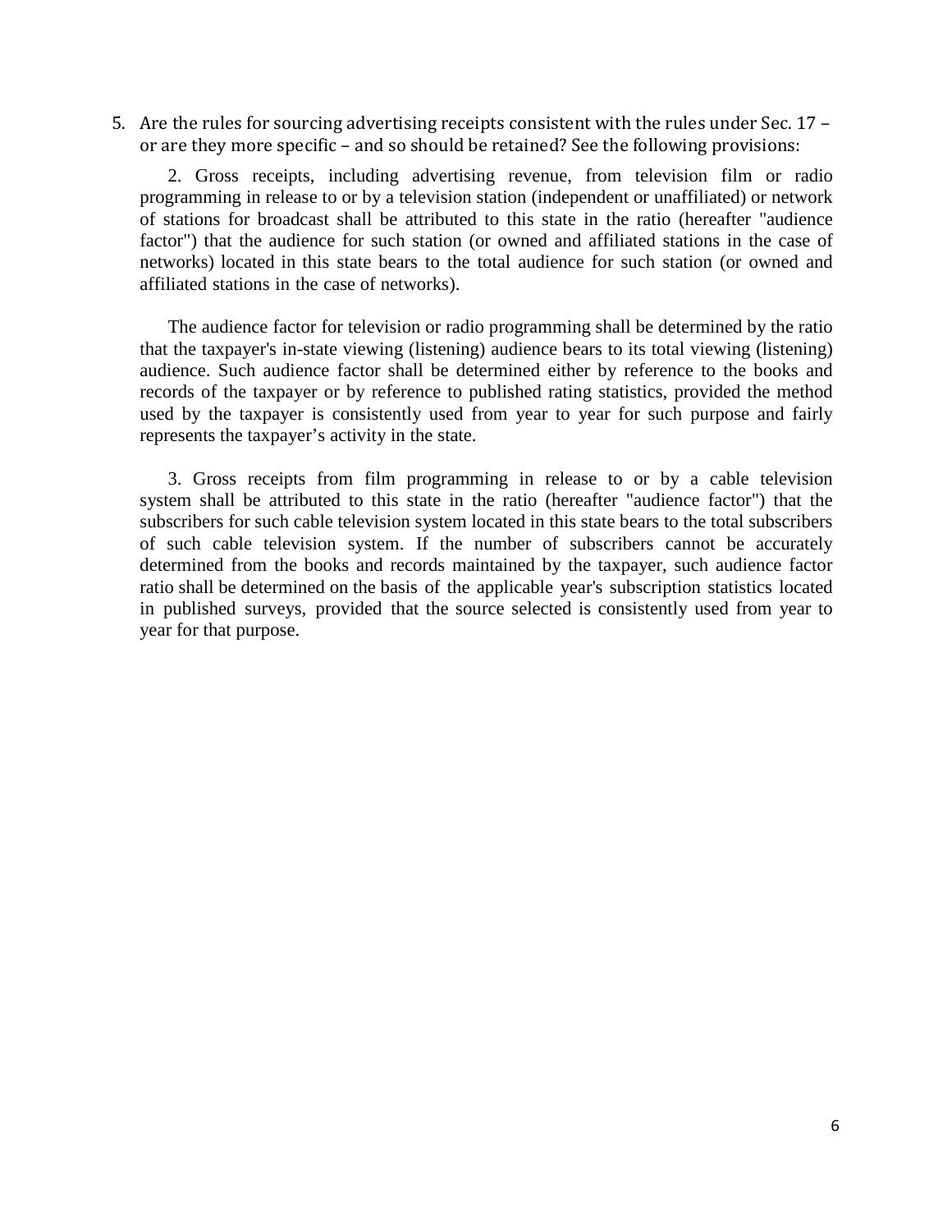5. Are the rules for sourcing advertising receipts consistent with the rules under Sec. 17 – or are they more specific – and so should be retained? See the following provisions:

> 2. Gross receipts, including advertising revenue, from television film or radio programming in release to or by a television station (independent or unaffiliated) or network of stations for broadcast shall be attributed to this state in the ratio (hereafter "audience factor") that the audience for such station (or owned and affiliated stations in the case of networks) located in this state bears to the total audience for such station (or owned and affiliated stations in the case of networks).
>
> The audience factor for television or radio programming shall be determined by the ratio that the taxpayer's in-state viewing (listening) audience bears to its total viewing (listening) audience. Such audience factor shall be determined either by reference to the books and records of the taxpayer or by reference to published rating statistics, provided the method used by the taxpayer is consistently used from year to year for such purpose and fairly represents the taxpayer's activity in the state.
>
> 3. Gross receipts from film programming in release to or by a cable television system shall be attributed to this state in the ratio (hereafter "audience factor") that the subscribers for such cable television system located in this state bears to the total subscribers of such cable television system. If the number of subscribers cannot be accurately determined from the books and records maintained by the taxpayer, such audience factor ratio shall be determined on the basis of the applicable year's subscription statistics located in published surveys, provided that the source selected is consistently used from year to year for that purpose.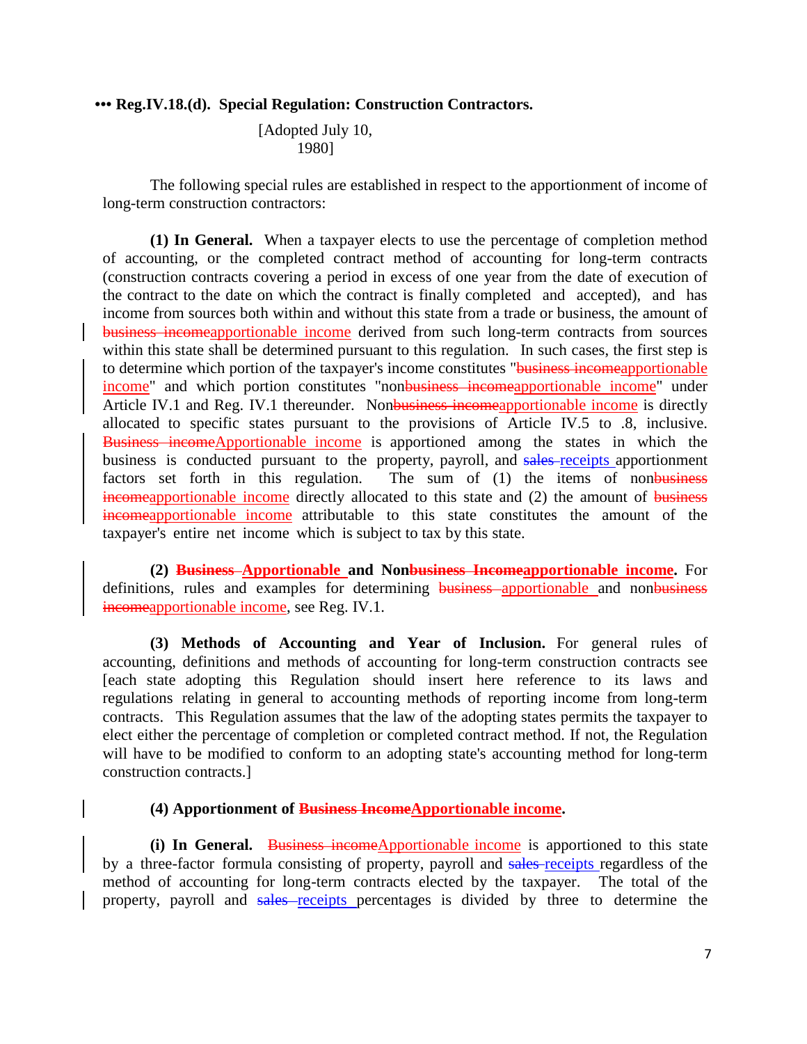**••• Reg.IV.18.(d). Special Regulation: Construction Contractors.**

[Adopted July 10, 1980]

The following special rules are established in respect to the apportionment of income of long-term construction contractors:

**(1) In General.** When a taxpayer elects to use the percentage of completion method of accounting, or the completed contract method of accounting for long-term contracts (construction contracts covering a period in excess of one year from the date of execution of the contract to the date on which the contract is finally completed and accepted), and has income from sources both within and without this state from a trade or business, the amount of ~~business income~~apportionable income derived from such long-term contracts from sources within this state shall be determined pursuant to this regulation. In such cases, the first step is to determine which portion of the taxpayer's income constitutes "~~business income~~apportionable income" and which portion constitutes "non~~business income~~apportionable income" under Article IV.1 and Reg. IV.1 thereunder. Non~~business income~~apportionable income is directly allocated to specific states pursuant to the provisions of Article IV.5 to .8, inclusive. ~~Business income~~Apportionable income is apportioned among the states in which the business is conducted pursuant to the property, payroll, and ~~sales~~ receipts apportionment factors set forth in this regulation. The sum of (1) the items of non~~business income~~apportionable income directly allocated to this state and (2) the amount of ~~business income~~apportionable income attributable to this state constitutes the amount of the taxpayer's entire net income which is subject to tax by this state.

**(2) ~~Business~~ Apportionable and Non~~business Income~~apportionable income.** For definitions, rules and examples for determining ~~business~~ apportionable and non~~business income~~apportionable income, see Reg. IV.1.

**(3) Methods of Accounting and Year of Inclusion.** For general rules of accounting, definitions and methods of accounting for long-term construction contracts see [each state adopting this Regulation should insert here reference to its laws and regulations relating in general to accounting methods of reporting income from long-term contracts. This Regulation assumes that the law of the adopting states permits the taxpayer to elect either the percentage of completion or completed contract method. If not, the Regulation will have to be modified to conform to an adopting state's accounting method for long-term construction contracts.]

**(4) Apportionment of ~~Business Income~~Apportionable income.**

**(i) In General.** ~~Business income~~Apportionable income is apportioned to this state by a three-factor formula consisting of property, payroll and ~~sales~~ receipts regardless of the method of accounting for long-term contracts elected by the taxpayer. The total of the property, payroll and ~~sales~~ receipts percentages is divided by three to determine the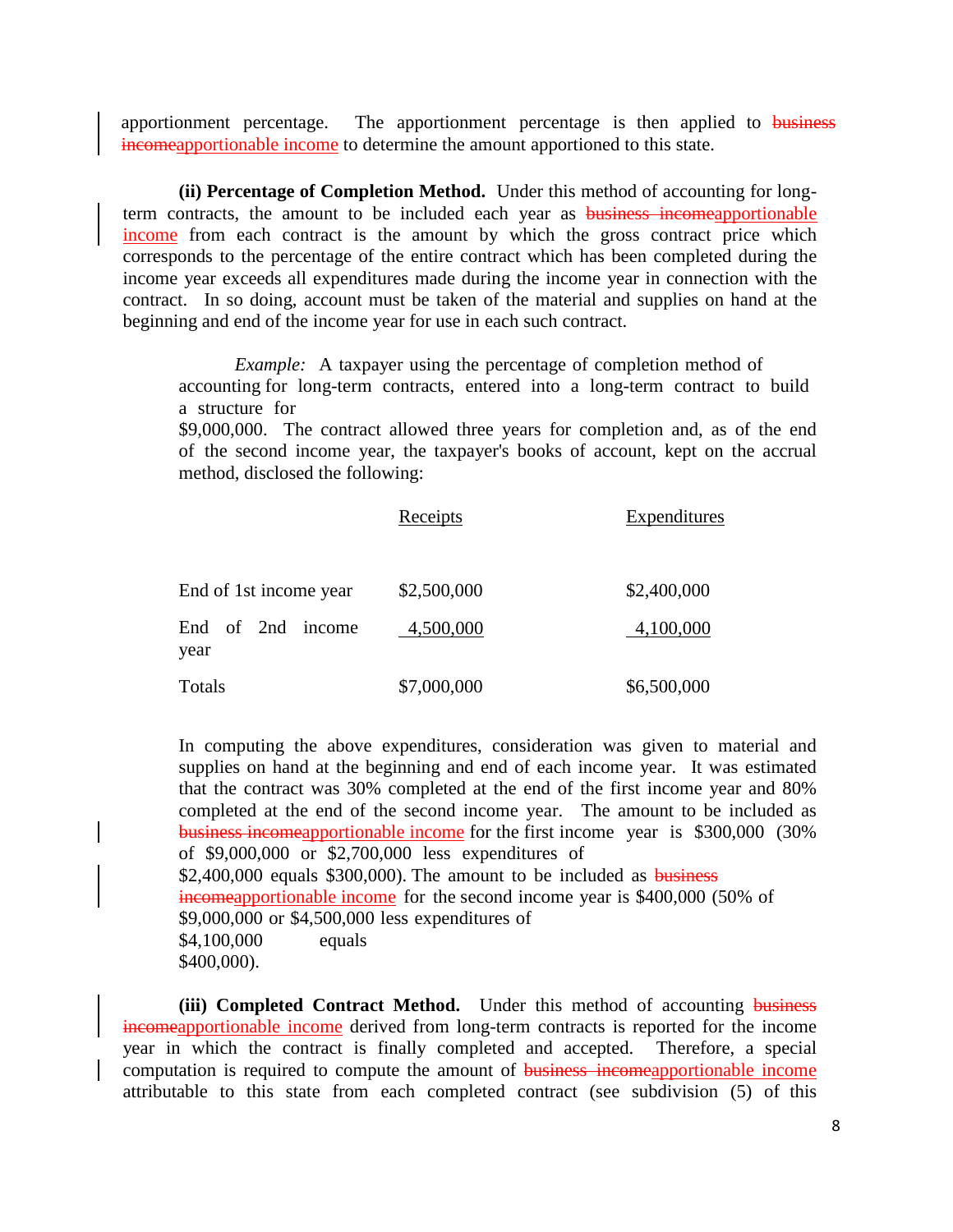apportionment percentage. The apportionment percentage is then applied to ~~business income~~apportionable income to determine the amount apportioned to this state.

**(ii) Percentage of Completion Method.** Under this method of accounting for long-term contracts, the amount to be included each year as ~~business income~~apportionable income from each contract is the amount by which the gross contract price which corresponds to the percentage of the entire contract which has been completed during the income year exceeds all expenditures made during the income year in connection with the contract. In so doing, account must be taken of the material and supplies on hand at the beginning and end of the income year for use in each such contract.

> *Example:* A taxpayer using the percentage of completion method of accounting for long-term contracts, entered into a long-term contract to build a structure for $9,000,000. The contract allowed three years for completion and, as of the end of the second income year, the taxpayer's books of account, kept on the accrual method, disclosed the following:

| | Receipts | Expenditures |
|---|---|---|
| End of 1st income year | $2,500,000 | $2,400,000 |
| End of 2nd income year | 4,500,000 | 4,100,000 |
| Totals | $7,000,000 | $6,500,000 |

> In computing the above expenditures, consideration was given to material and supplies on hand at the beginning and end of each income year. It was estimated that the contract was 30% completed at the end of the first income year and 80% completed at the end of the second income year. The amount to be included as ~~business income~~apportionable income for the first income year is $300,000 (30% of $9,000,000 or $2,700,000 less expenditures of $2,400,000 equals $300,000). The amount to be included as ~~business income~~apportionable income for the second income year is $400,000 (50% of $9,000,000 or $4,500,000 less expenditures of $4,100,000 equals $400,000).

**(iii) Completed Contract Method.** Under this method of accounting ~~business income~~apportionable income derived from long-term contracts is reported for the income year in which the contract is finally completed and accepted. Therefore, a special computation is required to compute the amount of ~~business income~~apportionable income attributable to this state from each completed contract (see subdivision (5) of this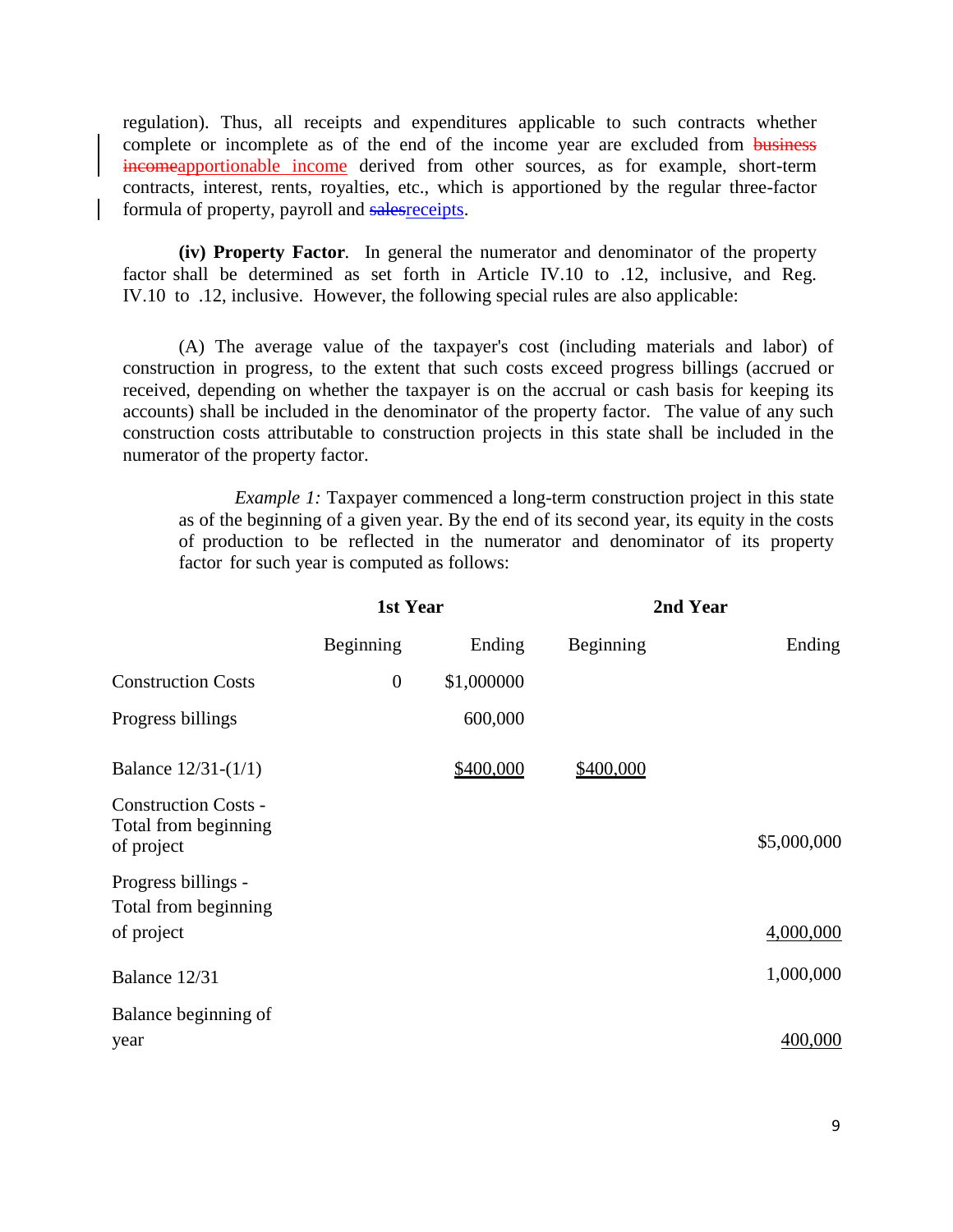regulation). Thus, all receipts and expenditures applicable to such contracts whether complete or incomplete as of the end of the income year are excluded from ~~business income~~apportionable income derived from other sources, as for example, short-term contracts, interest, rents, royalties, etc., which is apportioned by the regular three-factor formula of property, payroll and ~~sales~~receipts.

**(iv) Property Factor**. In general the numerator and denominator of the property factor shall be determined as set forth in Article IV.10 to .12, inclusive, and Reg. IV.10 to .12, inclusive. However, the following special rules are also applicable:

(A) The average value of the taxpayer's cost (including materials and labor) of construction in progress, to the extent that such costs exceed progress billings (accrued or received, depending on whether the taxpayer is on the accrual or cash basis for keeping its accounts) shall be included in the denominator of the property factor. The value of any such construction costs attributable to construction projects in this state shall be included in the numerator of the property factor.

*Example 1:* Taxpayer commenced a long-term construction project in this state as of the beginning of a given year. By the end of its second year, its equity in the costs of production to be reflected in the numerator and denominator of its property factor for such year is computed as follows:

| | 1st Year | | 2nd Year | |
|---|---|---|---|---|
| | Beginning | Ending | Beginning | Ending |
| Construction Costs | 0 | $1,000000 | | |
| Progress billings | | 600,000 | | |
| Balance 12/31-(1/1) | | $400,000 | $400,000 | |
| Construction Costs - Total from beginning of project | | | | $5,000,000 |
| Progress billings - Total from beginning of project | | | | 4,000,000 |
| Balance 12/31 | | | | 1,000,000 |
| Balance beginning of year | | | | 400,000 |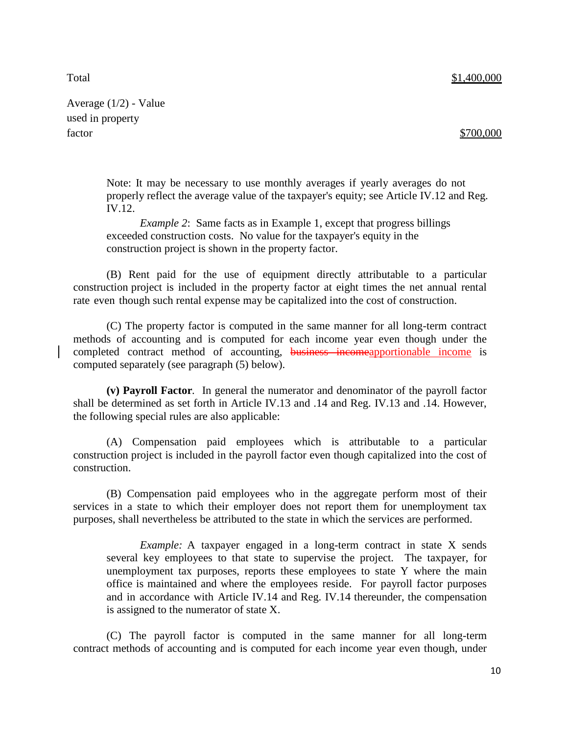| | |
|---|---|
| Total | $1,400,000 |
| Average (1/2) - Value used in property factor | $700,000 |

Note: It may be necessary to use monthly averages if yearly averages do not properly reflect the average value of the taxpayer's equity; see Article IV.12 and Reg. IV.12.

*Example 2*: Same facts as in Example 1, except that progress billings exceeded construction costs. No value for the taxpayer's equity in the construction project is shown in the property factor.

(B) Rent paid for the use of equipment directly attributable to a particular construction project is included in the property factor at eight times the net annual rental rate even though such rental expense may be capitalized into the cost of construction.

(C) The property factor is computed in the same manner for all long-term contract methods of accounting and is computed for each income year even though under the completed contract method of accounting, ~~business income~~apportionable income is computed separately (see paragraph (5) below).

**(v) Payroll Factor**. In general the numerator and denominator of the payroll factor shall be determined as set forth in Article IV.13 and .14 and Reg. IV.13 and .14. However, the following special rules are also applicable:

(A) Compensation paid employees which is attributable to a particular construction project is included in the payroll factor even though capitalized into the cost of construction.

(B) Compensation paid employees who in the aggregate perform most of their services in a state to which their employer does not report them for unemployment tax purposes, shall nevertheless be attributed to the state in which the services are performed.

*Example:* A taxpayer engaged in a long-term contract in state X sends several key employees to that state to supervise the project. The taxpayer, for unemployment tax purposes, reports these employees to state Y where the main office is maintained and where the employees reside. For payroll factor purposes and in accordance with Article IV.14 and Reg. IV.14 thereunder, the compensation is assigned to the numerator of state X.

(C) The payroll factor is computed in the same manner for all long-term contract methods of accounting and is computed for each income year even though, under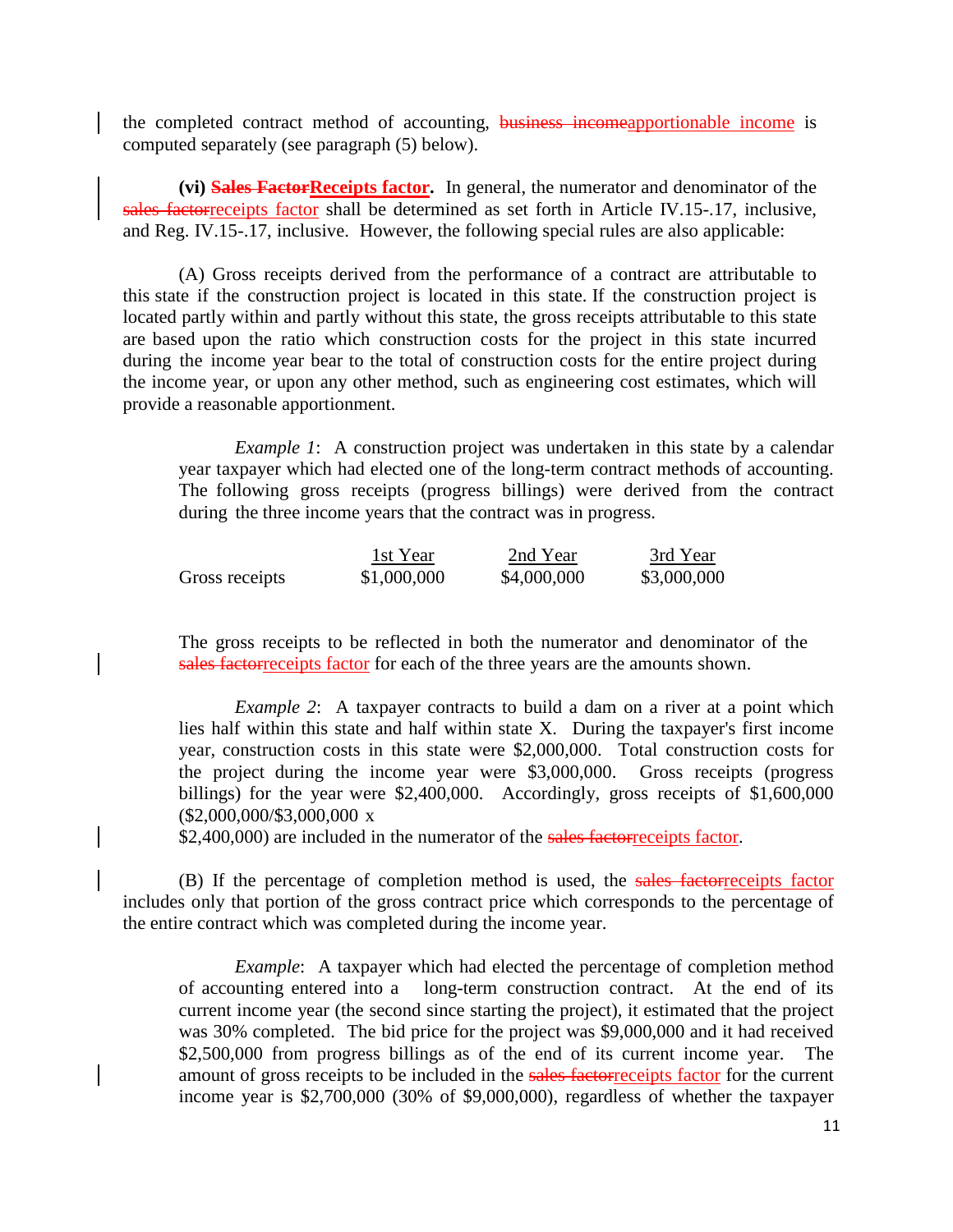the completed contract method of accounting, ~~business income~~apportionable income is computed separately (see paragraph (5) below).

**(vi) ~~Sales Factor~~Receipts factor.** In general, the numerator and denominator of the ~~sales factor~~receipts factor shall be determined as set forth in Article IV.15-.17, inclusive, and Reg. IV.15-.17, inclusive. However, the following special rules are also applicable:

(A) Gross receipts derived from the performance of a contract are attributable to this state if the construction project is located in this state. If the construction project is located partly within and partly without this state, the gross receipts attributable to this state are based upon the ratio which construction costs for the project in this state incurred during the income year bear to the total of construction costs for the entire project during the income year, or upon any other method, such as engineering cost estimates, which will provide a reasonable apportionment.

*Example 1*: A construction project was undertaken in this state by a calendar year taxpayer which had elected one of the long-term contract methods of accounting. The following gross receipts (progress billings) were derived from the contract during the three income years that the contract was in progress.

| | 1st Year | 2nd Year | 3rd Year |
|---|---|---|---|
| Gross receipts | $1,000,000 | $4,000,000 | $3,000,000 |

The gross receipts to be reflected in both the numerator and denominator of the ~~sales factor~~receipts factor for each of the three years are the amounts shown.

*Example 2*: A taxpayer contracts to build a dam on a river at a point which lies half within this state and half within state X. During the taxpayer's first income year, construction costs in this state were $2,000,000. Total construction costs for the project during the income year were $3,000,000. Gross receipts (progress billings) for the year were $2,400,000. Accordingly, gross receipts of $1,600,000 ($2,000,000/$3,000,000 x $2,400,000) are included in the numerator of the ~~sales factor~~receipts factor.

(B) If the percentage of completion method is used, the ~~sales factor~~receipts factor includes only that portion of the gross contract price which corresponds to the percentage of the entire contract which was completed during the income year.

*Example*: A taxpayer which had elected the percentage of completion method of accounting entered into a long-term construction contract. At the end of its current income year (the second since starting the project), it estimated that the project was 30% completed. The bid price for the project was $9,000,000 and it had received $2,500,000 from progress billings as of the end of its current income year. The amount of gross receipts to be included in the ~~sales factor~~receipts factor for the current income year is $2,700,000 (30% of $9,000,000), regardless of whether the taxpayer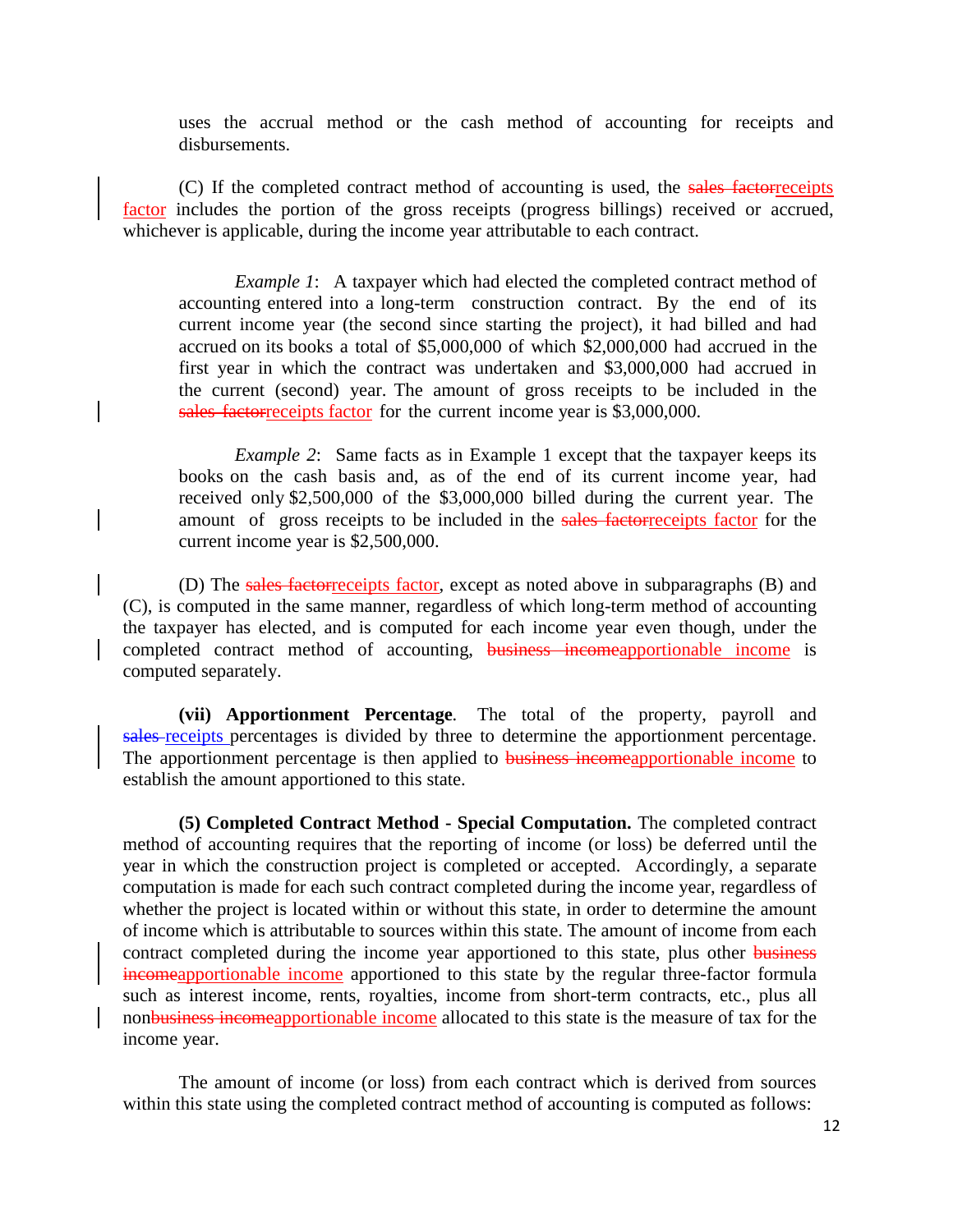uses the accrual method or the cash method of accounting for receipts and disbursements.

(C) If the completed contract method of accounting is used, the ~~sales factor~~receipts factor includes the portion of the gross receipts (progress billings) received or accrued, whichever is applicable, during the income year attributable to each contract.

> *Example 1*: A taxpayer which had elected the completed contract method of accounting entered into a long-term construction contract. By the end of its current income year (the second since starting the project), it had billed and had accrued on its books a total of $5,000,000 of which $2,000,000 had accrued in the first year in which the contract was undertaken and $3,000,000 had accrued in the current (second) year. The amount of gross receipts to be included in the ~~sales factor~~receipts factor for the current income year is $3,000,000.

> *Example 2*: Same facts as in Example 1 except that the taxpayer keeps its books on the cash basis and, as of the end of its current income year, had received only $2,500,000 of the $3,000,000 billed during the current year. The amount of gross receipts to be included in the ~~sales factor~~receipts factor for the current income year is $2,500,000.

(D) The ~~sales factor~~receipts factor, except as noted above in subparagraphs (B) and (C), is computed in the same manner, regardless of which long-term method of accounting the taxpayer has elected, and is computed for each income year even though, under the completed contract method of accounting, ~~business income~~apportionable income is computed separately.

**(vii) Apportionment Percentage**. The total of the property, payroll and ~~sales~~ receipts percentages is divided by three to determine the apportionment percentage. The apportionment percentage is then applied to ~~business income~~apportionable income to establish the amount apportioned to this state.

**(5) Completed Contract Method - Special Computation.** The completed contract method of accounting requires that the reporting of income (or loss) be deferred until the year in which the construction project is completed or accepted. Accordingly, a separate computation is made for each such contract completed during the income year, regardless of whether the project is located within or without this state, in order to determine the amount of income which is attributable to sources within this state. The amount of income from each contract completed during the income year apportioned to this state, plus other ~~business income~~apportionable income apportioned to this state by the regular three-factor formula such as interest income, rents, royalties, income from short-term contracts, etc., plus all non~~business income~~apportionable income allocated to this state is the measure of tax for the income year.

The amount of income (or loss) from each contract which is derived from sources within this state using the completed contract method of accounting is computed as follows: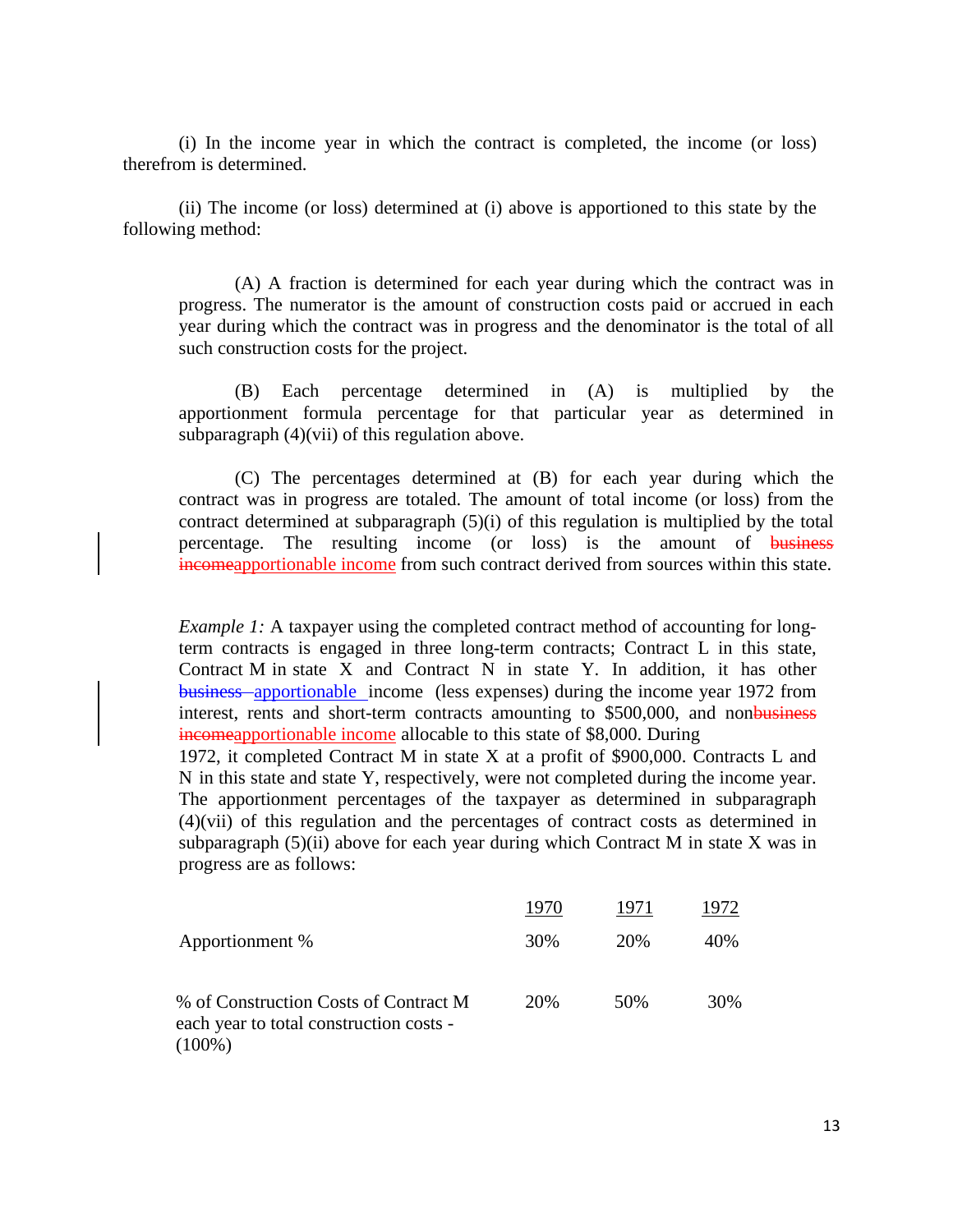(i) In the income year in which the contract is completed, the income (or loss) therefrom is determined.

(ii) The income (or loss) determined at (i) above is apportioned to this state by the following method:

(A) A fraction is determined for each year during which the contract was in progress. The numerator is the amount of construction costs paid or accrued in each year during which the contract was in progress and the denominator is the total of all such construction costs for the project.

(B) Each percentage determined in (A) is multiplied by the apportionment formula percentage for that particular year as determined in subparagraph (4)(vii) of this regulation above.

(C) The percentages determined at (B) for each year during which the contract was in progress are totaled. The amount of total income (or loss) from the contract determined at subparagraph (5)(i) of this regulation is multiplied by the total percentage. The resulting income (or loss) is the amount of ~~business income~~apportionable income from such contract derived from sources within this state.

*Example 1:* A taxpayer using the completed contract method of accounting for long-term contracts is engaged in three long-term contracts; Contract L in this state, Contract M in state X and Contract N in state Y. In addition, it has other ~~business~~ apportionable income (less expenses) during the income year 1972 from interest, rents and short-term contracts amounting to $500,000, and non~~business income~~apportionable income allocable to this state of $8,000. During 1972, it completed Contract M in state X at a profit of $900,000. Contracts L and N in this state and state Y, respectively, were not completed during the income year. The apportionment percentages of the taxpayer as determined in subparagraph (4)(vii) of this regulation and the percentages of contract costs as determined in subparagraph (5)(ii) above for each year during which Contract M in state X was in progress are as follows:

| | 1970 | 1971 | 1972 |
|---|---|---|---|
| Apportionment % | 30% | 20% | 40% |
| % of Construction Costs of Contract M each year to total construction costs - (100%) | 20% | 50% | 30% |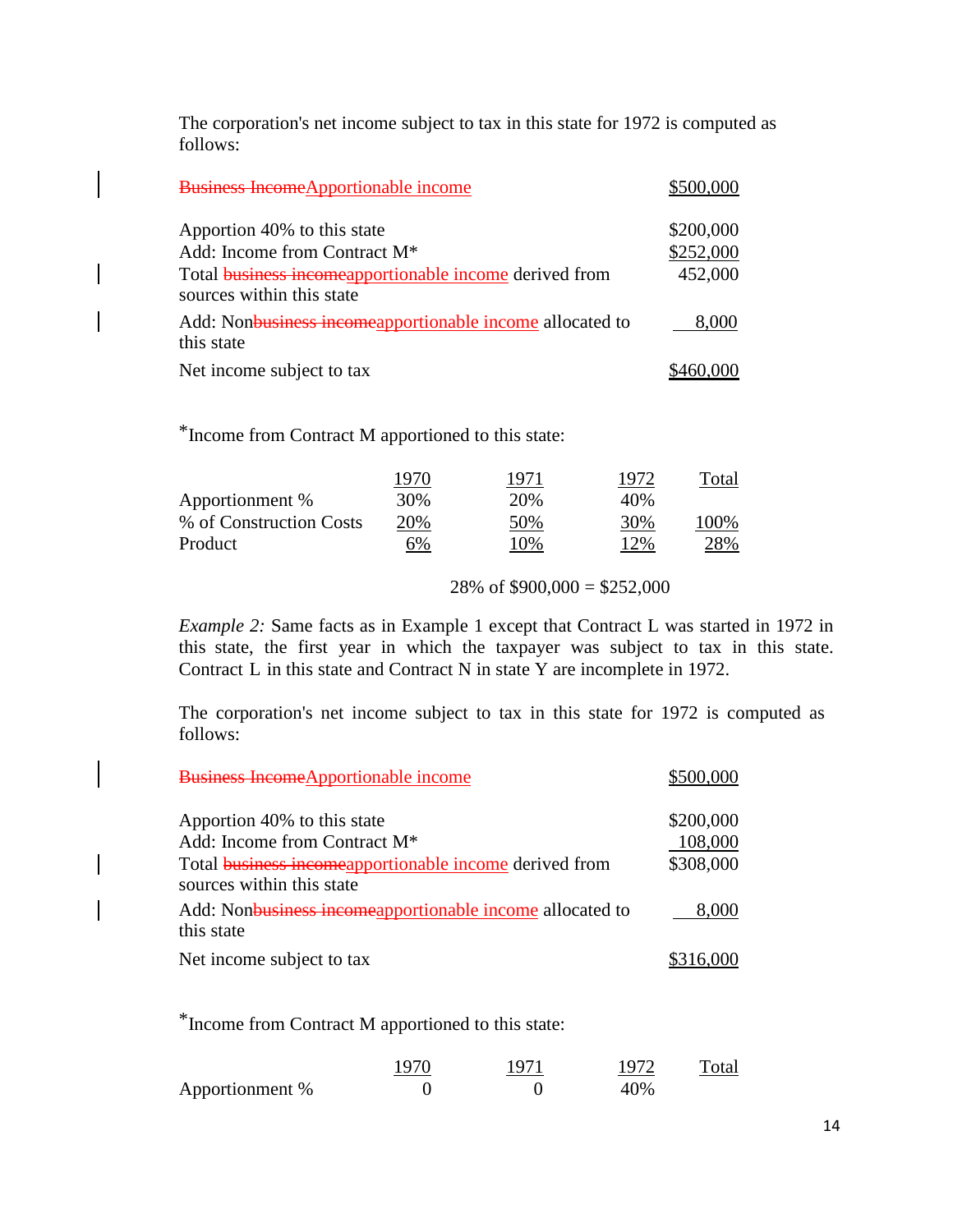The corporation's net income subject to tax in this state for 1972 is computed as follows:

| | |
|---|---|
| ~~Business Income~~Apportionable income | $500,000 |
| Apportion 40% to this state | $200,000 |
| Add: Income from Contract M* | $252,000 |
| Total ~~business income~~apportionable income derived from sources within this state | 452,000 |
| Add: Non~~business income~~apportionable income allocated to this state | 8,000 |
| Net income subject to tax | $460,000 |

*Income from Contract M apportioned to this state:

| | 1970 | 1971 | 1972 | Total |
|---|---|---|---|---|
| Apportionment % | 30% | 20% | 40% | |
| % of Construction Costs | 20% | 50% | 30% | 100% |
| Product | 6% | 10% | 12% | 28% |

28% of $900,000 = $252,000

*Example 2:* Same facts as in Example 1 except that Contract L was started in 1972 in this state, the first year in which the taxpayer was subject to tax in this state. Contract L in this state and Contract N in state Y are incomplete in 1972.

The corporation's net income subject to tax in this state for 1972 is computed as follows:

| | |
|---|---|
| ~~Business Income~~Apportionable income | $500,000 |
| Apportion 40% to this state | $200,000 |
| Add: Income from Contract M* | 108,000 |
| Total ~~business income~~apportionable income derived from sources within this state | $308,000 |
| Add: Non~~business income~~apportionable income allocated to this state | 8,000 |
| Net income subject to tax | $316,000 |

*Income from Contract M apportioned to this state:

| | 1970 | 1971 | 1972 | Total |
|---|---|---|---|---|
| Apportionment % | 0 | 0 | 40% | |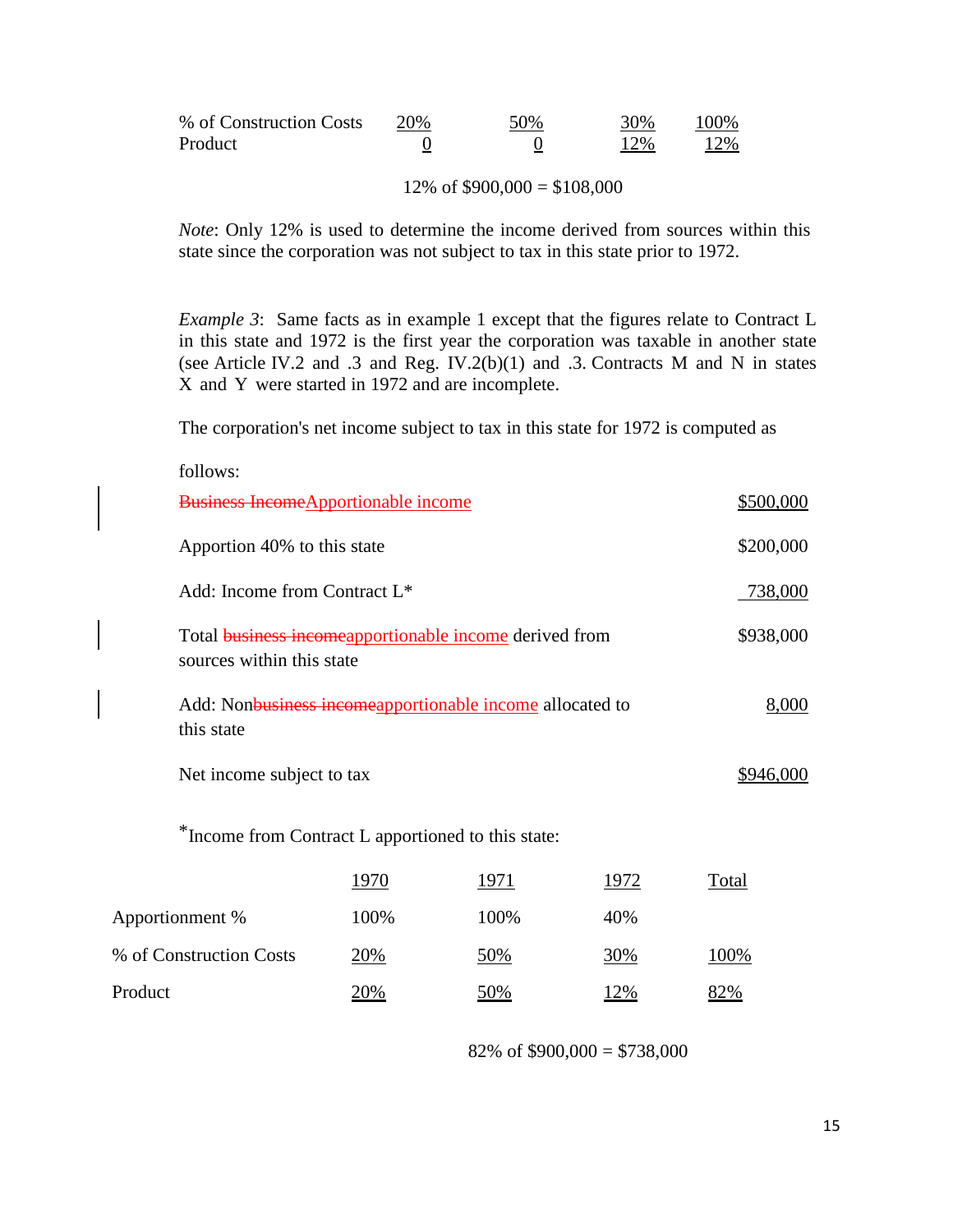| % of Construction Costs | 20% | 50% | 30% | 100% |
|---|---|---|---|---|
| Product | 0 | 0 | 12% | 12% |

12% of $900,000 = $108,000

*Note*: Only 12% is used to determine the income derived from sources within this state since the corporation was not subject to tax in this state prior to 1972.

*Example 3*: Same facts as in example 1 except that the figures relate to Contract L in this state and 1972 is the first year the corporation was taxable in another state (see Article IV.2 and .3 and Reg. IV.2(b)(1) and .3. Contracts M and N in states X and Y were started in 1972 and are incomplete.

The corporation's net income subject to tax in this state for 1972 is computed as follows:

| | |
|---|---|
| ~~Business Income~~Apportionable income | $500,000 |
| Apportion 40% to this state | $200,000 |
| Add: Income from Contract L* | 738,000 |
| Total ~~business income~~apportionable income derived from sources within this state | $938,000 |
| Add: Non~~business income~~apportionable income allocated to this state | 8,000 |
| Net income subject to tax | $946,000 |

*Income from Contract L apportioned to this state:

| | 1970 | 1971 | 1972 | Total |
|---|---|---|---|---|
| Apportionment % | 100% | 100% | 40% | |
| % of Construction Costs | 20% | 50% | 30% | 100% |
| Product | 20% | 50% | 12% | 82% |

82% of $900,000 = $738,000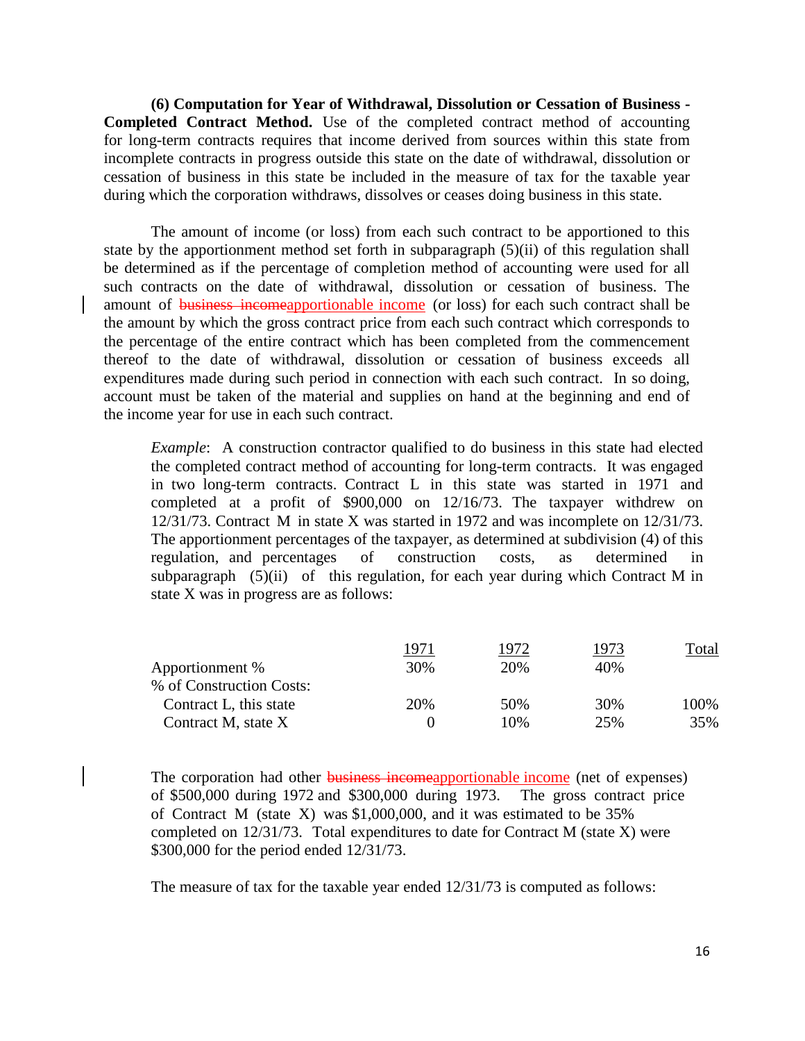**(6) Computation for Year of Withdrawal, Dissolution or Cessation of Business - Completed Contract Method.** Use of the completed contract method of accounting for long-term contracts requires that income derived from sources within this state from incomplete contracts in progress outside this state on the date of withdrawal, dissolution or cessation of business in this state be included in the measure of tax for the taxable year during which the corporation withdraws, dissolves or ceases doing business in this state.

The amount of income (or loss) from each such contract to be apportioned to this state by the apportionment method set forth in subparagraph (5)(ii) of this regulation shall be determined as if the percentage of completion method of accounting were used for all such contracts on the date of withdrawal, dissolution or cessation of business. The amount of ~~business income~~apportionable income (or loss) for each such contract shall be the amount by which the gross contract price from each such contract which corresponds to the percentage of the entire contract which has been completed from the commencement thereof to the date of withdrawal, dissolution or cessation of business exceeds all expenditures made during such period in connection with each such contract. In so doing, account must be taken of the material and supplies on hand at the beginning and end of the income year for use in each such contract.

*Example*: A construction contractor qualified to do business in this state had elected the completed contract method of accounting for long-term contracts. It was engaged in two long-term contracts. Contract L in this state was started in 1971 and completed at a profit of $900,000 on 12/16/73. The taxpayer withdrew on 12/31/73. Contract M in state X was started in 1972 and was incomplete on 12/31/73. The apportionment percentages of the taxpayer, as determined at subdivision (4) of this regulation, and percentages of construction costs, as determined in subparagraph (5)(ii) of this regulation, for each year during which Contract M in state X was in progress are as follows:

| | 1971 | 1972 | 1973 | Total |
|---|---|---|---|---|
| Apportionment % | 30% | 20% | 40% | |
| % of Construction Costs: | | | | |
| Contract L, this state | 20% | 50% | 30% | 100% |
| Contract M, state X | 0 | 10% | 25% | 35% |

The corporation had other ~~business income~~apportionable income (net of expenses) of $500,000 during 1972 and $300,000 during 1973. The gross contract price of Contract M (state X) was $1,000,000, and it was estimated to be 35% completed on 12/31/73. Total expenditures to date for Contract M (state X) were $300,000 for the period ended 12/31/73.

The measure of tax for the taxable year ended 12/31/73 is computed as follows: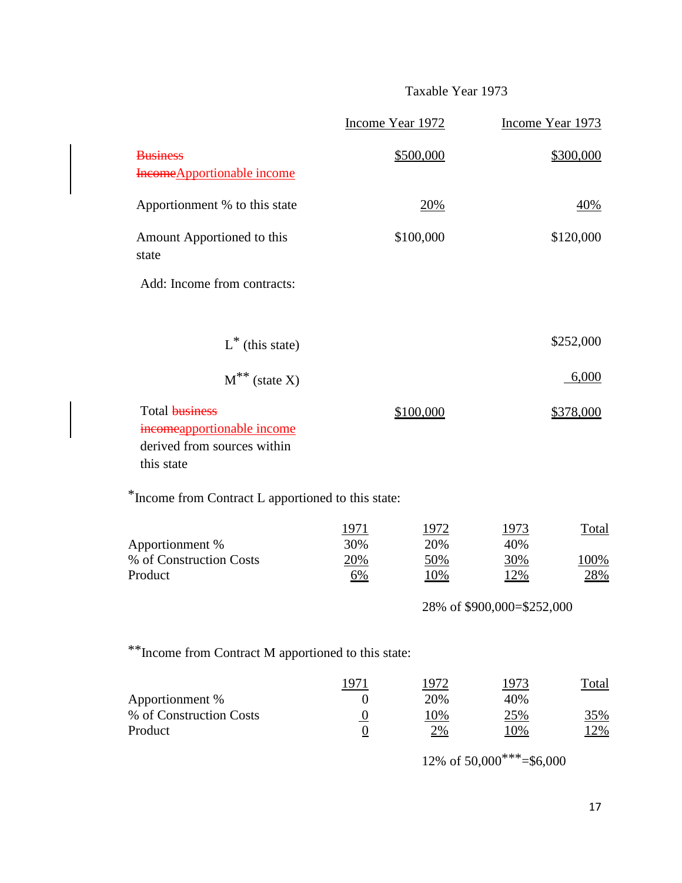Taxable Year 1973

| | Income Year 1972 | Income Year 1973 |
|---|---|---|
| ~~Business Income~~Apportionable income | $500,000 | $300,000 |
| Apportionment % to this state | 20% | 40% |
| Amount Apportioned to this state | $100,000 | $120,000 |
| Add: Income from contracts: | | |
| L* (this state) | | $252,000 |
| M** (state X) | | 6,000 |
| Total ~~business income~~apportionable income derived from sources within this state | $100,000 | $378,000 |

*Income from Contract L apportioned to this state:

| | 1971 | 1972 | 1973 | Total |
|---|---|---|---|---|
| Apportionment % | 30% | 20% | 40% | |
| % of Construction Costs | 20% | 50% | 30% | 100% |
| Product | 6% | 10% | 12% | 28% |

28% of $900,000=$252,000

**Income from Contract M apportioned to this state:

| | 1971 | 1972 | 1973 | Total |
|---|---|---|---|---|
| Apportionment % | 0 | 20% | 40% | |
| % of Construction Costs | 0 | 10% | 25% | 35% |
| Product | 0 | 2% | 10% | 12% |

12% of 50,000***=$6,000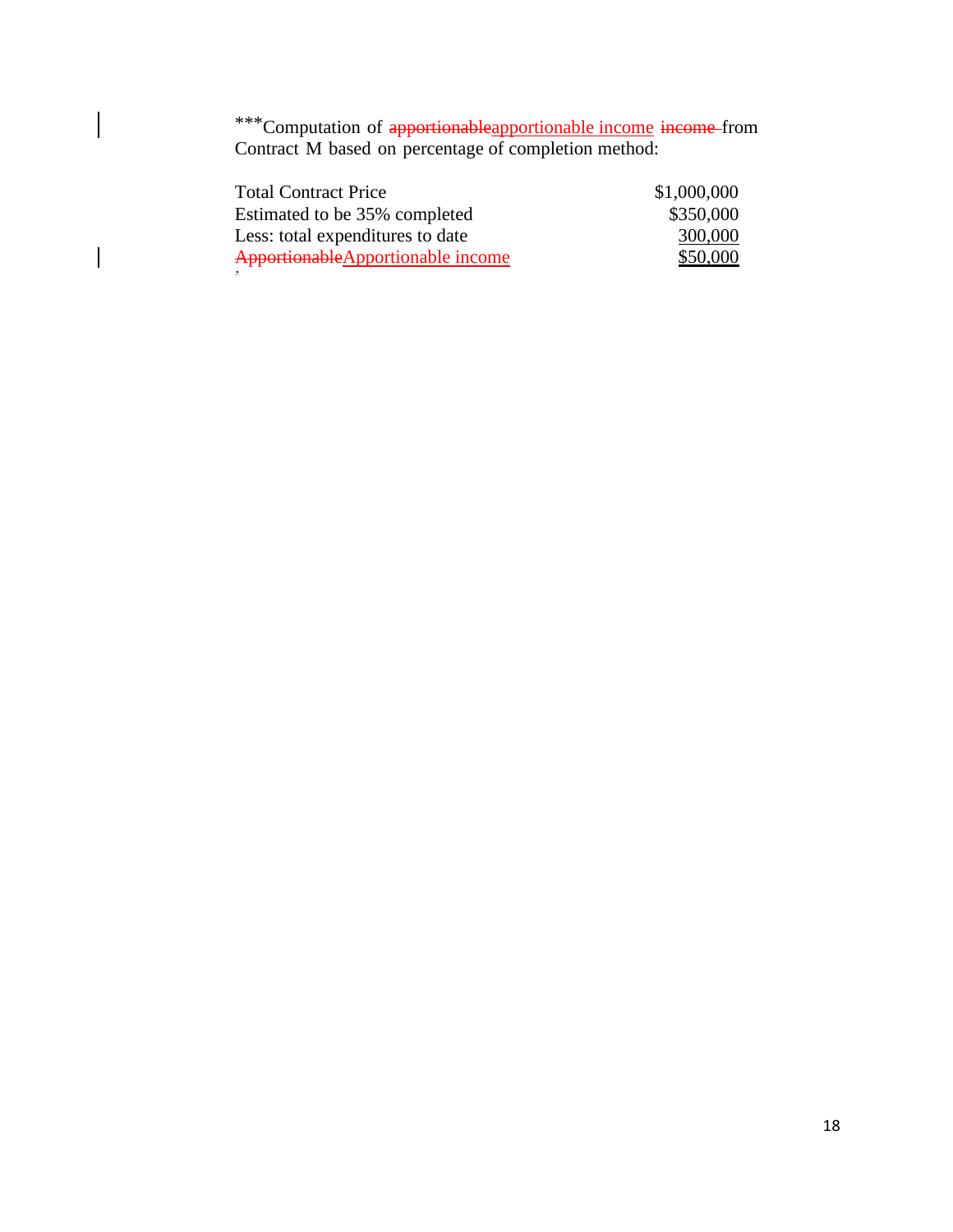***Computation of apportionable income from Contract M based on percentage of completion method:

| | |
|---|---|
| Total Contract Price | $1,000,000 |
| Estimated to be 35% completed | $350,000 |
| Less: total expenditures to date | 300,000 |
| Apportionable income | $50,000 |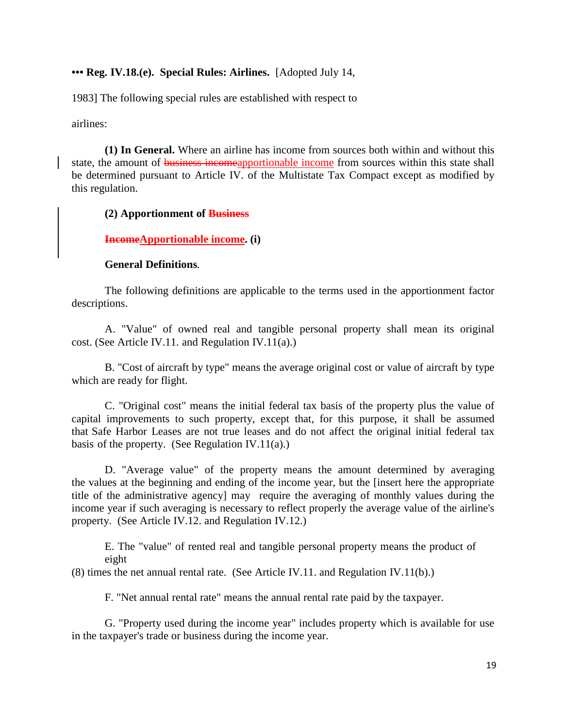**••• Reg. IV.18.(e). Special Rules: Airlines.** [Adopted July 14, 1983] The following special rules are established with respect to airlines:

**(1) In General.** Where an airline has income from sources both within and without this state, the amount of ~~business income~~apportionable income from sources within this state shall be determined pursuant to Article IV. of the Multistate Tax Compact except as modified by this regulation.

**(2) Apportionment of ~~Business Income~~Apportionable income. (i) General Definitions**.

The following definitions are applicable to the terms used in the apportionment factor descriptions.

A. "Value" of owned real and tangible personal property shall mean its original cost. (See Article IV.11. and Regulation IV.11(a).)

B. "Cost of aircraft by type" means the average original cost or value of aircraft by type which are ready for flight.

C. "Original cost" means the initial federal tax basis of the property plus the value of capital improvements to such property, except that, for this purpose, it shall be assumed that Safe Harbor Leases are not true leases and do not affect the original initial federal tax basis of the property. (See Regulation IV.11(a).)

D. "Average value" of the property means the amount determined by averaging the values at the beginning and ending of the income year, but the [insert here the appropriate title of the administrative agency] may require the averaging of monthly values during the income year if such averaging is necessary to reflect properly the average value of the airline's property. (See Article IV.12. and Regulation IV.12.)

E. The "value" of rented real and tangible personal property means the product of eight (8) times the net annual rental rate. (See Article IV.11. and Regulation IV.11(b).)

F. "Net annual rental rate" means the annual rental rate paid by the taxpayer.

G. "Property used during the income year" includes property which is available for use in the taxpayer's trade or business during the income year.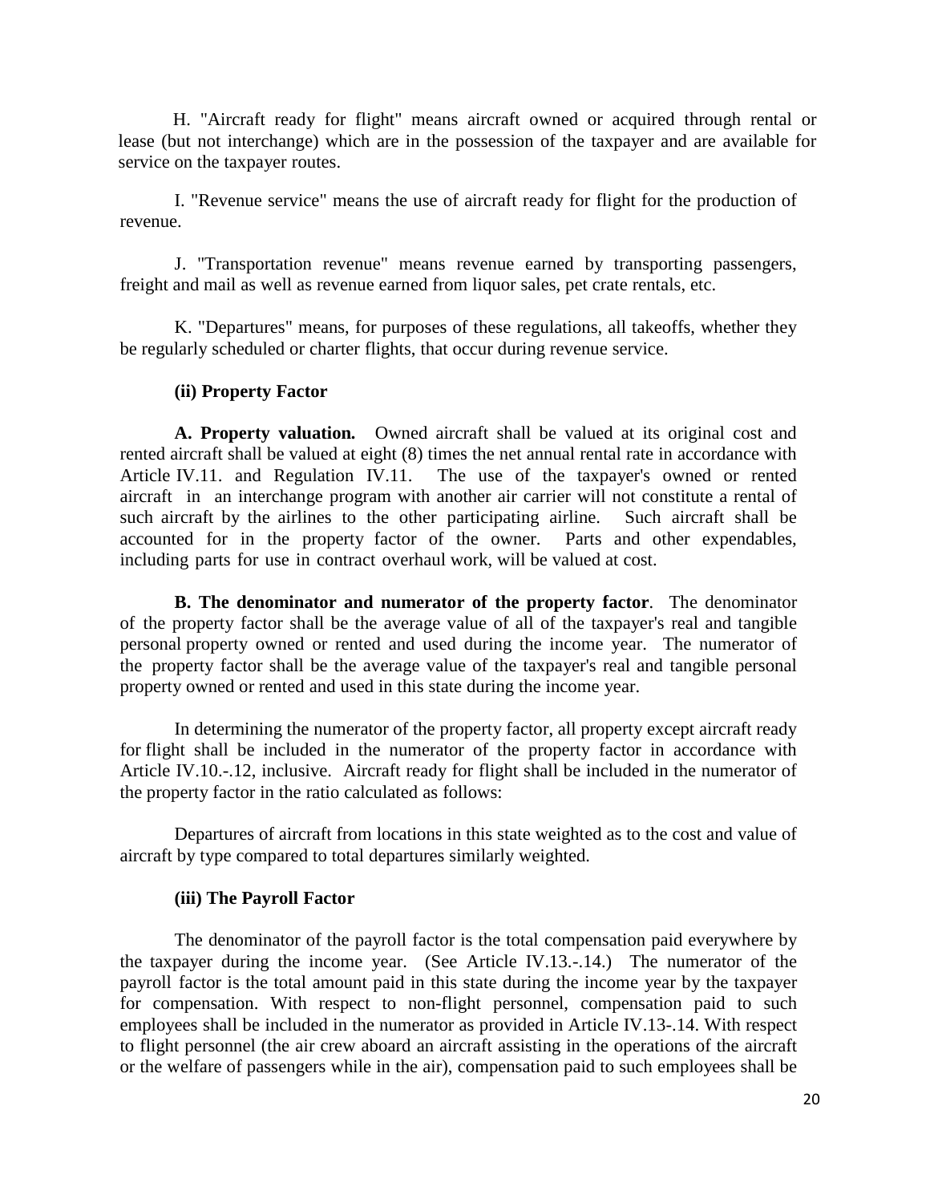H. "Aircraft ready for flight" means aircraft owned or acquired through rental or lease (but not interchange) which are in the possession of the taxpayer and are available for service on the taxpayer routes.

I. "Revenue service" means the use of aircraft ready for flight for the production of revenue.

J. "Transportation revenue" means revenue earned by transporting passengers, freight and mail as well as revenue earned from liquor sales, pet crate rentals, etc.

K. "Departures" means, for purposes of these regulations, all takeoffs, whether they be regularly scheduled or charter flights, that occur during revenue service.

**(ii) Property Factor**

**A. Property valuation.** Owned aircraft shall be valued at its original cost and rented aircraft shall be valued at eight (8) times the net annual rental rate in accordance with Article IV.11. and Regulation IV.11. The use of the taxpayer's owned or rented aircraft in an interchange program with another air carrier will not constitute a rental of such aircraft by the airlines to the other participating airline. Such aircraft shall be accounted for in the property factor of the owner. Parts and other expendables, including parts for use in contract overhaul work, will be valued at cost.

**B. The denominator and numerator of the property factor**. The denominator of the property factor shall be the average value of all of the taxpayer's real and tangible personal property owned or rented and used during the income year. The numerator of the property factor shall be the average value of the taxpayer's real and tangible personal property owned or rented and used in this state during the income year.

In determining the numerator of the property factor, all property except aircraft ready for flight shall be included in the numerator of the property factor in accordance with Article IV.10.-.12, inclusive. Aircraft ready for flight shall be included in the numerator of the property factor in the ratio calculated as follows:

Departures of aircraft from locations in this state weighted as to the cost and value of aircraft by type compared to total departures similarly weighted.

**(iii) The Payroll Factor**

The denominator of the payroll factor is the total compensation paid everywhere by the taxpayer during the income year. (See Article IV.13.-.14.) The numerator of the payroll factor is the total amount paid in this state during the income year by the taxpayer for compensation. With respect to non-flight personnel, compensation paid to such employees shall be included in the numerator as provided in Article IV.13-.14. With respect to flight personnel (the air crew aboard an aircraft assisting in the operations of the aircraft or the welfare of passengers while in the air), compensation paid to such employees shall be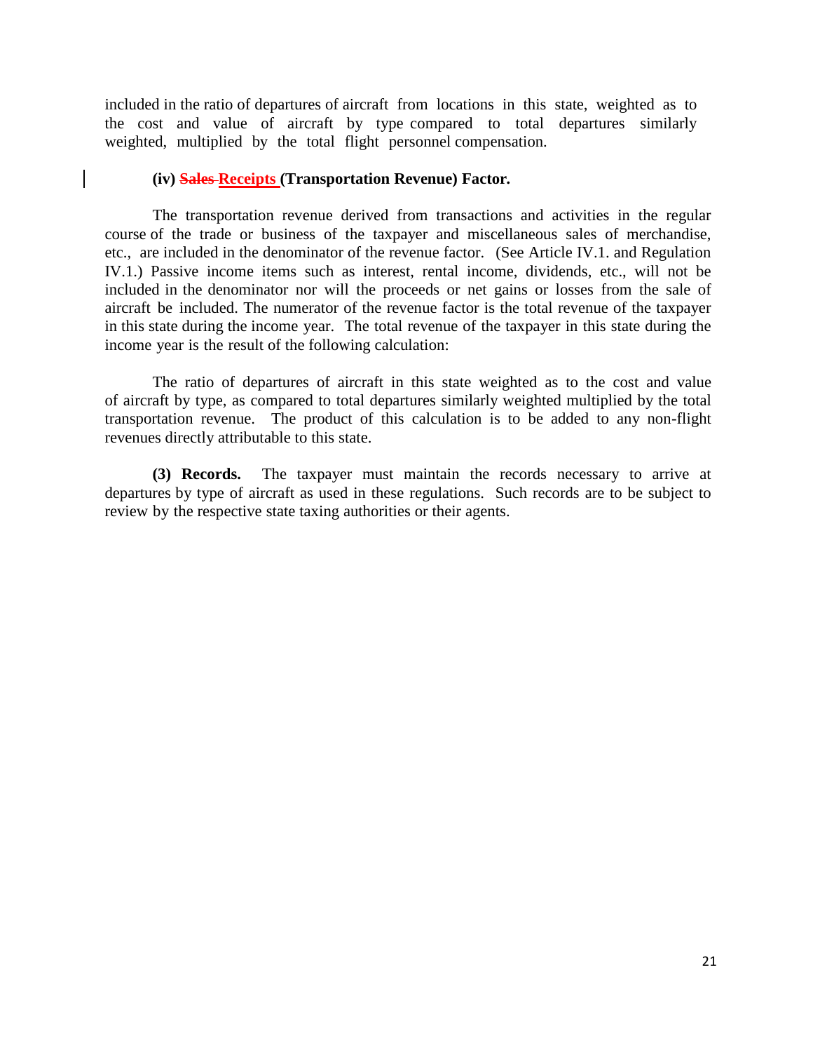included in the ratio of departures of aircraft from locations in this state, weighted as to the cost and value of aircraft by type compared to total departures similarly weighted, multiplied by the total flight personnel compensation.

**(iv) ~~Sales~~ Receipts (Transportation Revenue) Factor.**

The transportation revenue derived from transactions and activities in the regular course of the trade or business of the taxpayer and miscellaneous sales of merchandise, etc., are included in the denominator of the revenue factor. (See Article IV.1. and Regulation IV.1.) Passive income items such as interest, rental income, dividends, etc., will not be included in the denominator nor will the proceeds or net gains or losses from the sale of aircraft be included. The numerator of the revenue factor is the total revenue of the taxpayer in this state during the income year. The total revenue of the taxpayer in this state during the income year is the result of the following calculation:

The ratio of departures of aircraft in this state weighted as to the cost and value of aircraft by type, as compared to total departures similarly weighted multiplied by the total transportation revenue. The product of this calculation is to be added to any non-flight revenues directly attributable to this state.

**(3) Records.** The taxpayer must maintain the records necessary to arrive at departures by type of aircraft as used in these regulations. Such records are to be subject to review by the respective state taxing authorities or their agents.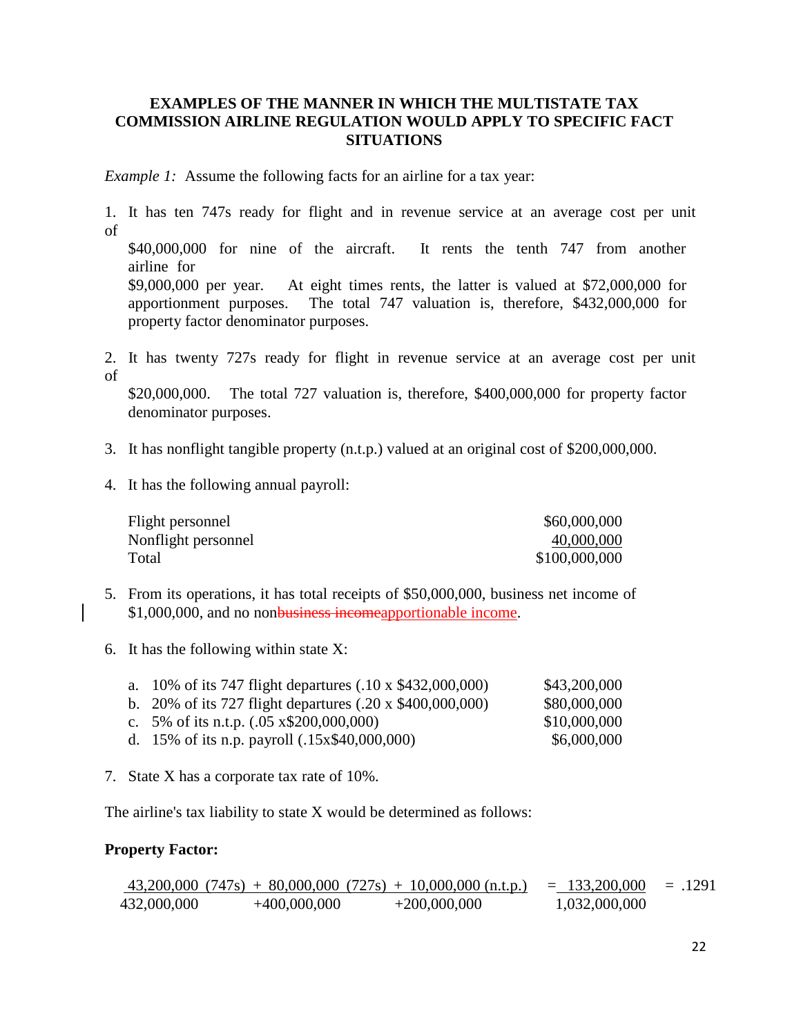**EXAMPLES OF THE MANNER IN WHICH THE MULTISTATE TAX COMMISSION AIRLINE REGULATION WOULD APPLY TO SPECIFIC FACT SITUATIONS**

*Example 1:* Assume the following facts for an airline for a tax year:

1. It has ten 747s ready for flight and in revenue service at an average cost per unit of $40,000,000 for nine of the aircraft. It rents the tenth 747 from another airline for $9,000,000 per year. At eight times rents, the latter is valued at $72,000,000 for apportionment purposes. The total 747 valuation is, therefore, $432,000,000 for property factor denominator purposes.

2. It has twenty 727s ready for flight in revenue service at an average cost per unit of $20,000,000. The total 727 valuation is, therefore, $400,000,000 for property factor denominator purposes.

3. It has nonflight tangible property (n.t.p.) valued at an original cost of $200,000,000.

4. It has the following annual payroll:

| | |
|---|---|
| Flight personnel | $60,000,000 |
| Nonflight personnel | 40,000,000 |
| Total | $100,000,000 |

5. From its operations, it has total receipts of $50,000,000, business net income of $1,000,000, and no non~~business income~~apportionable income.

6. It has the following within state X:

| | |
|---|---|
| a. 10% of its 747 flight departures (.10 x $432,000,000) | $43,200,000 |
| b. 20% of its 727 flight departures (.20 x $400,000,000) | $80,000,000 |
| c. 5% of its n.t.p. (.05 x$200,000,000) | $10,000,000 |
| d. 15% of its n.p. payroll (.15x$40,000,000) | $6,000,000 |

7. State X has a corporate tax rate of 10%.

The airline's tax liability to state X would be determined as follows:

**Property Factor:**

$$\frac{43{,}200{,}000 \text{ (747s)} + 80{,}000{,}000 \text{ (727s)} + 10{,}000{,}000 \text{ (n.t.p.)}}{432{,}000{,}000 + 400{,}000{,}000 + 200{,}000{,}000} = \frac{133{,}200{,}000}{1{,}032{,}000{,}000} = .1291$$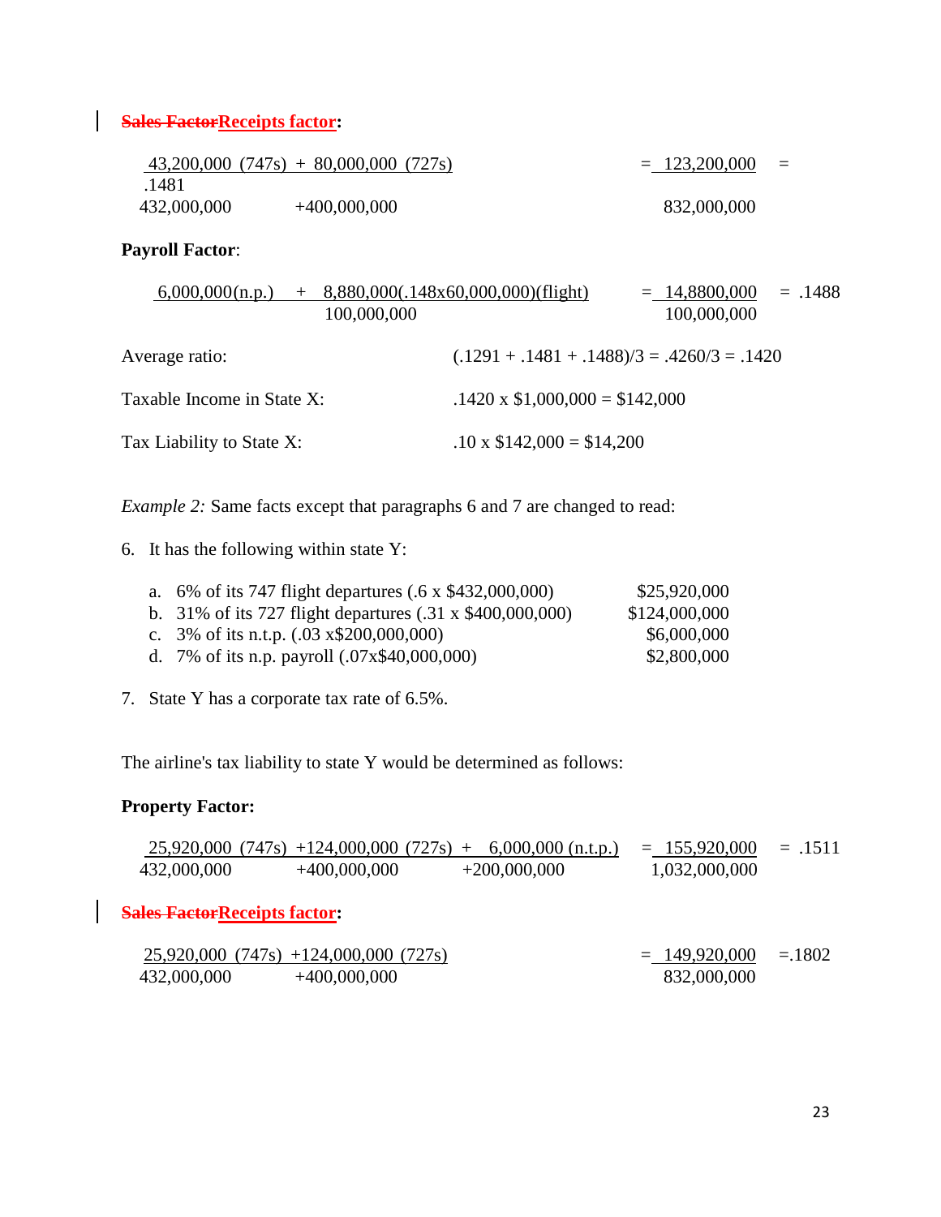**~~Sales Factor~~Receipts factor:**

$$\frac{43{,}200{,}000\ (747s) + 80{,}000{,}000\ (727s)}{432{,}000{,}000 + 400{,}000{,}000} = \frac{123{,}200{,}000}{832{,}000{,}000} = .1481$$

**Payroll Factor**:

$$\frac{6{,}000{,}000(n.p.) + 8{,}880{,}000(.148x60{,}000{,}000)(flight)}{100{,}000{,}000} = \frac{14{,}8800{,}000}{100{,}000{,}000} = .1488$$

Average ratio: (.1291 + .1481 + .1488)/3 = .4260/3 = .1420

Taxable Income in State X: .1420 x $1,000,000 = $142,000

Tax Liability to State X: .10 x $142,000 = $14,200

*Example 2:* Same facts except that paragraphs 6 and 7 are changed to read:

6. It has the following within state Y:

| | |
|---|---|
| a. 6% of its 747 flight departures (.6 x $432,000,000) | $25,920,000 |
| b. 31% of its 727 flight departures (.31 x $400,000,000) | $124,000,000 |
| c. 3% of its n.t.p. (.03 x$200,000,000) | $6,000,000 |
| d. 7% of its n.p. payroll (.07x$40,000,000) | $2,800,000 |

7. State Y has a corporate tax rate of 6.5%.

The airline's tax liability to state Y would be determined as follows:

**Property Factor:**

$$\frac{25{,}920{,}000\ (747s) + 124{,}000{,}000\ (727s) + 6{,}000{,}000\ (n.t.p.)}{432{,}000{,}000 + 400{,}000{,}000 + 200{,}000{,}000} = \frac{155{,}920{,}000}{1{,}032{,}000{,}000} = .1511$$

**~~Sales Factor~~Receipts factor:**

$$\frac{25{,}920{,}000\ (747s) + 124{,}000{,}000\ (727s)}{432{,}000{,}000 + 400{,}000{,}000} = \frac{149{,}920{,}000}{832{,}000{,}000} = .1802$$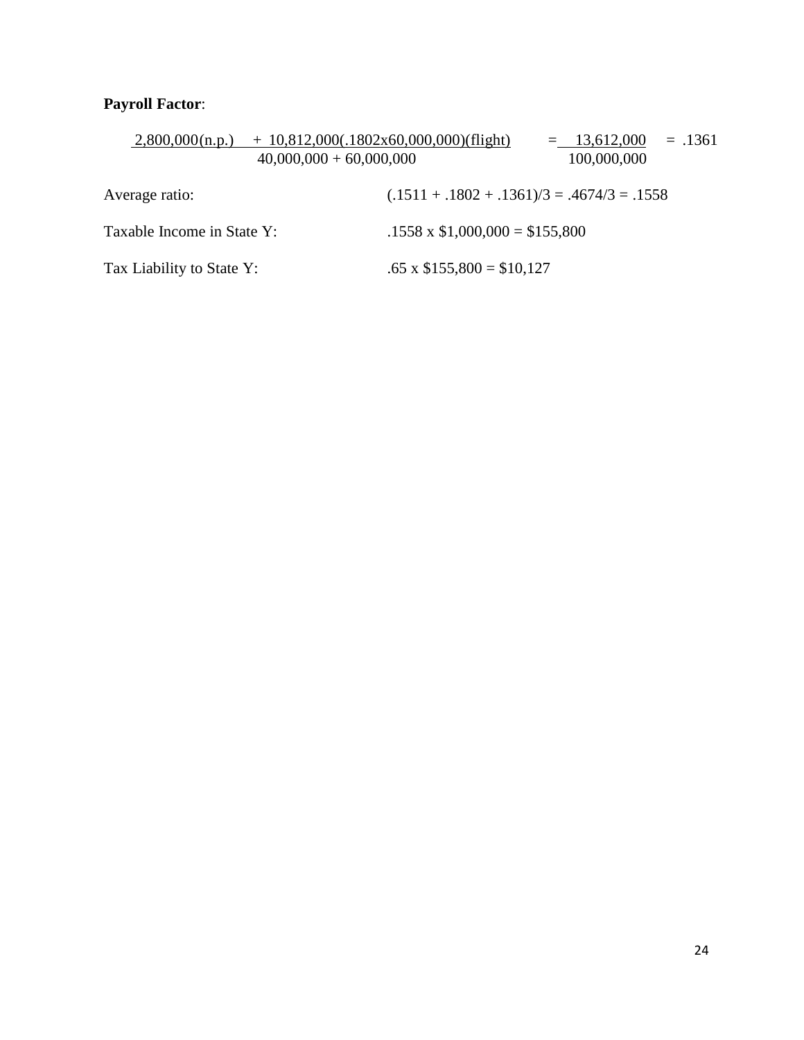**Payroll Factor**:

$$\frac{2{,}800{,}000(\text{n.p.}) \; + \; 10{,}812{,}000(.1802 \text{x} 60{,}000{,}000)(\text{flight})}{40{,}000{,}000 + 60{,}000{,}000} = \frac{13{,}612{,}000}{100{,}000{,}000} = .1361$$

Average ratio: (.1511 + .1802 + .1361)/3 = .4674/3 = .1558

Taxable Income in State Y: .1558 x $1,000,000 = $155,800

Tax Liability to State Y: .65 x $155,800 = $10,127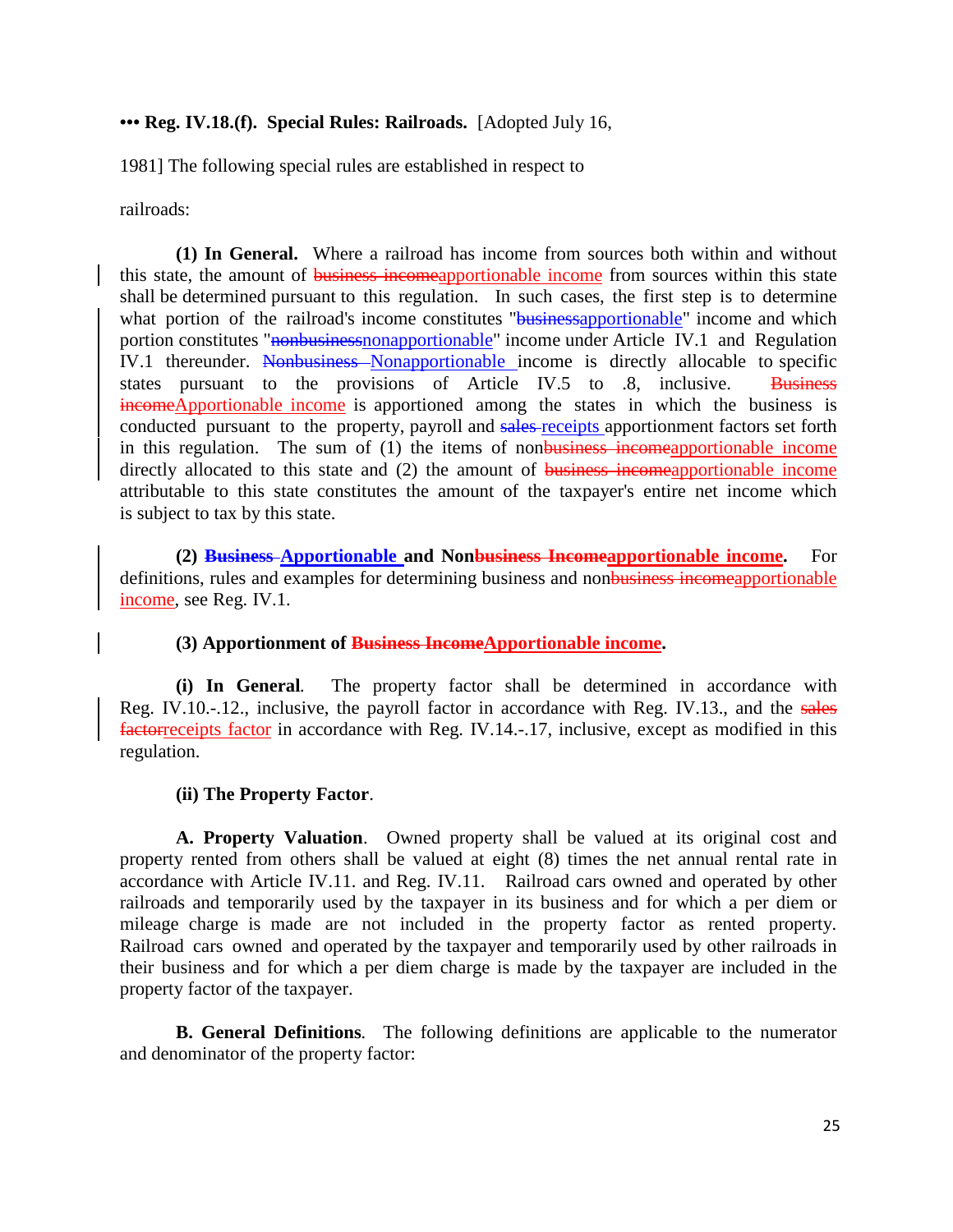••• **Reg. IV.18.(f). Special Rules: Railroads.** [Adopted July 16, 1981] The following special rules are established in respect to railroads:

**(1) In General.** Where a railroad has income from sources both within and without this state, the amount of ~~business income~~apportionable income from sources within this state shall be determined pursuant to this regulation. In such cases, the first step is to determine what portion of the railroad's income constitutes "~~business~~apportionable" income and which portion constitutes "~~nonbusiness~~nonapportionable" income under Article IV.1 and Regulation IV.1 thereunder. ~~Nonbusiness~~ Nonapportionable income is directly allocable to specific states pursuant to the provisions of Article IV.5 to .8, inclusive. ~~Business income~~Apportionable income is apportioned among the states in which the business is conducted pursuant to the property, payroll and ~~sales~~ receipts apportionment factors set forth in this regulation. The sum of (1) the items of non~~business income~~apportionable income directly allocated to this state and (2) the amount of ~~business income~~apportionable income attributable to this state constitutes the amount of the taxpayer's entire net income which is subject to tax by this state.

**(2) ~~Business~~ Apportionable and Non~~business Income~~apportionable income.** For definitions, rules and examples for determining business and non~~business income~~apportionable income, see Reg. IV.1.

**(3) Apportionment of ~~Business Income~~Apportionable income.**

**(i) In General**. The property factor shall be determined in accordance with Reg. IV.10.-.12., inclusive, the payroll factor in accordance with Reg. IV.13., and the ~~sales factor~~receipts factor in accordance with Reg. IV.14.-.17, inclusive, except as modified in this regulation.

**(ii) The Property Factor**.

**A. Property Valuation**. Owned property shall be valued at its original cost and property rented from others shall be valued at eight (8) times the net annual rental rate in accordance with Article IV.11. and Reg. IV.11. Railroad cars owned and operated by other railroads and temporarily used by the taxpayer in its business and for which a per diem or mileage charge is made are not included in the property factor as rented property. Railroad cars owned and operated by the taxpayer and temporarily used by other railroads in their business and for which a per diem charge is made by the taxpayer are included in the property factor of the taxpayer.

**B. General Definitions**. The following definitions are applicable to the numerator and denominator of the property factor: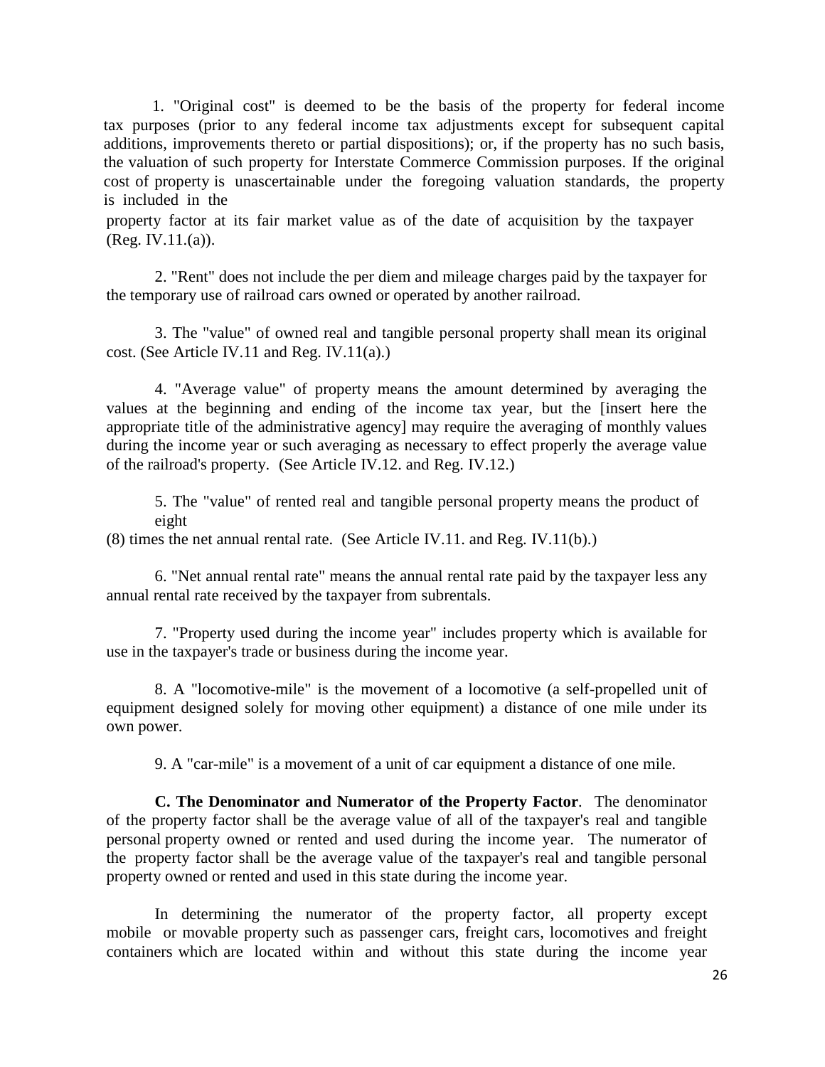1. "Original cost" is deemed to be the basis of the property for federal income tax purposes (prior to any federal income tax adjustments except for subsequent capital additions, improvements thereto or partial dispositions); or, if the property has no such basis, the valuation of such property for Interstate Commerce Commission purposes. If the original cost of property is unascertainable under the foregoing valuation standards, the property is included in the property factor at its fair market value as of the date of acquisition by the taxpayer (Reg. IV.11.(a)).

2. "Rent" does not include the per diem and mileage charges paid by the taxpayer for the temporary use of railroad cars owned or operated by another railroad.

3. The "value" of owned real and tangible personal property shall mean its original cost. (See Article IV.11 and Reg. IV.11(a).)

4. "Average value" of property means the amount determined by averaging the values at the beginning and ending of the income tax year, but the [insert here the appropriate title of the administrative agency] may require the averaging of monthly values during the income year or such averaging as necessary to effect properly the average value of the railroad's property. (See Article IV.12. and Reg. IV.12.)

5. The "value" of rented real and tangible personal property means the product of eight (8) times the net annual rental rate. (See Article IV.11. and Reg. IV.11(b).)

6. "Net annual rental rate" means the annual rental rate paid by the taxpayer less any annual rental rate received by the taxpayer from subrentals.

7. "Property used during the income year" includes property which is available for use in the taxpayer's trade or business during the income year.

8. A "locomotive-mile" is the movement of a locomotive (a self-propelled unit of equipment designed solely for moving other equipment) a distance of one mile under its own power.

9. A "car-mile" is a movement of a unit of car equipment a distance of one mile.

**C. The Denominator and Numerator of the Property Factor**. The denominator of the property factor shall be the average value of all of the taxpayer's real and tangible personal property owned or rented and used during the income year. The numerator of the property factor shall be the average value of the taxpayer's real and tangible personal property owned or rented and used in this state during the income year.

In determining the numerator of the property factor, all property except mobile or movable property such as passenger cars, freight cars, locomotives and freight containers which are located within and without this state during the income year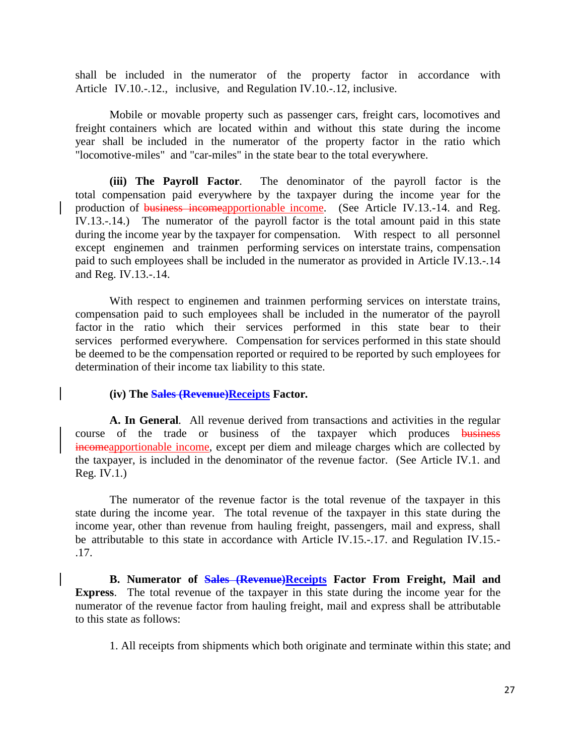shall be included in the numerator of the property factor in accordance with Article IV.10.-.12., inclusive, and Regulation IV.10.-.12, inclusive.

Mobile or movable property such as passenger cars, freight cars, locomotives and freight containers which are located within and without this state during the income year shall be included in the numerator of the property factor in the ratio which "locomotive-miles" and "car-miles" in the state bear to the total everywhere.

**(iii) The Payroll Factor**. The denominator of the payroll factor is the total compensation paid everywhere by the taxpayer during the income year for the production of ~~business income~~apportionable income. (See Article IV.13.-14. and Reg. IV.13.-.14.) The numerator of the payroll factor is the total amount paid in this state during the income year by the taxpayer for compensation. With respect to all personnel except enginemen and trainmen performing services on interstate trains, compensation paid to such employees shall be included in the numerator as provided in Article IV.13.-.14 and Reg. IV.13.-.14.

With respect to enginemen and trainmen performing services on interstate trains, compensation paid to such employees shall be included in the numerator of the payroll factor in the ratio which their services performed in this state bear to their services performed everywhere. Compensation for services performed in this state should be deemed to be the compensation reported or required to be reported by such employees for determination of their income tax liability to this state.

**(iv) The ~~Sales (Revenue)~~Receipts Factor.**

**A. In General**. All revenue derived from transactions and activities in the regular course of the trade or business of the taxpayer which produces ~~business income~~apportionable income, except per diem and mileage charges which are collected by the taxpayer, is included in the denominator of the revenue factor. (See Article IV.1. and Reg. IV.1.)

The numerator of the revenue factor is the total revenue of the taxpayer in this state during the income year. The total revenue of the taxpayer in this state during the income year, other than revenue from hauling freight, passengers, mail and express, shall be attributable to this state in accordance with Article IV.15.-.17. and Regulation IV.15.-.17.

**B. Numerator of ~~Sales (Revenue)~~Receipts Factor From Freight, Mail and Express**. The total revenue of the taxpayer in this state during the income year for the numerator of the revenue factor from hauling freight, mail and express shall be attributable to this state as follows:

1. All receipts from shipments which both originate and terminate within this state; and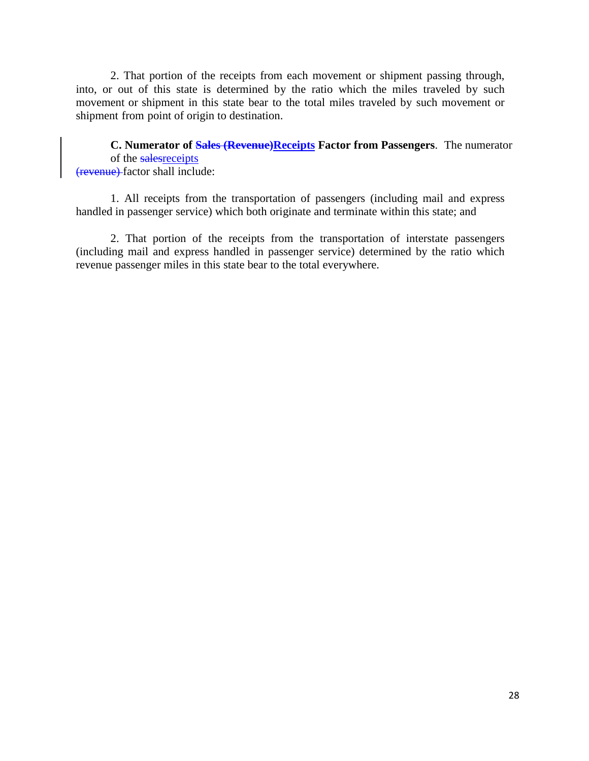2. That portion of the receipts from each movement or shipment passing through, into, or out of this state is determined by the ratio which the miles traveled by such movement or shipment in this state bear to the total miles traveled by such movement or shipment from point of origin to destination.

**C. Numerator of ~~Sales (Revenue)~~Receipts Factor from Passengers**. The numerator of the ~~sales~~receipts ~~(revenue)~~ factor shall include:

1. All receipts from the transportation of passengers (including mail and express handled in passenger service) which both originate and terminate within this state; and

2. That portion of the receipts from the transportation of interstate passengers (including mail and express handled in passenger service) determined by the ratio which revenue passenger miles in this state bear to the total everywhere.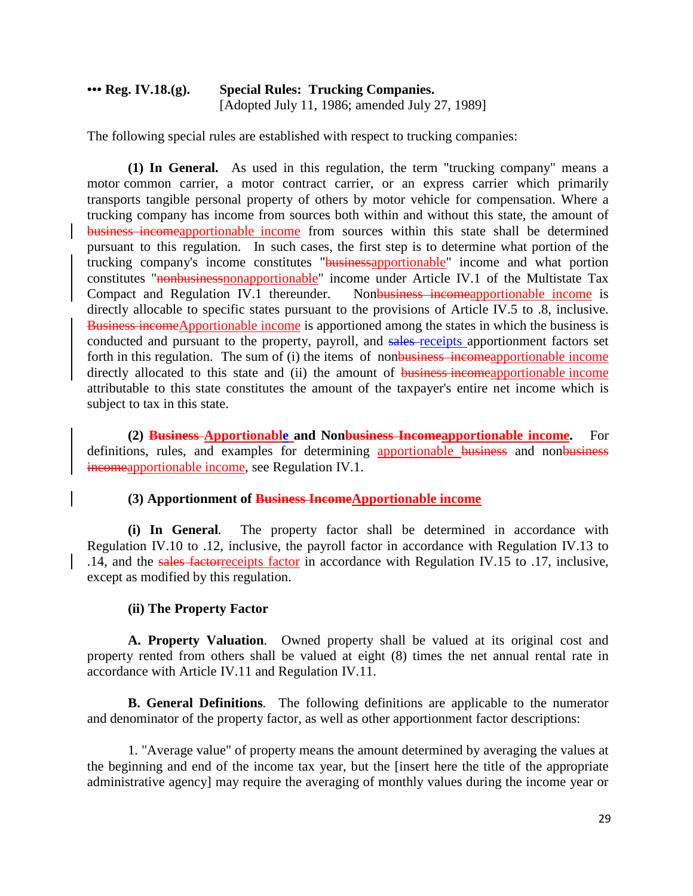**••• Reg. IV.18.(g). Special Rules: Trucking Companies.**
[Adopted July 11, 1986; amended July 27, 1989]

The following special rules are established with respect to trucking companies:

**(1) In General.** As used in this regulation, the term "trucking company" means a motor common carrier, a motor contract carrier, or an express carrier which primarily transports tangible personal property of others by motor vehicle for compensation. Where a trucking company has income from sources both within and without this state, the amount of ~~business income~~apportionable income from sources within this state shall be determined pursuant to this regulation. In such cases, the first step is to determine what portion of the trucking company's income constitutes "~~business~~apportionable" income and what portion constitutes "~~nonbusiness~~nonapportionable" income under Article IV.1 of the Multistate Tax Compact and Regulation IV.1 thereunder. Non~~business income~~apportionable income is directly allocable to specific states pursuant to the provisions of Article IV.5 to .8, inclusive. ~~Business income~~Apportionable income is apportioned among the states in which the business is conducted and pursuant to the property, payroll, and ~~sales~~ receipts apportionment factors set forth in this regulation. The sum of (i) the items of non~~business income~~apportionable income directly allocated to this state and (ii) the amount of ~~business income~~apportionable income attributable to this state constitutes the amount of the taxpayer's entire net income which is subject to tax in this state.

**(2) ~~Business~~ Apportionable and Non~~business Income~~apportionable income.** For definitions, rules, and examples for determining apportionable ~~business~~ and non~~business income~~apportionable income, see Regulation IV.1.

**(3) Apportionment of ~~Business Income~~Apportionable income**

**(i) In General**. The property factor shall be determined in accordance with Regulation IV.10 to .12, inclusive, the payroll factor in accordance with Regulation IV.13 to .14, and the ~~sales factor~~receipts factor in accordance with Regulation IV.15 to .17, inclusive, except as modified by this regulation.

**(ii) The Property Factor**

**A. Property Valuation**. Owned property shall be valued at its original cost and property rented from others shall be valued at eight (8) times the net annual rental rate in accordance with Article IV.11 and Regulation IV.11.

**B. General Definitions**. The following definitions are applicable to the numerator and denominator of the property factor, as well as other apportionment factor descriptions:

1. "Average value" of property means the amount determined by averaging the values at the beginning and end of the income tax year, but the [insert here the title of the appropriate administrative agency] may require the averaging of monthly values during the income year or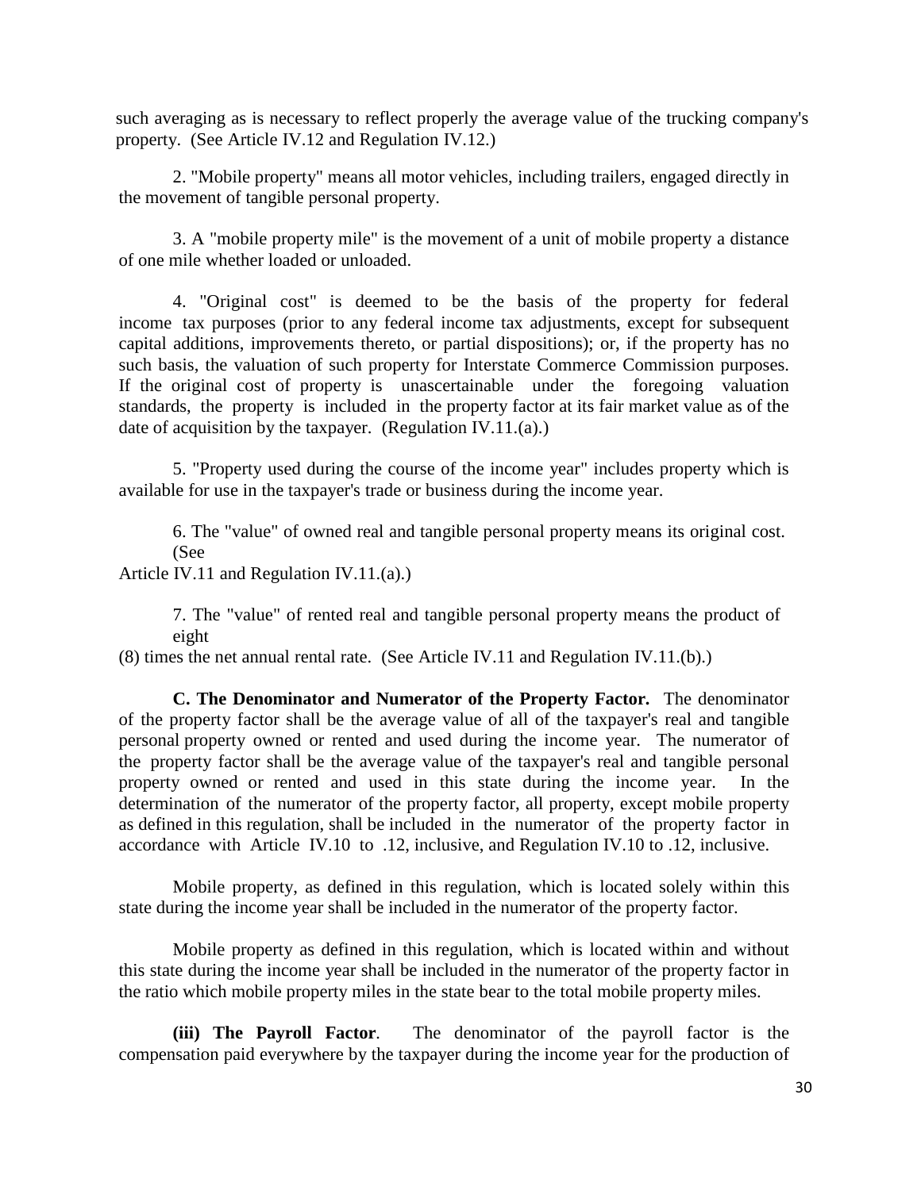such averaging as is necessary to reflect properly the average value of the trucking company's property. (See Article IV.12 and Regulation IV.12.)

2. "Mobile property" means all motor vehicles, including trailers, engaged directly in the movement of tangible personal property.

3. A "mobile property mile" is the movement of a unit of mobile property a distance of one mile whether loaded or unloaded.

4. "Original cost" is deemed to be the basis of the property for federal income tax purposes (prior to any federal income tax adjustments, except for subsequent capital additions, improvements thereto, or partial dispositions); or, if the property has no such basis, the valuation of such property for Interstate Commerce Commission purposes. If the original cost of property is unascertainable under the foregoing valuation standards, the property is included in the property factor at its fair market value as of the date of acquisition by the taxpayer. (Regulation IV.11.(a).)

5. "Property used during the course of the income year" includes property which is available for use in the taxpayer's trade or business during the income year.

6. The "value" of owned real and tangible personal property means its original cost. (See Article IV.11 and Regulation IV.11.(a).)

7. The "value" of rented real and tangible personal property means the product of eight (8) times the net annual rental rate. (See Article IV.11 and Regulation IV.11.(b).)

**C. The Denominator and Numerator of the Property Factor.** The denominator of the property factor shall be the average value of all of the taxpayer's real and tangible personal property owned or rented and used during the income year. The numerator of the property factor shall be the average value of the taxpayer's real and tangible personal property owned or rented and used in this state during the income year. In the determination of the numerator of the property factor, all property, except mobile property as defined in this regulation, shall be included in the numerator of the property factor in accordance with Article IV.10 to .12, inclusive, and Regulation IV.10 to .12, inclusive.

Mobile property, as defined in this regulation, which is located solely within this state during the income year shall be included in the numerator of the property factor.

Mobile property as defined in this regulation, which is located within and without this state during the income year shall be included in the numerator of the property factor in the ratio which mobile property miles in the state bear to the total mobile property miles.

**(iii) The Payroll Factor**. The denominator of the payroll factor is the compensation paid everywhere by the taxpayer during the income year for the production of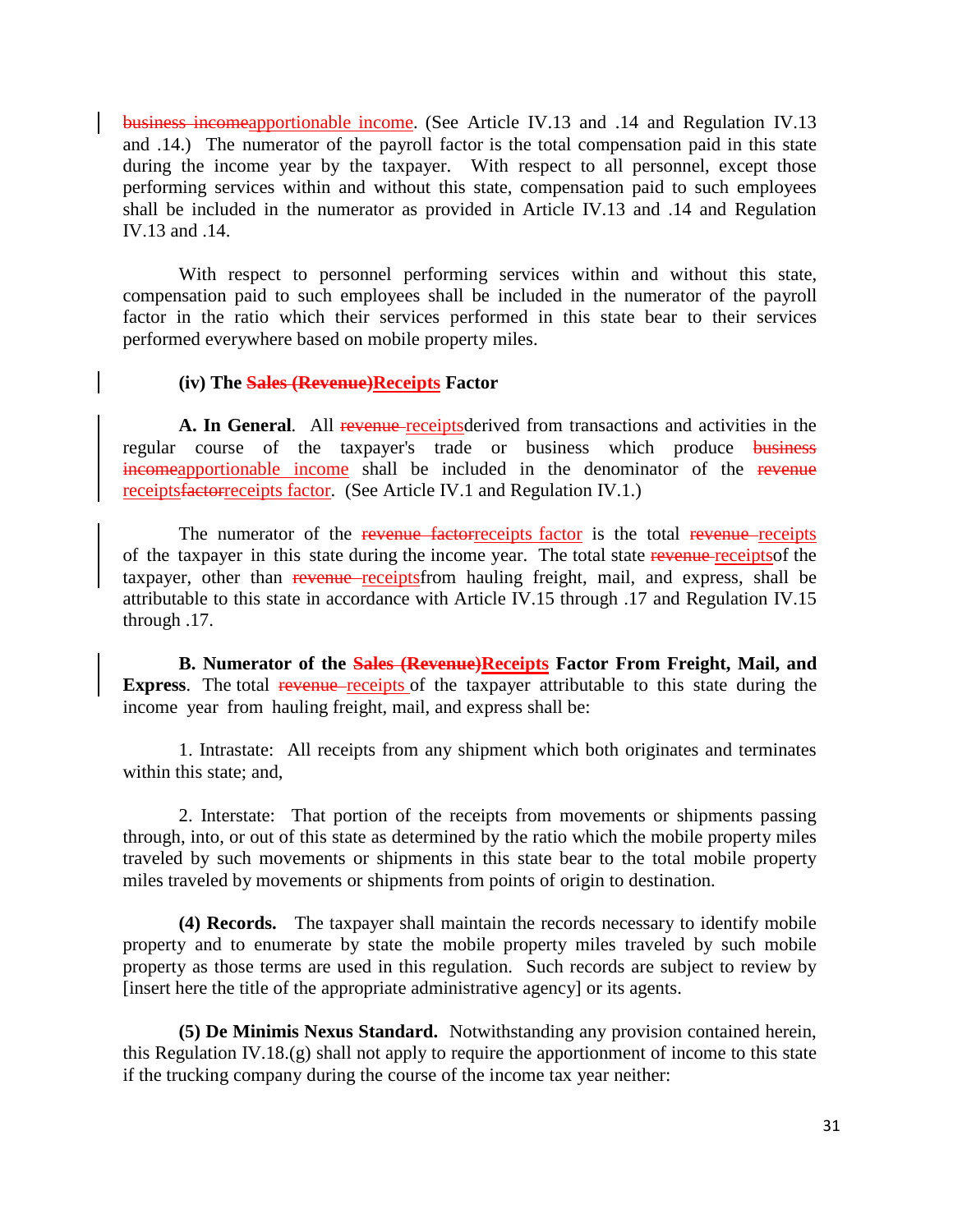~~business income~~apportionable income. (See Article IV.13 and .14 and Regulation IV.13 and .14.) The numerator of the payroll factor is the total compensation paid in this state during the income year by the taxpayer. With respect to all personnel, except those performing services within and without this state, compensation paid to such employees shall be included in the numerator as provided in Article IV.13 and .14 and Regulation IV.13 and .14.

With respect to personnel performing services within and without this state, compensation paid to such employees shall be included in the numerator of the payroll factor in the ratio which their services performed in this state bear to their services performed everywhere based on mobile property miles.

**(iv) The ~~Sales (Revenue)~~Receipts Factor**

**A. In General**. All ~~revenue~~ receiptsderived from transactions and activities in the regular course of the taxpayer's trade or business which produce ~~business income~~apportionable income shall be included in the denominator of the ~~revenue receipts~~~~factor~~receipts factor. (See Article IV.1 and Regulation IV.1.)

The numerator of the ~~revenue factor~~receipts factor is the total ~~revenue~~ receipts of the taxpayer in this state during the income year. The total state ~~revenue~~ receiptsof the taxpayer, other than ~~revenue~~ receiptsfrom hauling freight, mail, and express, shall be attributable to this state in accordance with Article IV.15 through .17 and Regulation IV.15 through .17.

**B. Numerator of the ~~Sales (Revenue)~~Receipts Factor From Freight, Mail, and Express**. The total ~~revenue~~ receipts of the taxpayer attributable to this state during the income year from hauling freight, mail, and express shall be:

1. Intrastate: All receipts from any shipment which both originates and terminates within this state; and,

2. Interstate: That portion of the receipts from movements or shipments passing through, into, or out of this state as determined by the ratio which the mobile property miles traveled by such movements or shipments in this state bear to the total mobile property miles traveled by movements or shipments from points of origin to destination.

**(4) Records.** The taxpayer shall maintain the records necessary to identify mobile property and to enumerate by state the mobile property miles traveled by such mobile property as those terms are used in this regulation. Such records are subject to review by [insert here the title of the appropriate administrative agency] or its agents.

**(5) De Minimis Nexus Standard.** Notwithstanding any provision contained herein, this Regulation IV.18.(g) shall not apply to require the apportionment of income to this state if the trucking company during the course of the income tax year neither: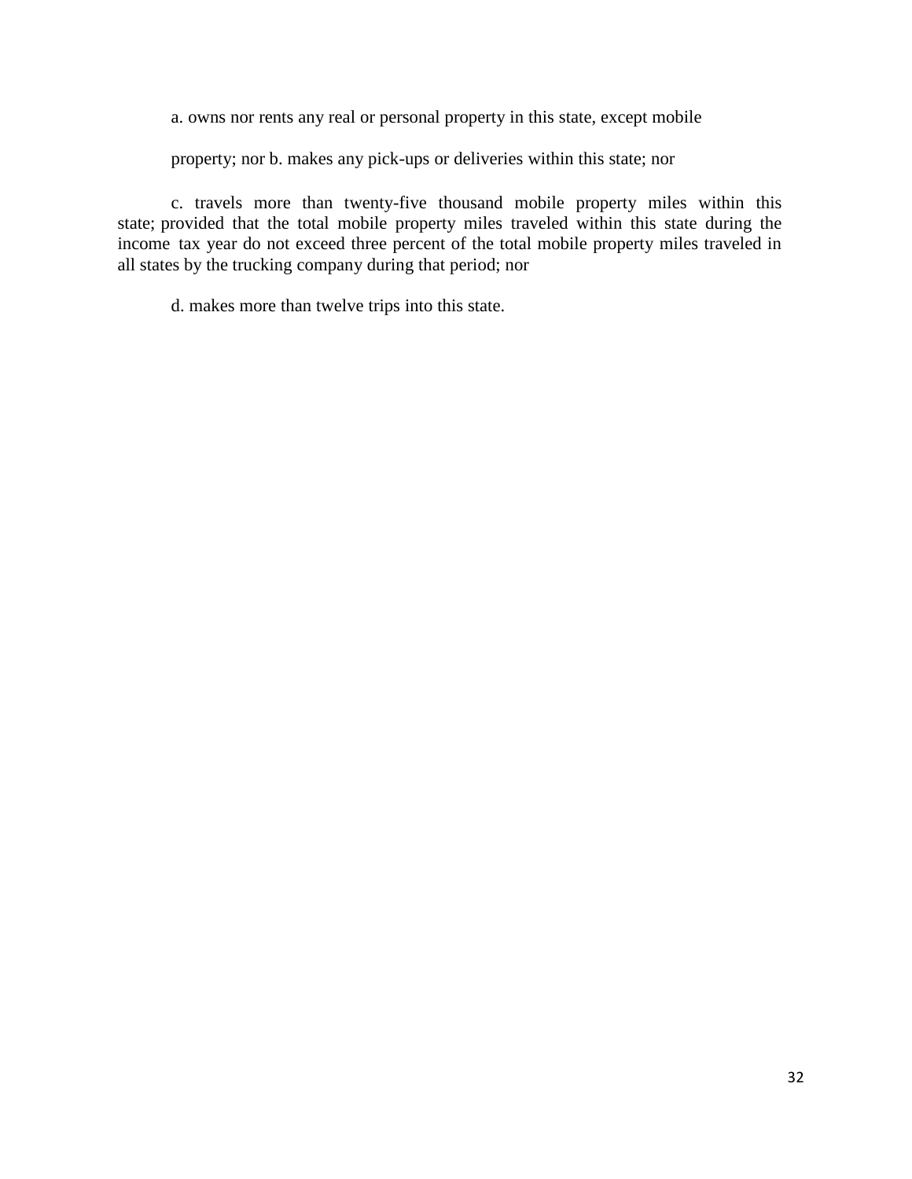a. owns nor rents any real or personal property in this state, except mobile

property; nor b. makes any pick-ups or deliveries within this state; nor

c. travels more than twenty-five thousand mobile property miles within this state; provided that the total mobile property miles traveled within this state during the income tax year do not exceed three percent of the total mobile property miles traveled in all states by the trucking company during that period; nor

d. makes more than twelve trips into this state.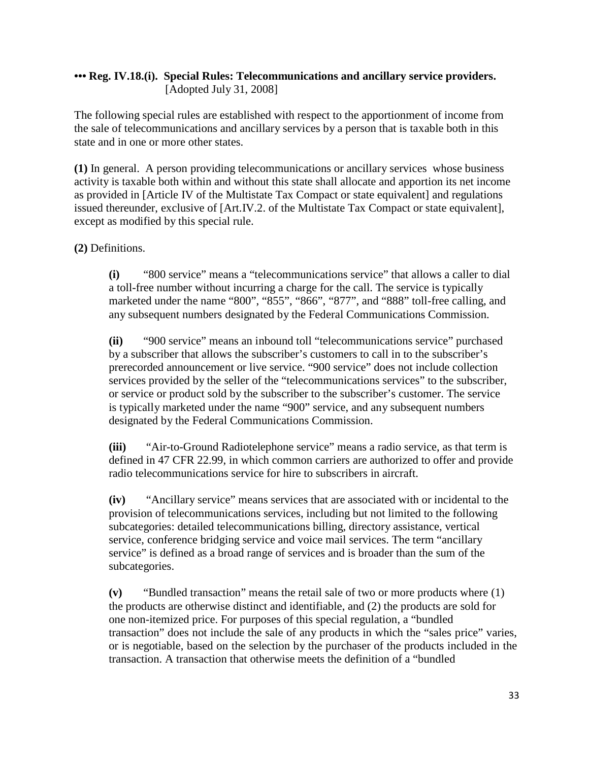**••• Reg. IV.18.(i). Special Rules: Telecommunications and ancillary service providers.** [Adopted July 31, 2008]

The following special rules are established with respect to the apportionment of income from the sale of telecommunications and ancillary services by a person that is taxable both in this state and in one or more other states.

**(1)** In general. A person providing telecommunications or ancillary services whose business activity is taxable both within and without this state shall allocate and apportion its net income as provided in [Article IV of the Multistate Tax Compact or state equivalent] and regulations issued thereunder, exclusive of [Art.IV.2. of the Multistate Tax Compact or state equivalent], except as modified by this special rule.

**(2)** Definitions.

> **(i)** "800 service" means a "telecommunications service" that allows a caller to dial a toll-free number without incurring a charge for the call. The service is typically marketed under the name "800", "855", "866", "877", and "888" toll-free calling, and any subsequent numbers designated by the Federal Communications Commission.
>
> **(ii)** "900 service" means an inbound toll "telecommunications service" purchased by a subscriber that allows the subscriber's customers to call in to the subscriber's prerecorded announcement or live service. "900 service" does not include collection services provided by the seller of the "telecommunications services" to the subscriber, or service or product sold by the subscriber to the subscriber's customer. The service is typically marketed under the name "900" service, and any subsequent numbers designated by the Federal Communications Commission.
>
> **(iii)** "Air-to-Ground Radiotelephone service" means a radio service, as that term is defined in 47 CFR 22.99, in which common carriers are authorized to offer and provide radio telecommunications service for hire to subscribers in aircraft.
>
> **(iv)** "Ancillary service" means services that are associated with or incidental to the provision of telecommunications services, including but not limited to the following subcategories: detailed telecommunications billing, directory assistance, vertical service, conference bridging service and voice mail services. The term "ancillary service" is defined as a broad range of services and is broader than the sum of the subcategories.
>
> **(v)** "Bundled transaction" means the retail sale of two or more products where (1) the products are otherwise distinct and identifiable, and (2) the products are sold for one non-itemized price. For purposes of this special regulation, a "bundled transaction" does not include the sale of any products in which the "sales price" varies, or is negotiable, based on the selection by the purchaser of the products included in the transaction. A transaction that otherwise meets the definition of a "bundled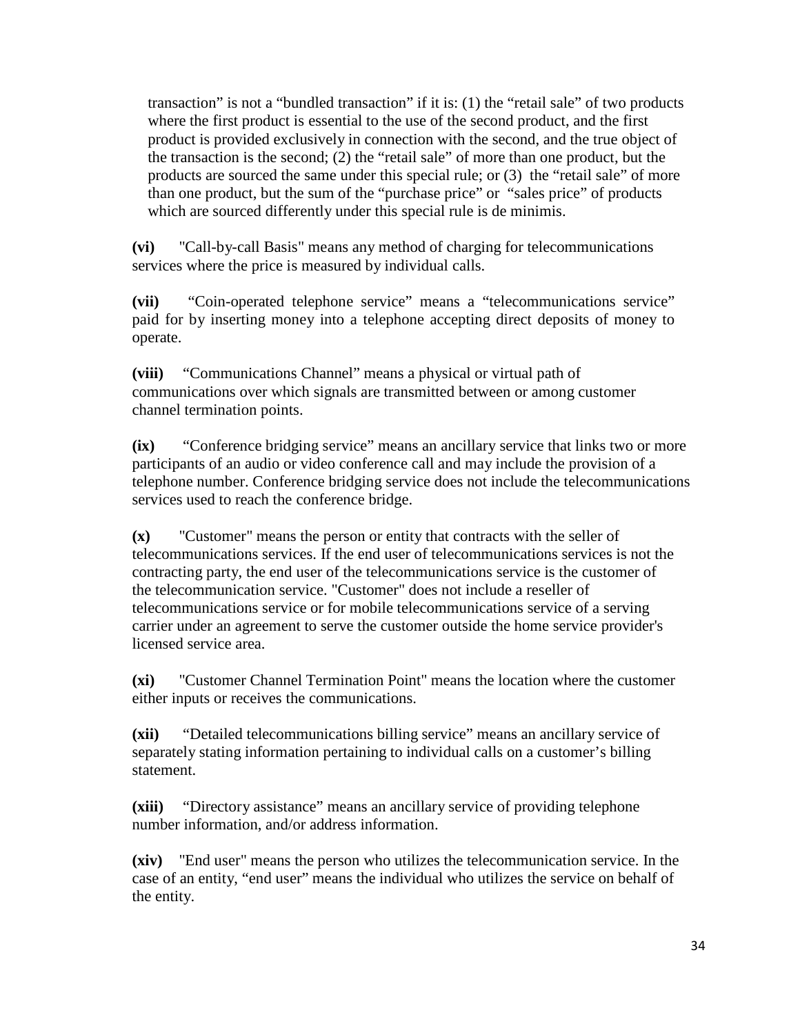transaction" is not a "bundled transaction" if it is: (1) the "retail sale" of two products where the first product is essential to the use of the second product, and the first product is provided exclusively in connection with the second, and the true object of the transaction is the second; (2) the "retail sale" of more than one product, but the products are sourced the same under this special rule; or (3) the "retail sale" of more than one product, but the sum of the "purchase price" or "sales price" of products which are sourced differently under this special rule is de minimis.

**(vi)** "Call-by-call Basis" means any method of charging for telecommunications services where the price is measured by individual calls.

**(vii)** "Coin-operated telephone service" means a "telecommunications service" paid for by inserting money into a telephone accepting direct deposits of money to operate.

**(viii)** "Communications Channel" means a physical or virtual path of communications over which signals are transmitted between or among customer channel termination points.

**(ix)** "Conference bridging service" means an ancillary service that links two or more participants of an audio or video conference call and may include the provision of a telephone number. Conference bridging service does not include the telecommunications services used to reach the conference bridge.

**(x)** "Customer" means the person or entity that contracts with the seller of telecommunications services. If the end user of telecommunications services is not the contracting party, the end user of the telecommunications service is the customer of the telecommunication service. "Customer" does not include a reseller of telecommunications service or for mobile telecommunications service of a serving carrier under an agreement to serve the customer outside the home service provider's licensed service area.

**(xi)** "Customer Channel Termination Point" means the location where the customer either inputs or receives the communications.

**(xii)** "Detailed telecommunications billing service" means an ancillary service of separately stating information pertaining to individual calls on a customer's billing statement.

**(xiii)** "Directory assistance" means an ancillary service of providing telephone number information, and/or address information.

**(xiv)** "End user" means the person who utilizes the telecommunication service. In the case of an entity, "end user" means the individual who utilizes the service on behalf of the entity.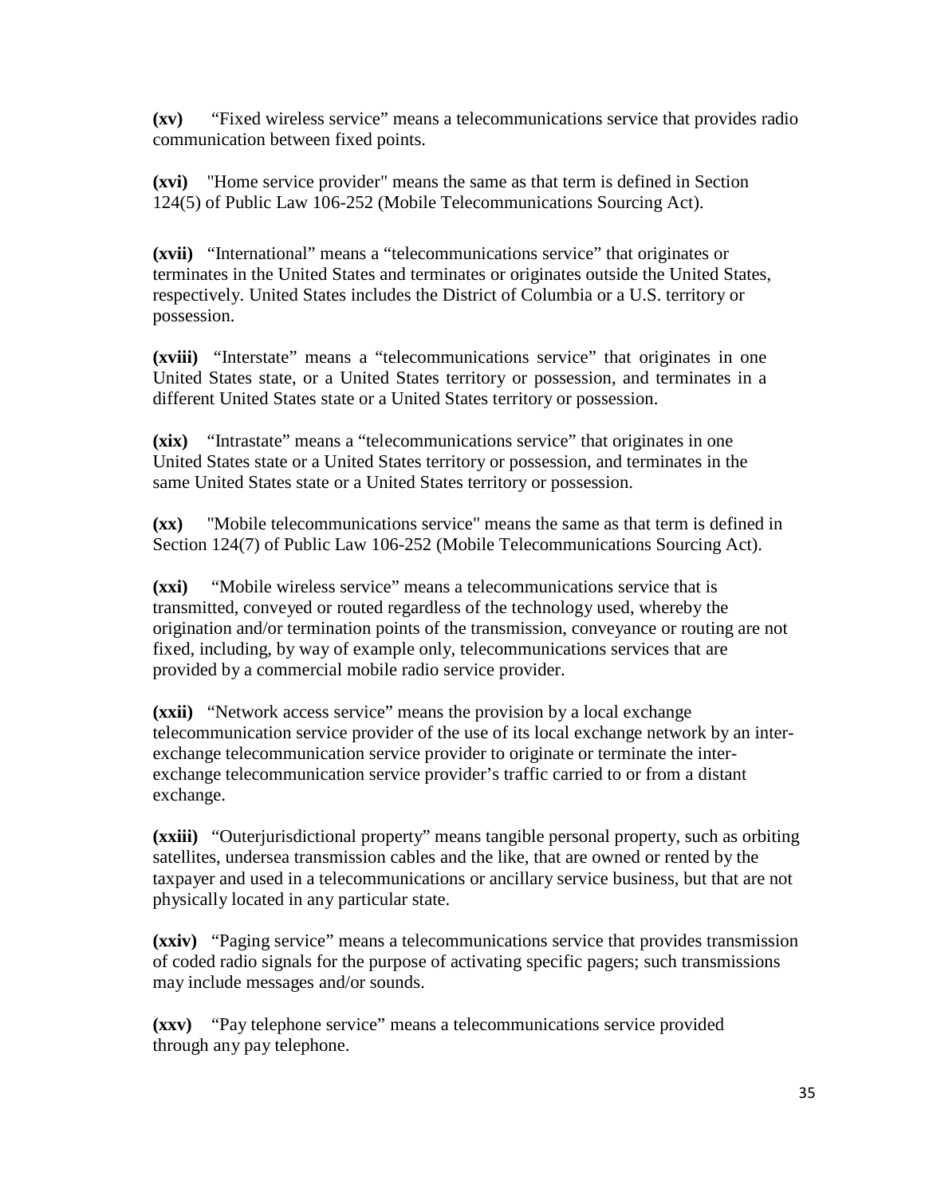**(xv)** "Fixed wireless service" means a telecommunications service that provides radio communication between fixed points.

**(xvi)** "Home service provider" means the same as that term is defined in Section 124(5) of Public Law 106-252 (Mobile Telecommunications Sourcing Act).

**(xvii)** "International" means a "telecommunications service" that originates or terminates in the United States and terminates or originates outside the United States, respectively. United States includes the District of Columbia or a U.S. territory or possession.

**(xviii)** "Interstate" means a "telecommunications service" that originates in one United States state, or a United States territory or possession, and terminates in a different United States state or a United States territory or possession.

**(xix)** "Intrastate" means a "telecommunications service" that originates in one United States state or a United States territory or possession, and terminates in the same United States state or a United States territory or possession.

**(xx)** "Mobile telecommunications service" means the same as that term is defined in Section 124(7) of Public Law 106-252 (Mobile Telecommunications Sourcing Act).

**(xxi)** "Mobile wireless service" means a telecommunications service that is transmitted, conveyed or routed regardless of the technology used, whereby the origination and/or termination points of the transmission, conveyance or routing are not fixed, including, by way of example only, telecommunications services that are provided by a commercial mobile radio service provider.

**(xxii)** "Network access service" means the provision by a local exchange telecommunication service provider of the use of its local exchange network by an inter-exchange telecommunication service provider to originate or terminate the inter-exchange telecommunication service provider's traffic carried to or from a distant exchange.

**(xxiii)** "Outerjurisdictional property" means tangible personal property, such as orbiting satellites, undersea transmission cables and the like, that are owned or rented by the taxpayer and used in a telecommunications or ancillary service business, but that are not physically located in any particular state.

**(xxiv)** "Paging service" means a telecommunications service that provides transmission of coded radio signals for the purpose of activating specific pagers; such transmissions may include messages and/or sounds.

**(xxv)** "Pay telephone service" means a telecommunications service provided through any pay telephone.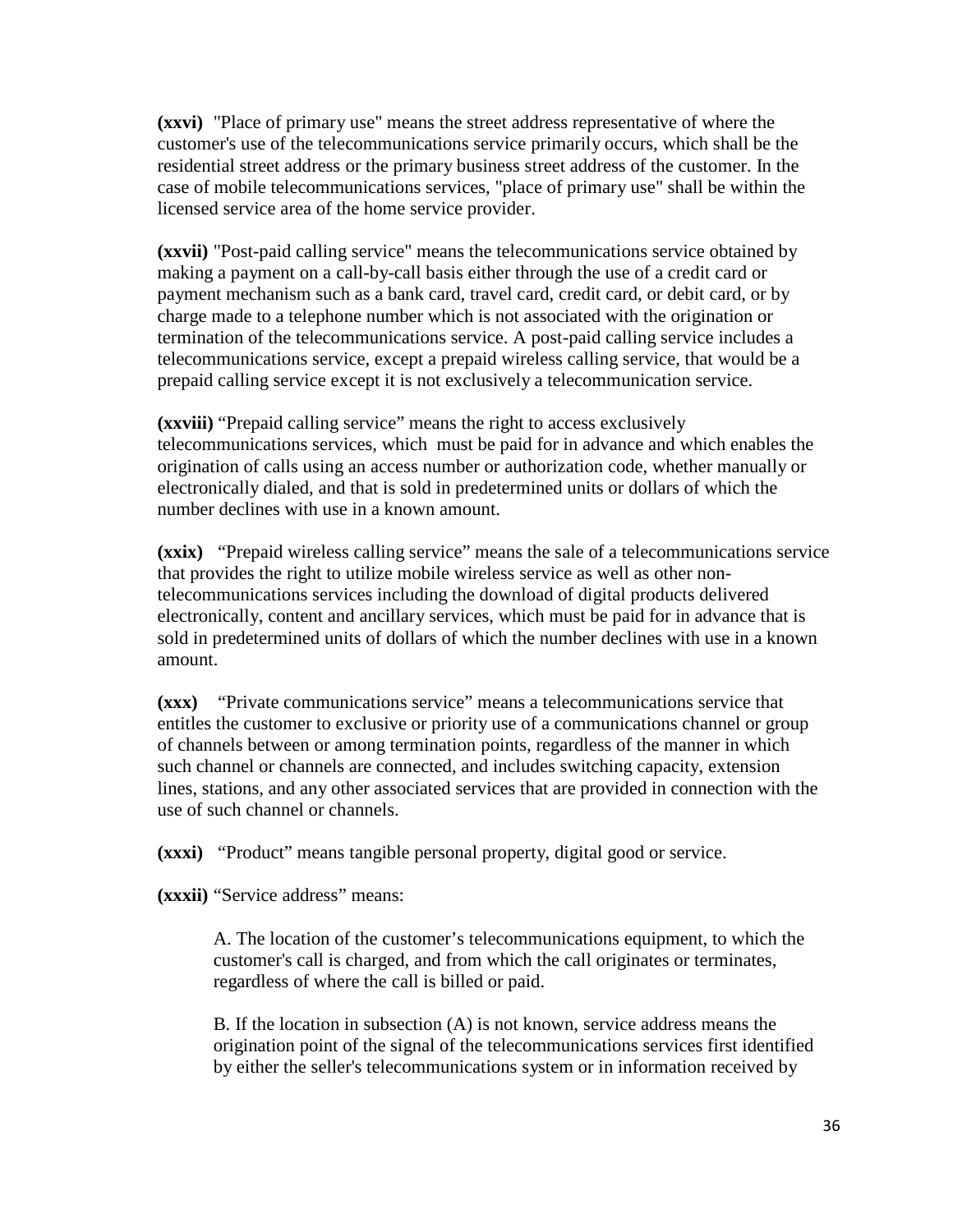**(xxvi)** "Place of primary use" means the street address representative of where the customer's use of the telecommunications service primarily occurs, which shall be the residential street address or the primary business street address of the customer. In the case of mobile telecommunications services, "place of primary use" shall be within the licensed service area of the home service provider.

**(xxvii)** "Post-paid calling service" means the telecommunications service obtained by making a payment on a call-by-call basis either through the use of a credit card or payment mechanism such as a bank card, travel card, credit card, or debit card, or by charge made to a telephone number which is not associated with the origination or termination of the telecommunications service. A post-paid calling service includes a telecommunications service, except a prepaid wireless calling service, that would be a prepaid calling service except it is not exclusively a telecommunication service.

**(xxviii)** "Prepaid calling service" means the right to access exclusively telecommunications services, which must be paid for in advance and which enables the origination of calls using an access number or authorization code, whether manually or electronically dialed, and that is sold in predetermined units or dollars of which the number declines with use in a known amount.

**(xxix)** "Prepaid wireless calling service" means the sale of a telecommunications service that provides the right to utilize mobile wireless service as well as other non-telecommunications services including the download of digital products delivered electronically, content and ancillary services, which must be paid for in advance that is sold in predetermined units of dollars of which the number declines with use in a known amount.

**(xxx)** "Private communications service" means a telecommunications service that entitles the customer to exclusive or priority use of a communications channel or group of channels between or among termination points, regardless of the manner in which such channel or channels are connected, and includes switching capacity, extension lines, stations, and any other associated services that are provided in connection with the use of such channel or channels.

**(xxxi)** "Product" means tangible personal property, digital good or service.

**(xxxii)** "Service address" means:

A. The location of the customer's telecommunications equipment, to which the customer's call is charged, and from which the call originates or terminates, regardless of where the call is billed or paid.

B. If the location in subsection (A) is not known, service address means the origination point of the signal of the telecommunications services first identified by either the seller's telecommunications system or in information received by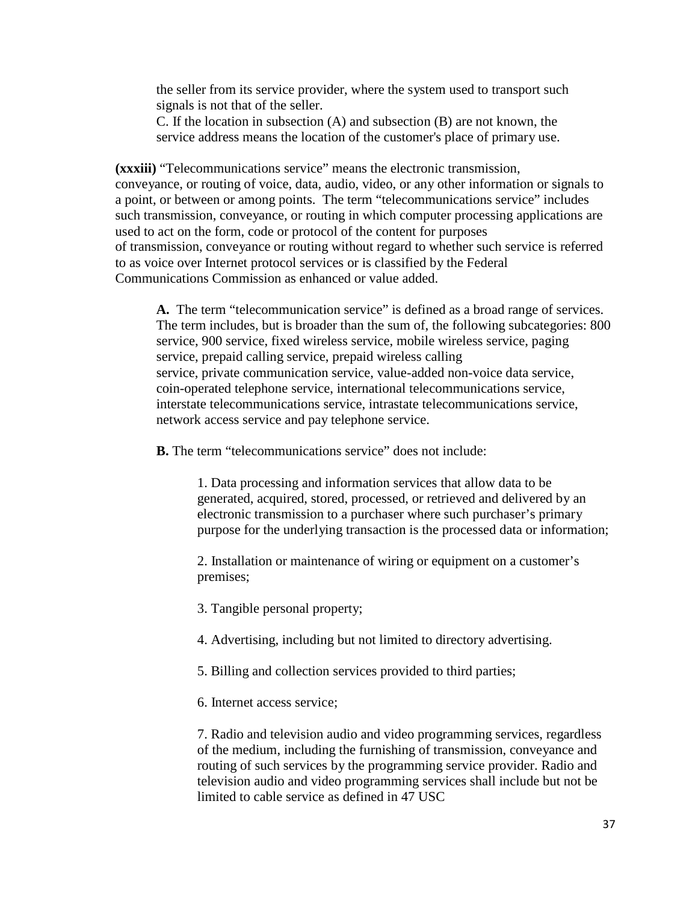the seller from its service provider, where the system used to transport such signals is not that of the seller.

C. If the location in subsection (A) and subsection (B) are not known, the service address means the location of the customer's place of primary use.

**(xxxiii)** “Telecommunications service” means the electronic transmission, conveyance, or routing of voice, data, audio, video, or any other information or signals to a point, or between or among points. The term “telecommunications service” includes such transmission, conveyance, or routing in which computer processing applications are used to act on the form, code or protocol of the content for purposes of transmission, conveyance or routing without regard to whether such service is referred to as voice over Internet protocol services or is classified by the Federal Communications Commission as enhanced or value added.

**A.** The term “telecommunication service” is defined as a broad range of services. The term includes, but is broader than the sum of, the following subcategories: 800 service, 900 service, fixed wireless service, mobile wireless service, paging service, prepaid calling service, prepaid wireless calling service, private communication service, value-added non-voice data service, coin-operated telephone service, international telecommunications service, interstate telecommunications service, intrastate telecommunications service, network access service and pay telephone service.

**B.** The term “telecommunications service” does not include:

1. Data processing and information services that allow data to be generated, acquired, stored, processed, or retrieved and delivered by an electronic transmission to a purchaser where such purchaser’s primary purpose for the underlying transaction is the processed data or information;

2. Installation or maintenance of wiring or equipment on a customer’s premises;

3. Tangible personal property;

4. Advertising, including but not limited to directory advertising.

5. Billing and collection services provided to third parties;

6. Internet access service;

7. Radio and television audio and video programming services, regardless of the medium, including the furnishing of transmission, conveyance and routing of such services by the programming service provider. Radio and television audio and video programming services shall include but not be limited to cable service as defined in 47 USC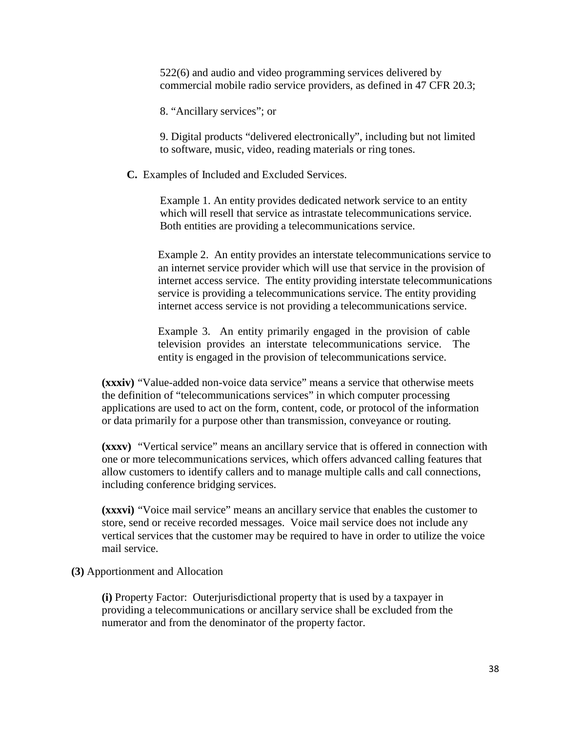522(6) and audio and video programming services delivered by commercial mobile radio service providers, as defined in 47 CFR 20.3;

8. “Ancillary services”; or

9. Digital products “delivered electronically”, including but not limited to software, music, video, reading materials or ring tones.

**C.** Examples of Included and Excluded Services.

Example 1. An entity provides dedicated network service to an entity which will resell that service as intrastate telecommunications service. Both entities are providing a telecommunications service.

Example 2. An entity provides an interstate telecommunications service to an internet service provider which will use that service in the provision of internet access service. The entity providing interstate telecommunications service is providing a telecommunications service. The entity providing internet access service is not providing a telecommunications service.

Example 3. An entity primarily engaged in the provision of cable television provides an interstate telecommunications service. The entity is engaged in the provision of telecommunications service.

**(xxxiv)** “Value-added non-voice data service” means a service that otherwise meets the definition of “telecommunications services” in which computer processing applications are used to act on the form, content, code, or protocol of the information or data primarily for a purpose other than transmission, conveyance or routing.

**(xxxv)** “Vertical service” means an ancillary service that is offered in connection with one or more telecommunications services, which offers advanced calling features that allow customers to identify callers and to manage multiple calls and call connections, including conference bridging services.

**(xxxvi)** “Voice mail service” means an ancillary service that enables the customer to store, send or receive recorded messages. Voice mail service does not include any vertical services that the customer may be required to have in order to utilize the voice mail service.

**(3)** Apportionment and Allocation

**(i)** Property Factor: Outerjurisdictional property that is used by a taxpayer in providing a telecommunications or ancillary service shall be excluded from the numerator and from the denominator of the property factor.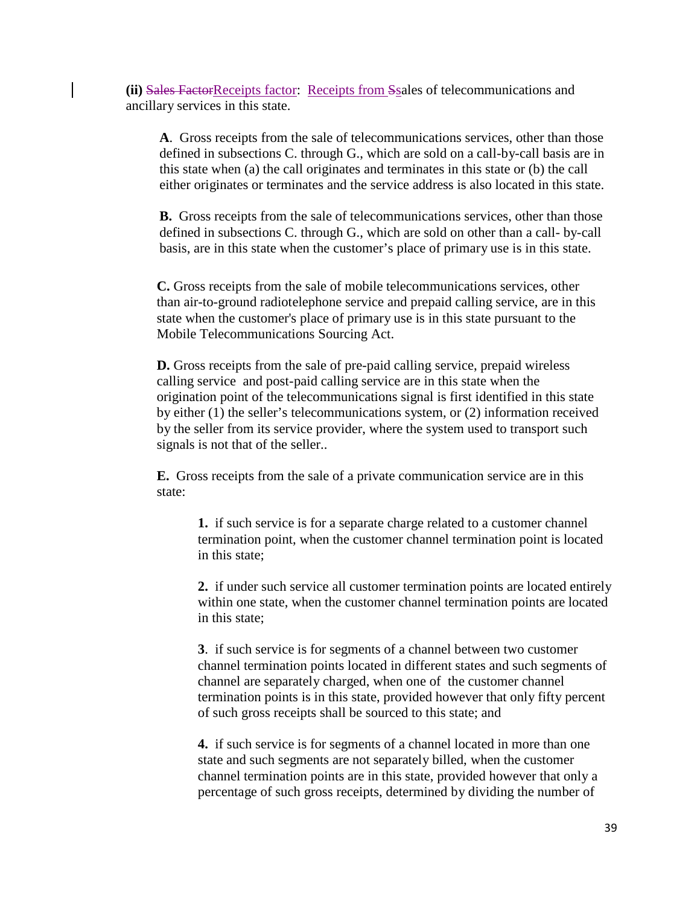**(ii)** ~~Sales Factor~~Receipts factor: Receipts from ~~S~~sales of telecommunications and ancillary services in this state.

**A**. Gross receipts from the sale of telecommunications services, other than those defined in subsections C. through G., which are sold on a call-by-call basis are in this state when (a) the call originates and terminates in this state or (b) the call either originates or terminates and the service address is also located in this state.

**B.** Gross receipts from the sale of telecommunications services, other than those defined in subsections C. through G., which are sold on other than a call- by-call basis, are in this state when the customer's place of primary use is in this state.

**C.** Gross receipts from the sale of mobile telecommunications services, other than air-to-ground radiotelephone service and prepaid calling service, are in this state when the customer's place of primary use is in this state pursuant to the Mobile Telecommunications Sourcing Act.

**D.** Gross receipts from the sale of pre-paid calling service, prepaid wireless calling service and post-paid calling service are in this state when the origination point of the telecommunications signal is first identified in this state by either (1) the seller's telecommunications system, or (2) information received by the seller from its service provider, where the system used to transport such signals is not that of the seller..

**E.** Gross receipts from the sale of a private communication service are in this state:

**1.** if such service is for a separate charge related to a customer channel termination point, when the customer channel termination point is located in this state;

**2.** if under such service all customer termination points are located entirely within one state, when the customer channel termination points are located in this state;

**3**. if such service is for segments of a channel between two customer channel termination points located in different states and such segments of channel are separately charged, when one of the customer channel termination points is in this state, provided however that only fifty percent of such gross receipts shall be sourced to this state; and

**4.** if such service is for segments of a channel located in more than one state and such segments are not separately billed, when the customer channel termination points are in this state, provided however that only a percentage of such gross receipts, determined by dividing the number of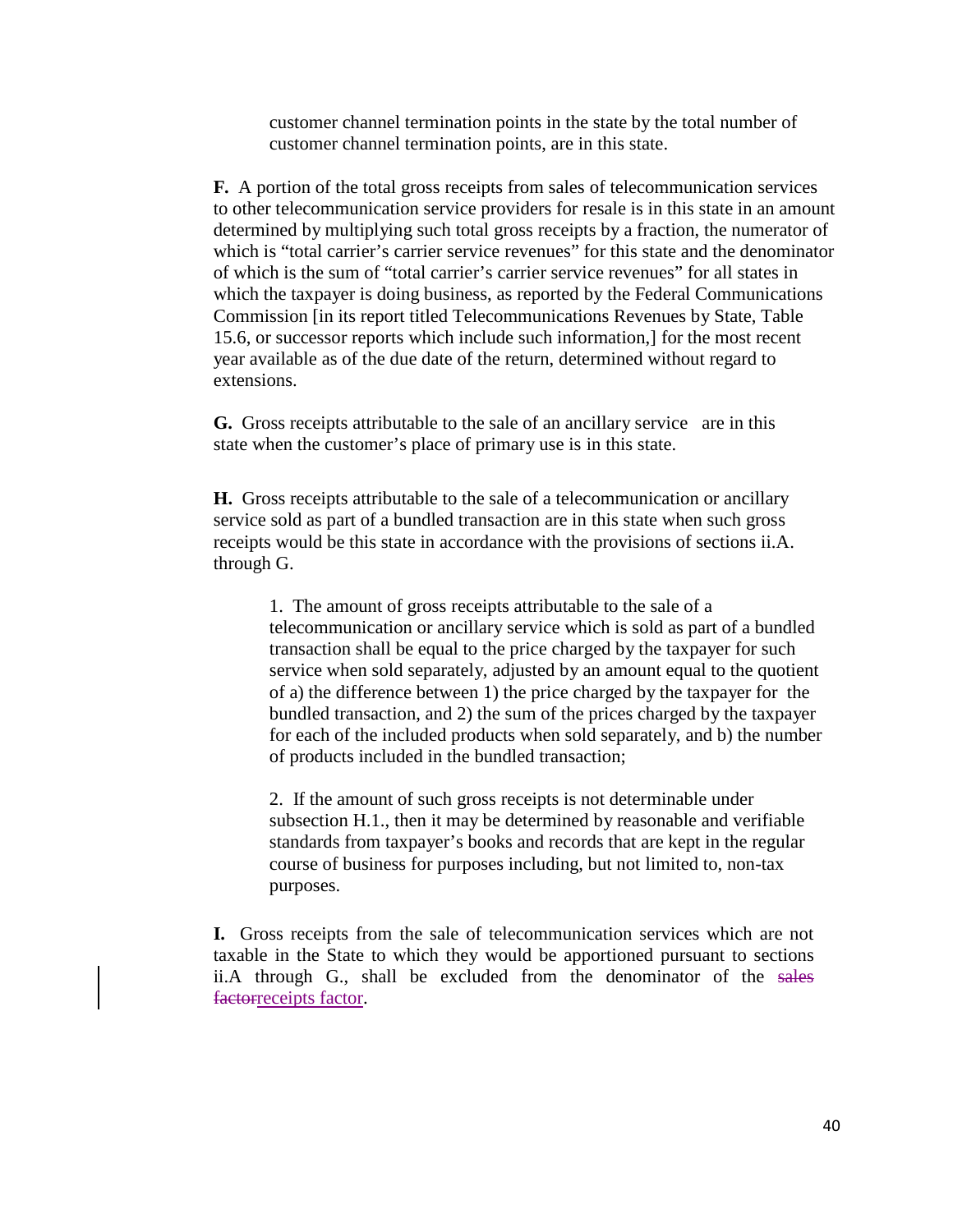customer channel termination points in the state by the total number of customer channel termination points, are in this state.

**F.** A portion of the total gross receipts from sales of telecommunication services to other telecommunication service providers for resale is in this state in an amount determined by multiplying such total gross receipts by a fraction, the numerator of which is "total carrier's carrier service revenues" for this state and the denominator of which is the sum of "total carrier's carrier service revenues" for all states in which the taxpayer is doing business, as reported by the Federal Communications Commission [in its report titled Telecommunications Revenues by State, Table 15.6, or successor reports which include such information,] for the most recent year available as of the due date of the return, determined without regard to extensions.

**G.** Gross receipts attributable to the sale of an ancillary service are in this state when the customer's place of primary use is in this state.

**H.** Gross receipts attributable to the sale of a telecommunication or ancillary service sold as part of a bundled transaction are in this state when such gross receipts would be this state in accordance with the provisions of sections ii.A. through G.

1. The amount of gross receipts attributable to the sale of a telecommunication or ancillary service which is sold as part of a bundled transaction shall be equal to the price charged by the taxpayer for such service when sold separately, adjusted by an amount equal to the quotient of a) the difference between 1) the price charged by the taxpayer for the bundled transaction, and 2) the sum of the prices charged by the taxpayer for each of the included products when sold separately, and b) the number of products included in the bundled transaction;

2. If the amount of such gross receipts is not determinable under subsection H.1., then it may be determined by reasonable and verifiable standards from taxpayer's books and records that are kept in the regular course of business for purposes including, but not limited to, non-tax purposes.

**I.** Gross receipts from the sale of telecommunication services which are not taxable in the State to which they would be apportioned pursuant to sections ii.A through G., shall be excluded from the denominator of the ~~sales factor~~receipts factor.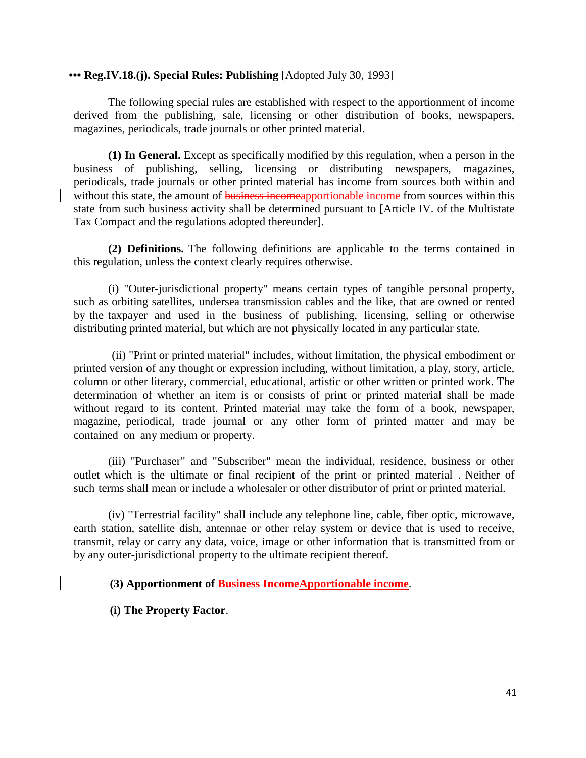**••• Reg.IV.18.(j). Special Rules: Publishing** [Adopted July 30, 1993]

The following special rules are established with respect to the apportionment of income derived from the publishing, sale, licensing or other distribution of books, newspapers, magazines, periodicals, trade journals or other printed material.

**(1) In General.** Except as specifically modified by this regulation, when a person in the business of publishing, selling, licensing or distributing newspapers, magazines, periodicals, trade journals or other printed material has income from sources both within and without this state, the amount of ~~business income~~apportionable income from sources within this state from such business activity shall be determined pursuant to [Article IV. of the Multistate Tax Compact and the regulations adopted thereunder].

**(2) Definitions.** The following definitions are applicable to the terms contained in this regulation, unless the context clearly requires otherwise.

(i) "Outer-jurisdictional property" means certain types of tangible personal property, such as orbiting satellites, undersea transmission cables and the like, that are owned or rented by the taxpayer and used in the business of publishing, licensing, selling or otherwise distributing printed material, but which are not physically located in any particular state.

(ii) "Print or printed material" includes, without limitation, the physical embodiment or printed version of any thought or expression including, without limitation, a play, story, article, column or other literary, commercial, educational, artistic or other written or printed work. The determination of whether an item is or consists of print or printed material shall be made without regard to its content. Printed material may take the form of a book, newspaper, magazine, periodical, trade journal or any other form of printed matter and may be contained on any medium or property.

(iii) "Purchaser" and "Subscriber" mean the individual, residence, business or other outlet which is the ultimate or final recipient of the print or printed material . Neither of such terms shall mean or include a wholesaler or other distributor of print or printed material.

(iv) "Terrestrial facility" shall include any telephone line, cable, fiber optic, microwave, earth station, satellite dish, antennae or other relay system or device that is used to receive, transmit, relay or carry any data, voice, image or other information that is transmitted from or by any outer-jurisdictional property to the ultimate recipient thereof.

**(3) Apportionment of ~~Business Income~~Apportionable income.**

**(i) The Property Factor.**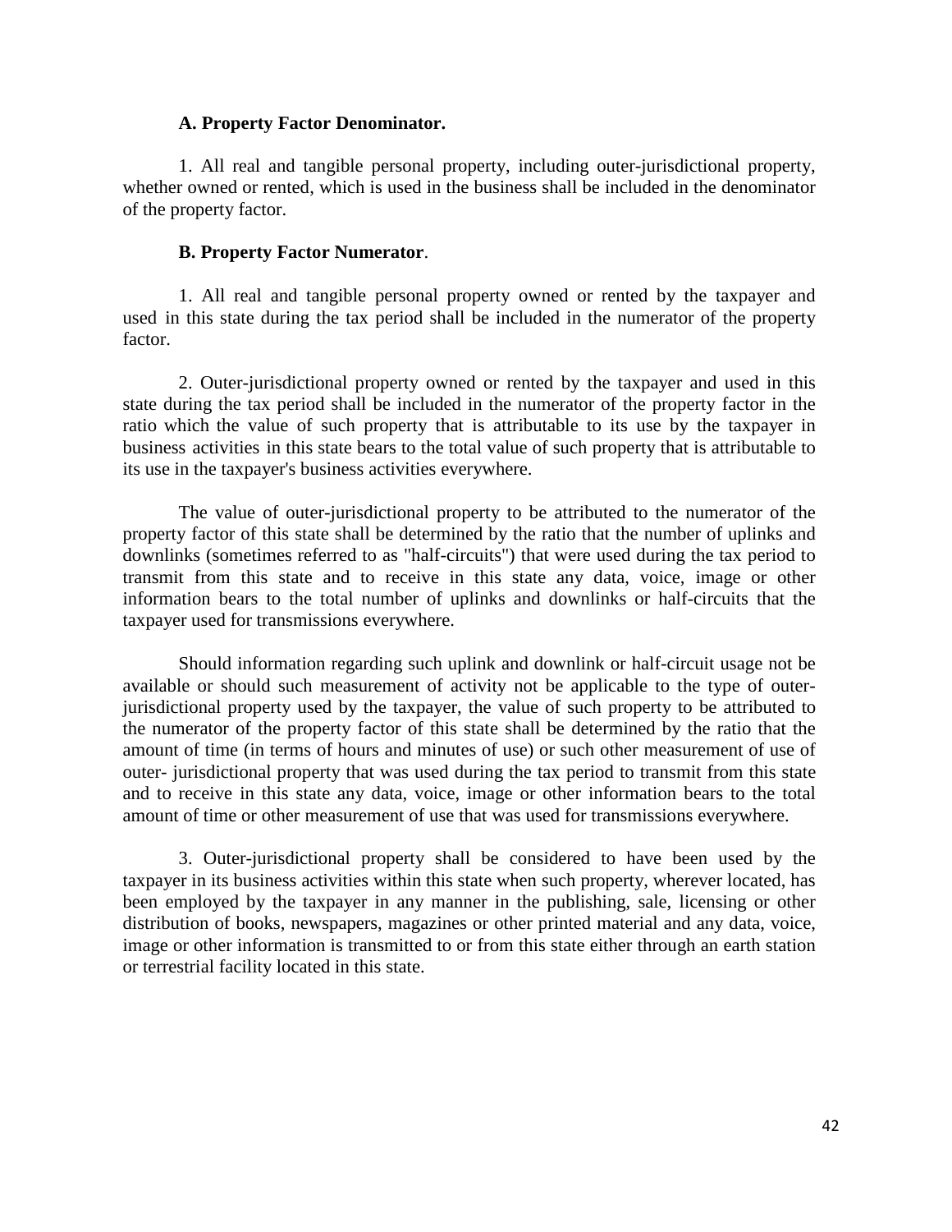**A. Property Factor Denominator.**

1. All real and tangible personal property, including outer-jurisdictional property, whether owned or rented, which is used in the business shall be included in the denominator of the property factor.

**B. Property Factor Numerator**.

1. All real and tangible personal property owned or rented by the taxpayer and used in this state during the tax period shall be included in the numerator of the property factor.

2. Outer-jurisdictional property owned or rented by the taxpayer and used in this state during the tax period shall be included in the numerator of the property factor in the ratio which the value of such property that is attributable to its use by the taxpayer in business activities in this state bears to the total value of such property that is attributable to its use in the taxpayer's business activities everywhere.

The value of outer-jurisdictional property to be attributed to the numerator of the property factor of this state shall be determined by the ratio that the number of uplinks and downlinks (sometimes referred to as "half-circuits") that were used during the tax period to transmit from this state and to receive in this state any data, voice, image or other information bears to the total number of uplinks and downlinks or half-circuits that the taxpayer used for transmissions everywhere.

Should information regarding such uplink and downlink or half-circuit usage not be available or should such measurement of activity not be applicable to the type of outer-jurisdictional property used by the taxpayer, the value of such property to be attributed to the numerator of the property factor of this state shall be determined by the ratio that the amount of time (in terms of hours and minutes of use) or such other measurement of use of outer- jurisdictional property that was used during the tax period to transmit from this state and to receive in this state any data, voice, image or other information bears to the total amount of time or other measurement of use that was used for transmissions everywhere.

3. Outer-jurisdictional property shall be considered to have been used by the taxpayer in its business activities within this state when such property, wherever located, has been employed by the taxpayer in any manner in the publishing, sale, licensing or other distribution of books, newspapers, magazines or other printed material and any data, voice, image or other information is transmitted to or from this state either through an earth station or terrestrial facility located in this state.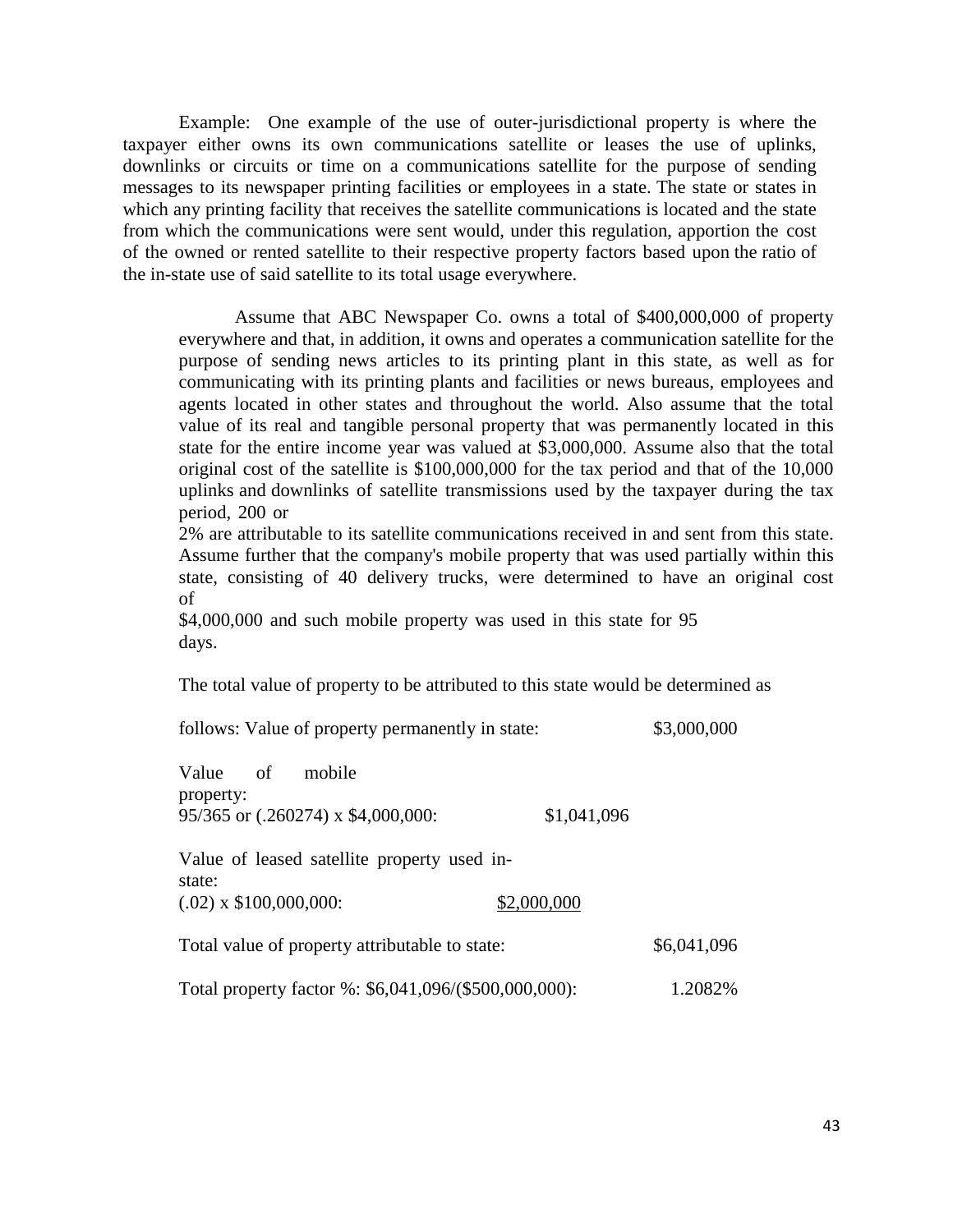Example: One example of the use of outer-jurisdictional property is where the taxpayer either owns its own communications satellite or leases the use of uplinks, downlinks or circuits or time on a communications satellite for the purpose of sending messages to its newspaper printing facilities or employees in a state. The state or states in which any printing facility that receives the satellite communications is located and the state from which the communications were sent would, under this regulation, apportion the cost of the owned or rented satellite to their respective property factors based upon the ratio of the in-state use of said satellite to its total usage everywhere.

> Assume that ABC Newspaper Co. owns a total of $400,000,000 of property everywhere and that, in addition, it owns and operates a communication satellite for the purpose of sending news articles to its printing plant in this state, as well as for communicating with its printing plants and facilities or news bureaus, employees and agents located in other states and throughout the world. Also assume that the total value of its real and tangible personal property that was permanently located in this state for the entire income year was valued at $3,000,000. Assume also that the total original cost of the satellite is $100,000,000 for the tax period and that of the 10,000 uplinks and downlinks of satellite transmissions used by the taxpayer during the tax period, 200 or 2% are attributable to its satellite communications received in and sent from this state. Assume further that the company's mobile property that was used partially within this state, consisting of 40 delivery trucks, were determined to have an original cost of $4,000,000 and such mobile property was used in this state for 95 days.
>
> The total value of property to be attributed to this state would be determined as follows:

| | | |
|---|---|---|
| Value of property permanently in state: | | $3,000,000 |
| Value of mobile property: 95/365 or (.260274) x $4,000,000: | $1,041,096 | |
| Value of leased satellite property used in-state: (.02) x $100,000,000: | <u>$2,000,000</u> | |
| Total value of property attributable to state: | | $6,041,096 |
| Total property factor %: $6,041,096/($500,000,000): | | 1.2082% |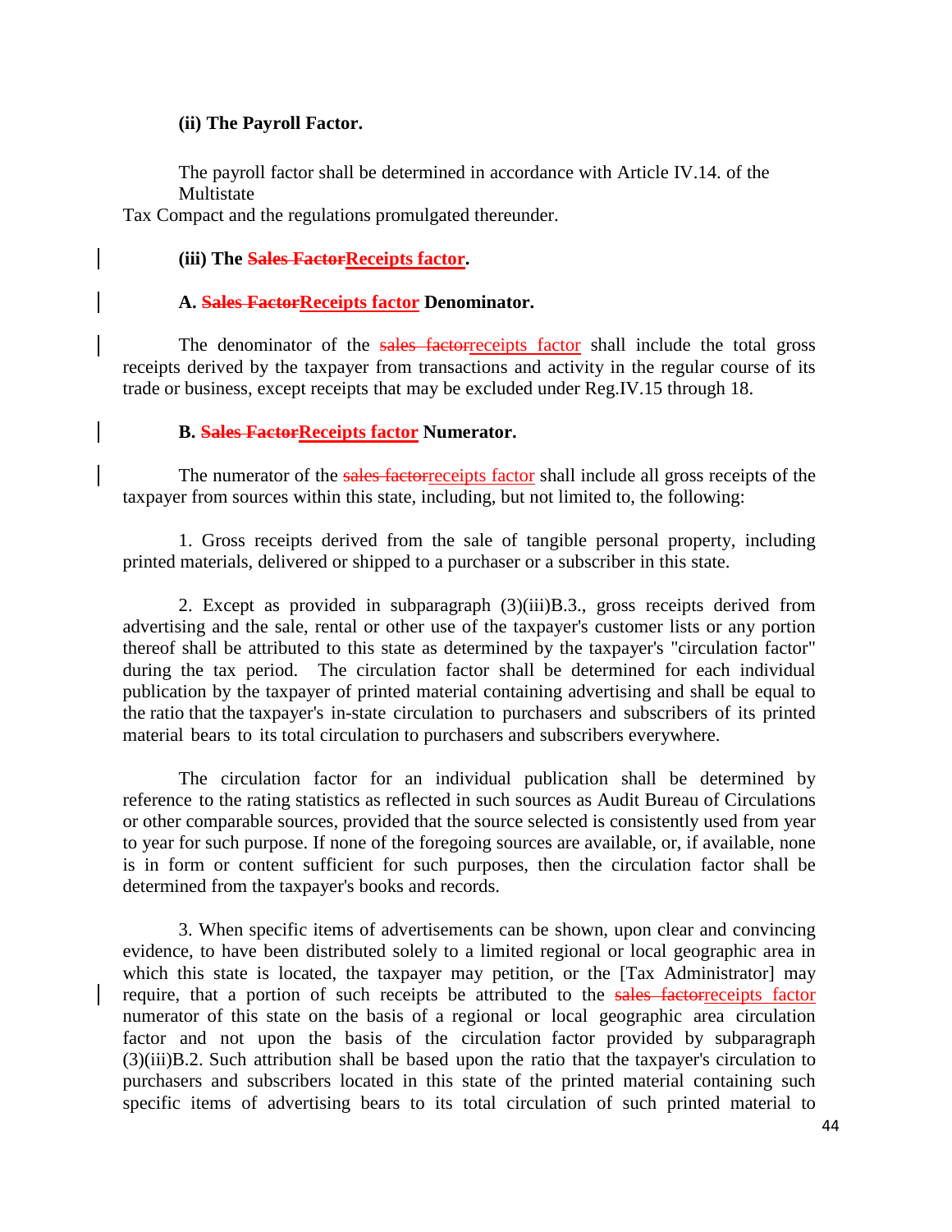**(ii) The Payroll Factor.**

The payroll factor shall be determined in accordance with Article IV.14. of the Multistate Tax Compact and the regulations promulgated thereunder.

**(iii) The ~~Sales Factor~~Receipts factor.**

**A. ~~Sales Factor~~Receipts factor Denominator.**

The denominator of the ~~sales factor~~receipts factor shall include the total gross receipts derived by the taxpayer from transactions and activity in the regular course of its trade or business, except receipts that may be excluded under Reg.IV.15 through 18.

**B. ~~Sales Factor~~Receipts factor Numerator.**

The numerator of the ~~sales factor~~receipts factor shall include all gross receipts of the taxpayer from sources within this state, including, but not limited to, the following:

1. Gross receipts derived from the sale of tangible personal property, including printed materials, delivered or shipped to a purchaser or a subscriber in this state.

2. Except as provided in subparagraph (3)(iii)B.3., gross receipts derived from advertising and the sale, rental or other use of the taxpayer's customer lists or any portion thereof shall be attributed to this state as determined by the taxpayer's "circulation factor" during the tax period. The circulation factor shall be determined for each individual publication by the taxpayer of printed material containing advertising and shall be equal to the ratio that the taxpayer's in-state circulation to purchasers and subscribers of its printed material bears to its total circulation to purchasers and subscribers everywhere.

The circulation factor for an individual publication shall be determined by reference to the rating statistics as reflected in such sources as Audit Bureau of Circulations or other comparable sources, provided that the source selected is consistently used from year to year for such purpose. If none of the foregoing sources are available, or, if available, none is in form or content sufficient for such purposes, then the circulation factor shall be determined from the taxpayer's books and records.

3. When specific items of advertisements can be shown, upon clear and convincing evidence, to have been distributed solely to a limited regional or local geographic area in which this state is located, the taxpayer may petition, or the [Tax Administrator] may require, that a portion of such receipts be attributed to the ~~sales factor~~receipts factor numerator of this state on the basis of a regional or local geographic area circulation factor and not upon the basis of the circulation factor provided by subparagraph (3)(iii)B.2. Such attribution shall be based upon the ratio that the taxpayer's circulation to purchasers and subscribers located in this state of the printed material containing such specific items of advertising bears to its total circulation of such printed material to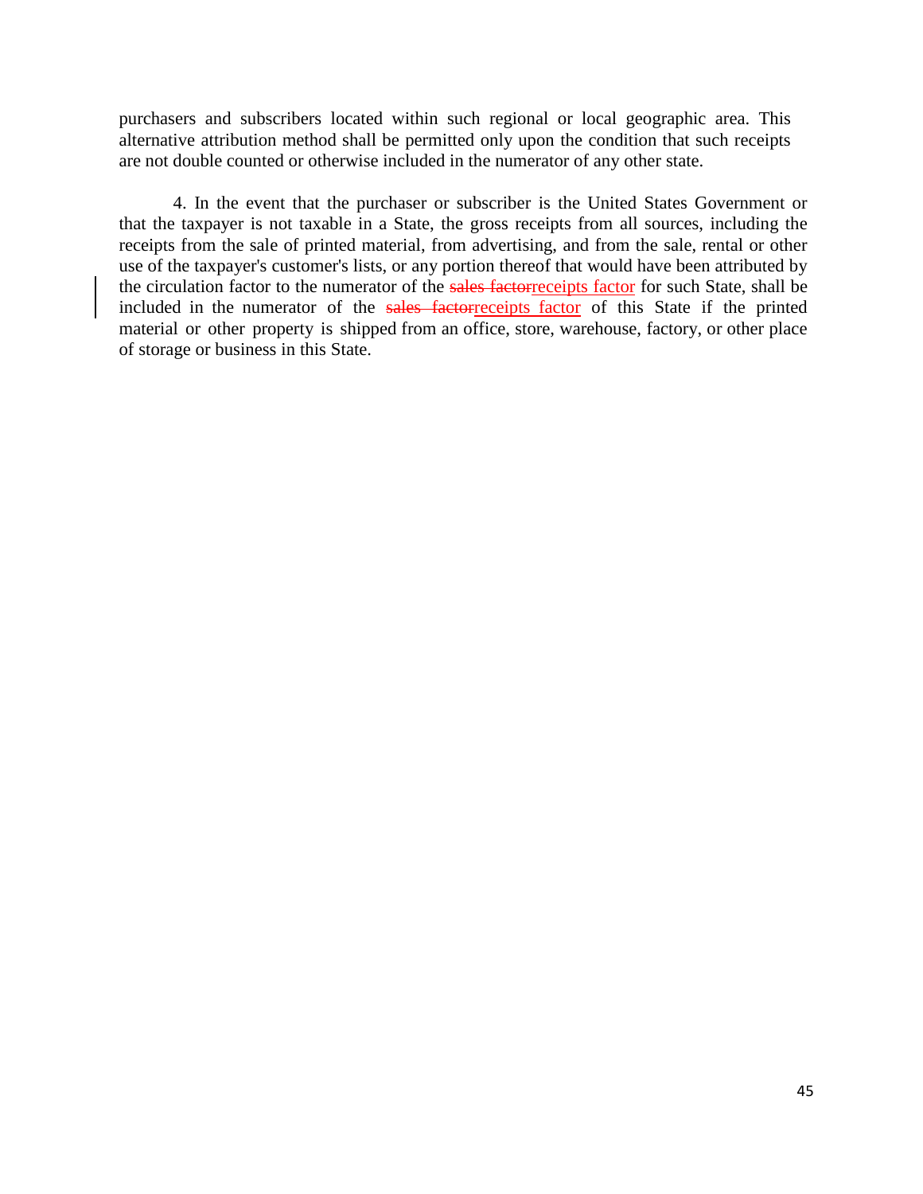purchasers and subscribers located within such regional or local geographic area. This alternative attribution method shall be permitted only upon the condition that such receipts are not double counted or otherwise included in the numerator of any other state.

4. In the event that the purchaser or subscriber is the United States Government or that the taxpayer is not taxable in a State, the gross receipts from all sources, including the receipts from the sale of printed material, from advertising, and from the sale, rental or other use of the taxpayer's customer's lists, or any portion thereof that would have been attributed by the circulation factor to the numerator of the ~~sales factor~~receipts factor for such State, shall be included in the numerator of the ~~sales factor~~receipts factor of this State if the printed material or other property is shipped from an office, store, warehouse, factory, or other place of storage or business in this State.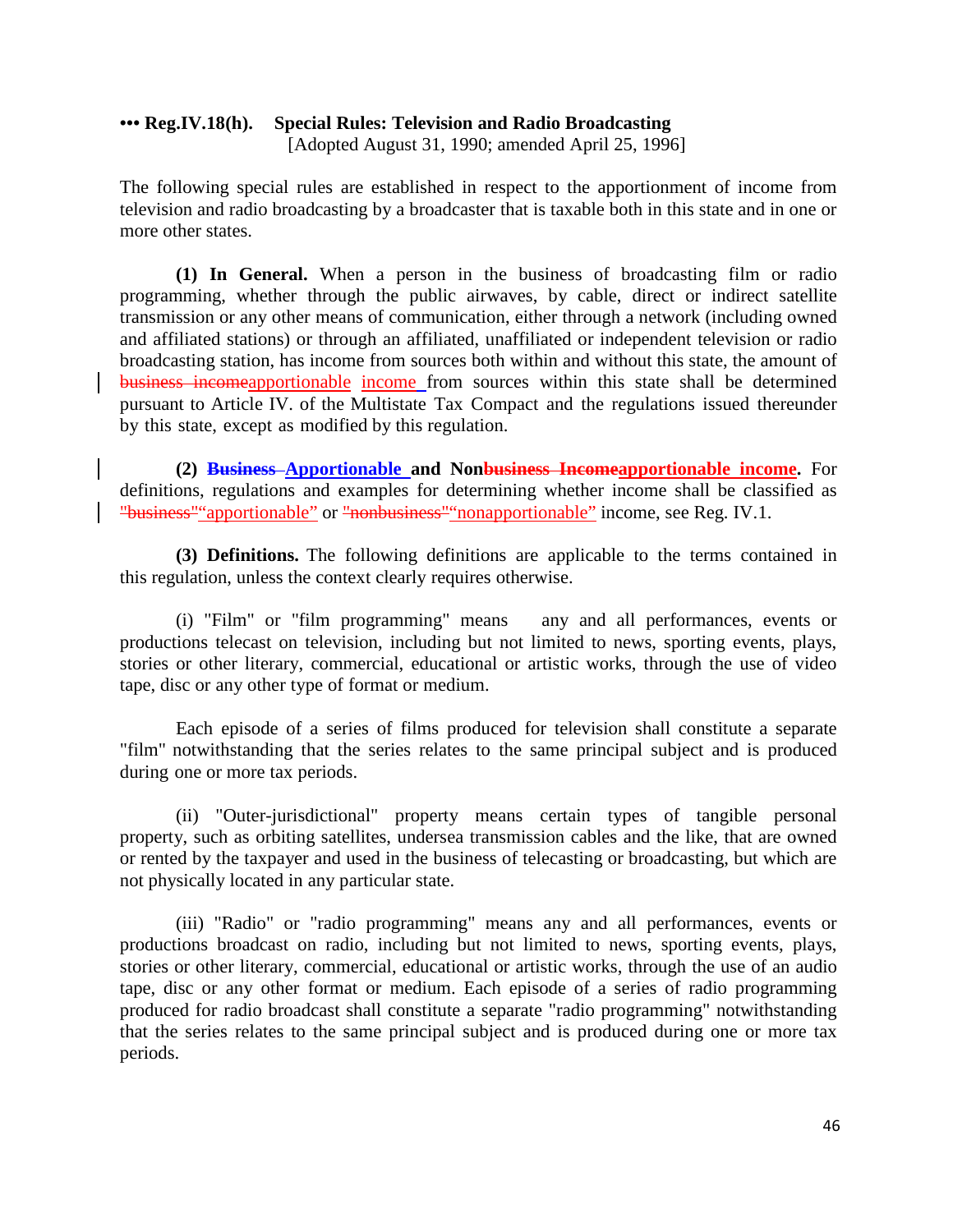**••• Reg.IV.18(h). Special Rules: Television and Radio Broadcasting**
[Adopted August 31, 1990; amended April 25, 1996]

The following special rules are established in respect to the apportionment of income from television and radio broadcasting by a broadcaster that is taxable both in this state and in one or more other states.

**(1) In General.** When a person in the business of broadcasting film or radio programming, whether through the public airwaves, by cable, direct or indirect satellite transmission or any other means of communication, either through a network (including owned and affiliated stations) or through an affiliated, unaffiliated or independent television or radio broadcasting station, has income from sources both within and without this state, the amount of ~~business income~~apportionable income from sources within this state shall be determined pursuant to Article IV. of the Multistate Tax Compact and the regulations issued thereunder by this state, except as modified by this regulation.

**(2) ~~Business~~ Apportionable and Non~~business Income~~apportionable income.** For definitions, regulations and examples for determining whether income shall be classified as ~~"business"~~"apportionable" or ~~"nonbusiness"~~"nonapportionable" income, see Reg. IV.1.

**(3) Definitions.** The following definitions are applicable to the terms contained in this regulation, unless the context clearly requires otherwise.

(i) "Film" or "film programming" means any and all performances, events or productions telecast on television, including but not limited to news, sporting events, plays, stories or other literary, commercial, educational or artistic works, through the use of video tape, disc or any other type of format or medium.

Each episode of a series of films produced for television shall constitute a separate "film" notwithstanding that the series relates to the same principal subject and is produced during one or more tax periods.

(ii) "Outer-jurisdictional" property means certain types of tangible personal property, such as orbiting satellites, undersea transmission cables and the like, that are owned or rented by the taxpayer and used in the business of telecasting or broadcasting, but which are not physically located in any particular state.

(iii) "Radio" or "radio programming" means any and all performances, events or productions broadcast on radio, including but not limited to news, sporting events, plays, stories or other literary, commercial, educational or artistic works, through the use of an audio tape, disc or any other format or medium. Each episode of a series of radio programming produced for radio broadcast shall constitute a separate "radio programming" notwithstanding that the series relates to the same principal subject and is produced during one or more tax periods.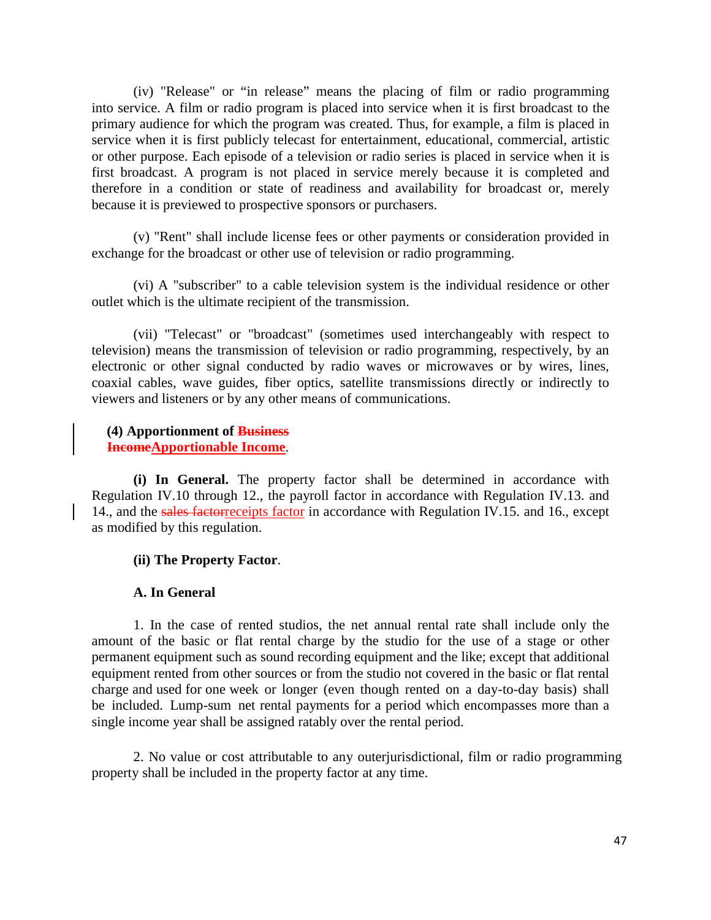(iv) "Release" or "in release" means the placing of film or radio programming into service. A film or radio program is placed into service when it is first broadcast to the primary audience for which the program was created. Thus, for example, a film is placed in service when it is first publicly telecast for entertainment, educational, commercial, artistic or other purpose. Each episode of a television or radio series is placed in service when it is first broadcast. A program is not placed in service merely because it is completed and therefore in a condition or state of readiness and availability for broadcast or, merely because it is previewed to prospective sponsors or purchasers.

(v) "Rent" shall include license fees or other payments or consideration provided in exchange for the broadcast or other use of television or radio programming.

(vi) A "subscriber" to a cable television system is the individual residence or other outlet which is the ultimate recipient of the transmission.

(vii) "Telecast" or "broadcast" (sometimes used interchangeably with respect to television) means the transmission of television or radio programming, respectively, by an electronic or other signal conducted by radio waves or microwaves or by wires, lines, coaxial cables, wave guides, fiber optics, satellite transmissions directly or indirectly to viewers and listeners or by any other means of communications.

**(4) Apportionment of ~~Business Income~~Apportionable Income**.

**(i) In General.** The property factor shall be determined in accordance with Regulation IV.10 through 12., the payroll factor in accordance with Regulation IV.13. and 14., and the ~~sales factor~~receipts factor in accordance with Regulation IV.15. and 16., except as modified by this regulation.

**(ii) The Property Factor**.

**A. In General**

1. In the case of rented studios, the net annual rental rate shall include only the amount of the basic or flat rental charge by the studio for the use of a stage or other permanent equipment such as sound recording equipment and the like; except that additional equipment rented from other sources or from the studio not covered in the basic or flat rental charge and used for one week or longer (even though rented on a day-to-day basis) shall be included. Lump-sum net rental payments for a period which encompasses more than a single income year shall be assigned ratably over the rental period.

2. No value or cost attributable to any outerjurisdictional, film or radio programming property shall be included in the property factor at any time.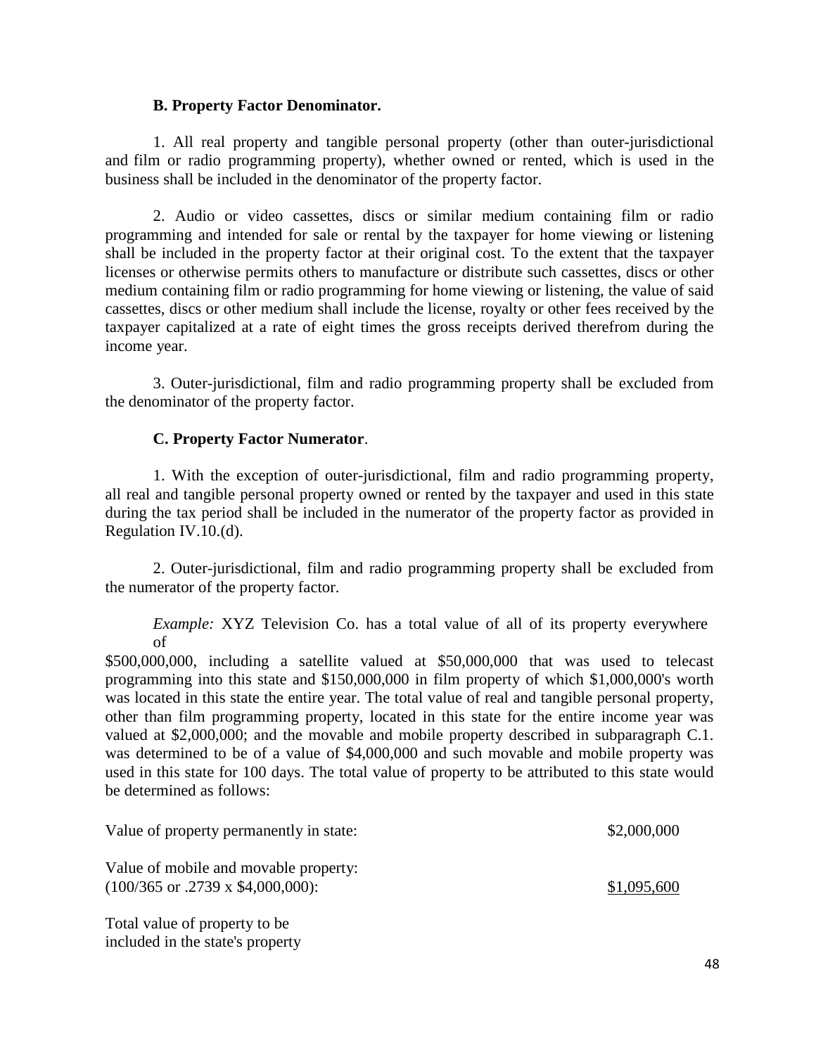**B. Property Factor Denominator.**

1. All real property and tangible personal property (other than outer-jurisdictional and film or radio programming property), whether owned or rented, which is used in the business shall be included in the denominator of the property factor.

2. Audio or video cassettes, discs or similar medium containing film or radio programming and intended for sale or rental by the taxpayer for home viewing or listening shall be included in the property factor at their original cost. To the extent that the taxpayer licenses or otherwise permits others to manufacture or distribute such cassettes, discs or other medium containing film or radio programming for home viewing or listening, the value of said cassettes, discs or other medium shall include the license, royalty or other fees received by the taxpayer capitalized at a rate of eight times the gross receipts derived therefrom during the income year.

3. Outer-jurisdictional, film and radio programming property shall be excluded from the denominator of the property factor.

**C. Property Factor Numerator**.

1. With the exception of outer-jurisdictional, film and radio programming property, all real and tangible personal property owned or rented by the taxpayer and used in this state during the tax period shall be included in the numerator of the property factor as provided in Regulation IV.10.(d).

2. Outer-jurisdictional, film and radio programming property shall be excluded from the numerator of the property factor.

*Example:* XYZ Television Co. has a total value of all of its property everywhere of $500,000,000, including a satellite valued at $50,000,000 that was used to telecast programming into this state and $150,000,000 in film property of which $1,000,000's worth was located in this state the entire year. The total value of real and tangible personal property, other than film programming property, located in this state for the entire income year was valued at $2,000,000; and the movable and mobile property described in subparagraph C.1. was determined to be of a value of $4,000,000 and such movable and mobile property was used in this state for 100 days. The total value of property to be attributed to this state would be determined as follows:

| | |
|---|---|
| Value of property permanently in state: | $2,000,000 |
| Value of mobile and movable property: (100/365 or .2739 x $4,000,000): | $1,095,600 |

Total value of property to be included in the state's property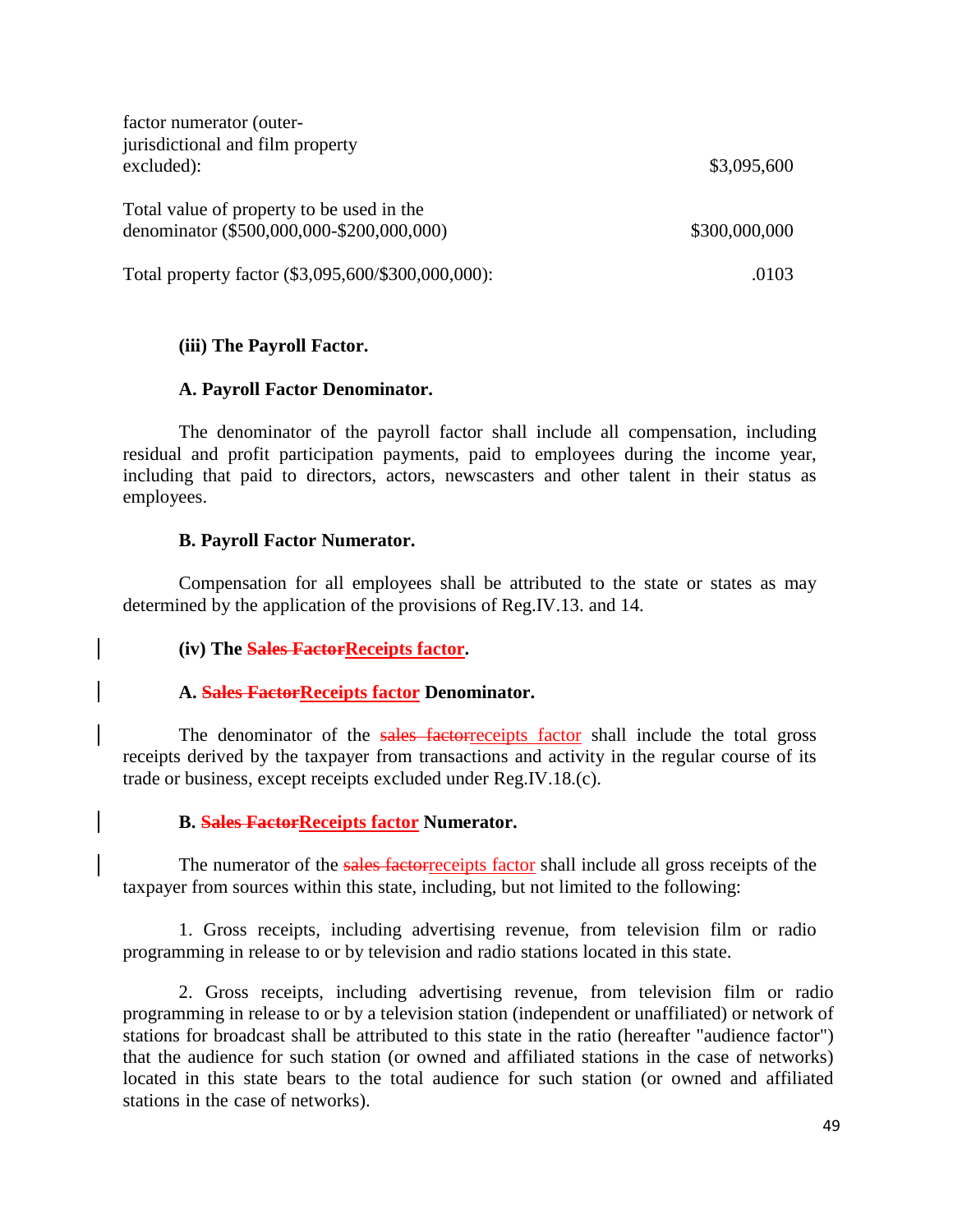factor numerator (outer-jurisdictional and film property excluded): $3,095,600

Total value of property to be used in the denominator ($500,000,000-$200,000,000) $300,000,000

Total property factor ($3,095,600/$300,000,000): .0103

**(iii) The Payroll Factor.**

**A. Payroll Factor Denominator.**

The denominator of the payroll factor shall include all compensation, including residual and profit participation payments, paid to employees during the income year, including that paid to directors, actors, newscasters and other talent in their status as employees.

**B. Payroll Factor Numerator.**

Compensation for all employees shall be attributed to the state or states as may determined by the application of the provisions of Reg.IV.13. and 14.

**(iv) The ~~Sales Factor~~Receipts factor.**

**A. ~~Sales Factor~~Receipts factor Denominator.**

The denominator of the ~~sales factor~~receipts factor shall include the total gross receipts derived by the taxpayer from transactions and activity in the regular course of its trade or business, except receipts excluded under Reg.IV.18.(c).

**B. ~~Sales Factor~~Receipts factor Numerator.**

The numerator of the ~~sales factor~~receipts factor shall include all gross receipts of the taxpayer from sources within this state, including, but not limited to the following:

1. Gross receipts, including advertising revenue, from television film or radio programming in release to or by television and radio stations located in this state.

2. Gross receipts, including advertising revenue, from television film or radio programming in release to or by a television station (independent or unaffiliated) or network of stations for broadcast shall be attributed to this state in the ratio (hereafter "audience factor") that the audience for such station (or owned and affiliated stations in the case of networks) located in this state bears to the total audience for such station (or owned and affiliated stations in the case of networks).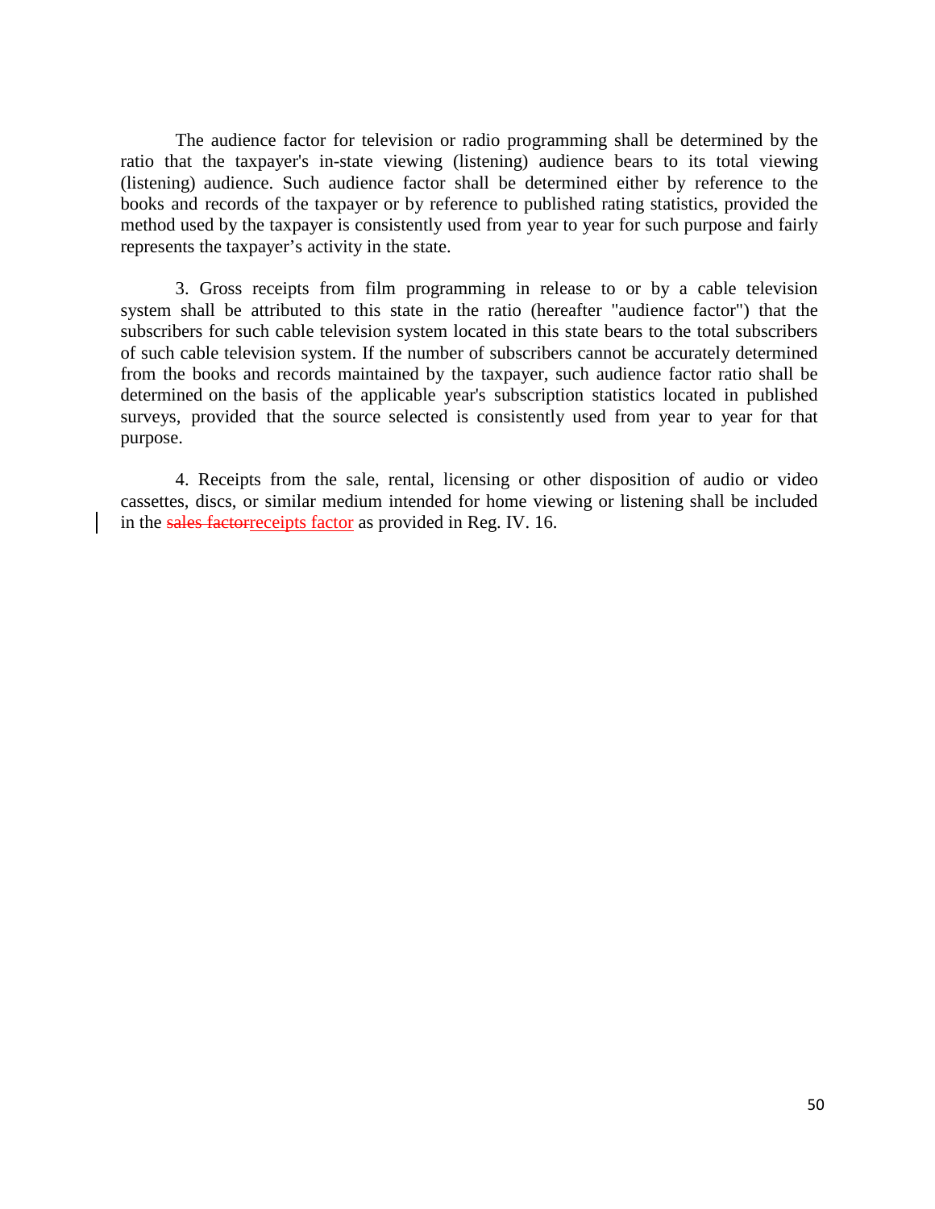The audience factor for television or radio programming shall be determined by the ratio that the taxpayer's in-state viewing (listening) audience bears to its total viewing (listening) audience. Such audience factor shall be determined either by reference to the books and records of the taxpayer or by reference to published rating statistics, provided the method used by the taxpayer is consistently used from year to year for such purpose and fairly represents the taxpayer's activity in the state.

3. Gross receipts from film programming in release to or by a cable television system shall be attributed to this state in the ratio (hereafter "audience factor") that the subscribers for such cable television system located in this state bears to the total subscribers of such cable television system. If the number of subscribers cannot be accurately determined from the books and records maintained by the taxpayer, such audience factor ratio shall be determined on the basis of the applicable year's subscription statistics located in published surveys, provided that the source selected is consistently used from year to year for that purpose.

4. Receipts from the sale, rental, licensing or other disposition of audio or video cassettes, discs, or similar medium intended for home viewing or listening shall be included in the ~~sales factor~~receipts factor as provided in Reg. IV. 16.